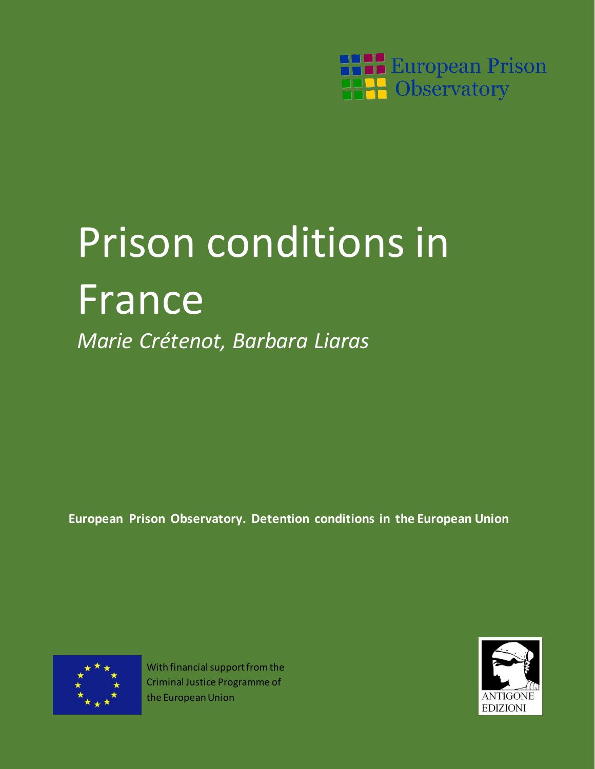European Prison Observatory

# Prison conditions in France

*Marie Crétenot, Barbara Liaras*

**European Prison Observatory. Detention conditions in the European Union**

With financial support from the Criminal Justice Programme of the European Union

ANTIGONE EDIZIONI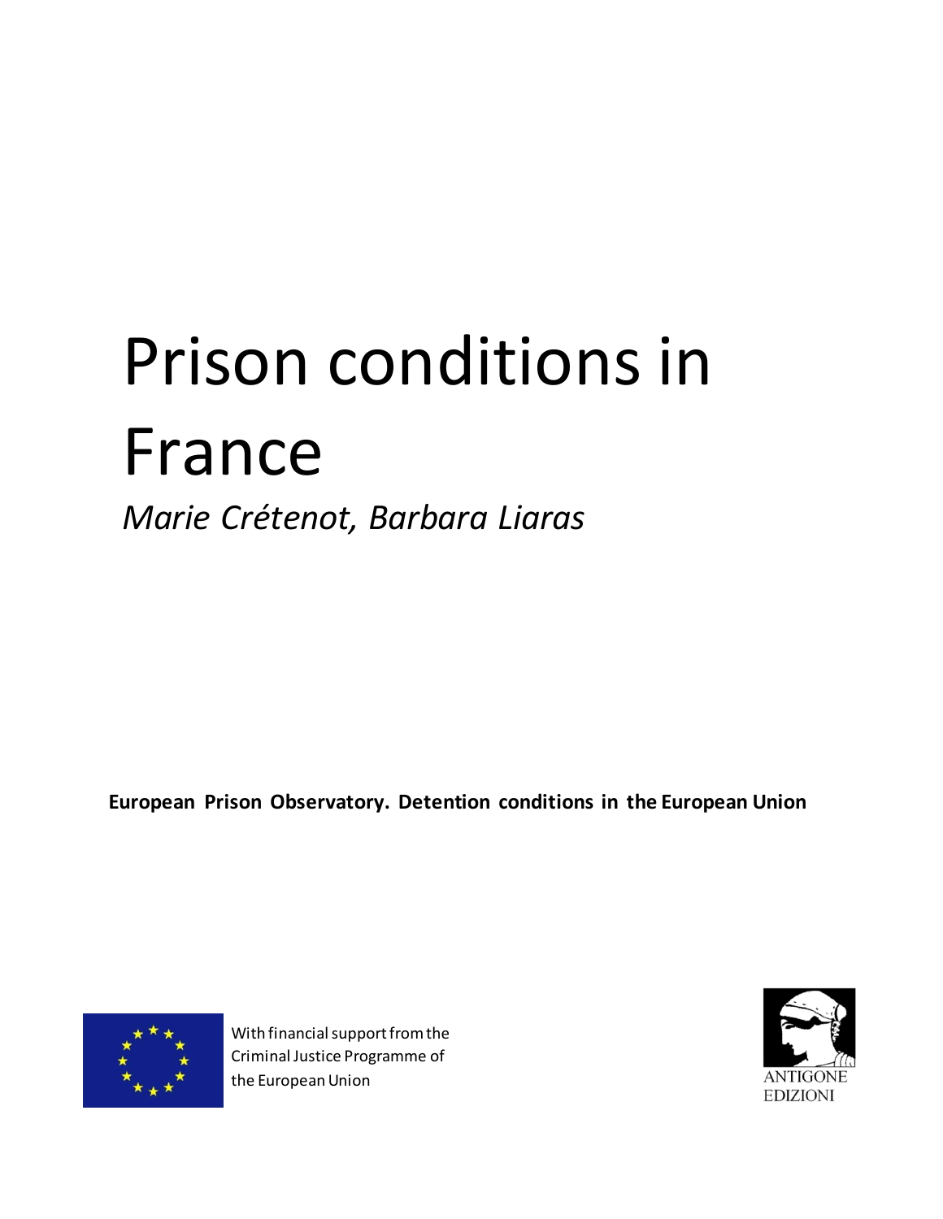# Prison conditions in France

*Marie Crétenot, Barbara Liaras*

**European Prison Observatory. Detention conditions in the European Union**

With financial support from the Criminal Justice Programme of the European Union

ANTIGONE EDIZIONI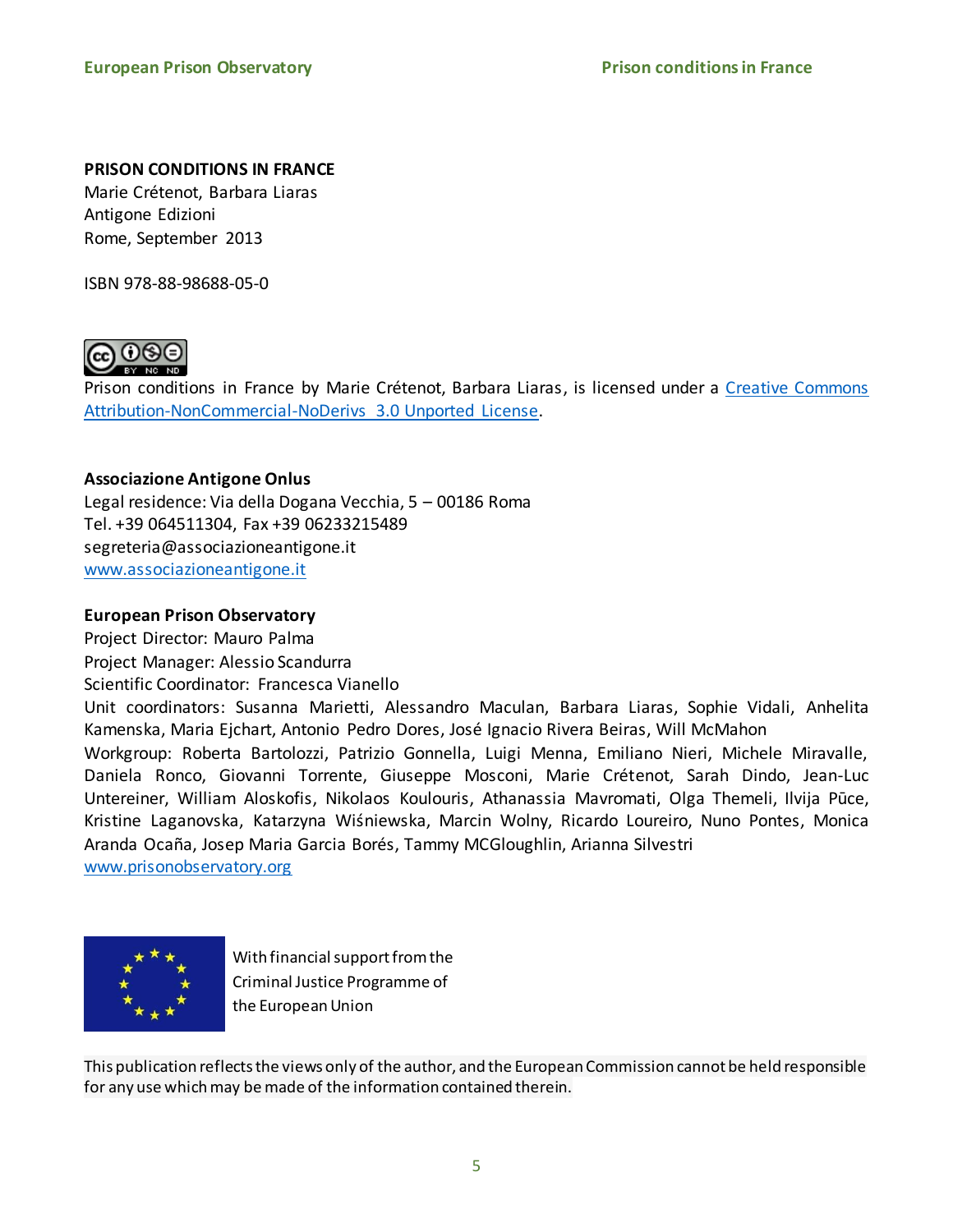**PRISON CONDITIONS IN FRANCE**
Marie Crétenot, Barbara Liaras
Antigone Edizioni
Rome, September 2013

ISBN 978-88-98688-05-0

Prison conditions in France by Marie Crétenot, Barbara Liaras, is licensed under a Creative Commons Attribution-NonCommercial-NoDerivs 3.0 Unported License.

**Associazione Antigone Onlus**
Legal residence: Via della Dogana Vecchia, 5 – 00186 Roma
Tel. +39 064511304, Fax +39 06233215489
segreteria@associazioneantigone.it
www.associazioneantigone.it

**European Prison Observatory**
Project Director: Mauro Palma
Project Manager: Alessio Scandurra
Scientific Coordinator: Francesca Vianello
Unit coordinators: Susanna Marietti, Alessandro Maculan, Barbara Liaras, Sophie Vidali, Anhelita Kamenska, Maria Ejchart, Antonio Pedro Dores, José Ignacio Rivera Beiras, Will McMahon
Workgroup: Roberta Bartolozzi, Patrizio Gonnella, Luigi Menna, Emiliano Nieri, Michele Miravalle, Daniela Ronco, Giovanni Torrente, Giuseppe Mosconi, Marie Crétenot, Sarah Dindo, Jean-Luc Untereiner, William Aloskofis, Nikolaos Koulouris, Athanassia Mavromati, Olga Themeli, Ilvija Pūce, Kristine Laganovska, Katarzyna Wiśniewska, Marcin Wolny, Ricardo Loureiro, Nuno Pontes, Monica Aranda Ocaña, Josep Maria Garcia Borés, Tammy MCGloughlin, Arianna Silvestri
www.prisonobservatory.org

With financial support from the Criminal Justice Programme of the European Union

This publication reflects the views only of the author, and the European Commission cannot be held responsible for any use which may be made of the information contained therein.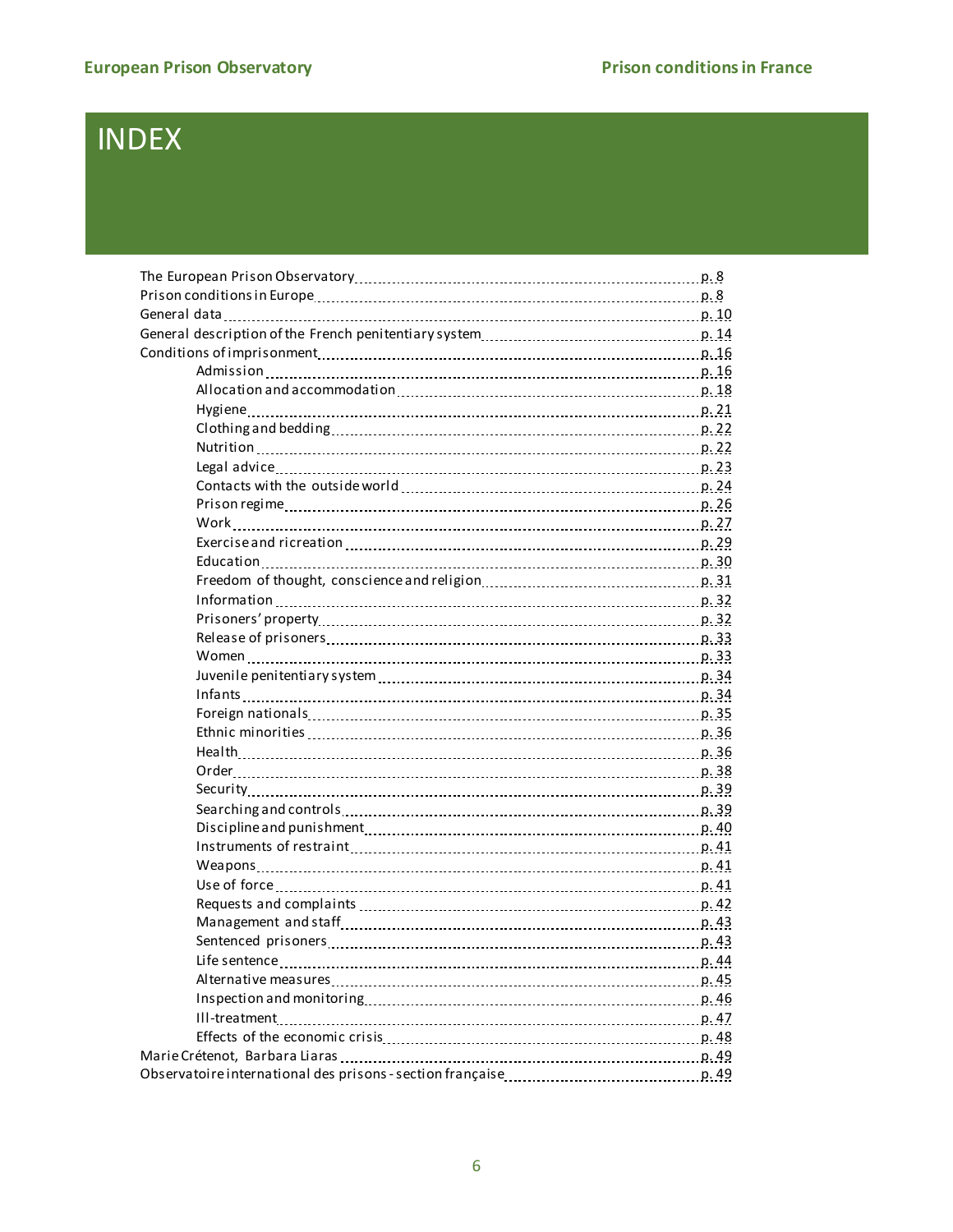# INDEX

- The European Prison Observatory ........ p. 8
- Prison conditions in Europe ........ p. 8
- General data ........ p. 10
- General description of the French penitentiary system ........ p. 14
- Conditions of imprisonment ........ p. 16
  - Admission ........ p. 16
  - Allocation and accommodation ........ p. 18
  - Hygiene ........ p. 21
  - Clothing and bedding ........ p. 22
  - Nutrition ........ p. 22
  - Legal advice ........ p. 23
  - Contacts with the outside world ........ p. 24
  - Prison regime ........ p. 26
  - Work ........ p. 27
  - Exercise and ricreation ........ p. 29
  - Education ........ p. 30
  - Freedom of thought, conscience and religion ........ p. 31
  - Information ........ p. 32
  - Prisoners' property ........ p. 32
  - Release of prisoners ........ p. 33
  - Women ........ p. 33
  - Juvenile penitentiary system ........ p. 34
  - Infants ........ p. 34
  - Foreign nationals ........ p. 35
  - Ethnic minorities ........ p. 36
  - Health ........ p. 36
  - Order ........ p. 38
  - Security ........ p. 39
  - Searching and controls ........ p. 39
  - Discipline and punishment ........ p. 40
  - Instruments of restraint ........ p. 41
  - Weapons ........ p. 41
  - Use of force ........ p. 41
  - Requests and complaints ........ p. 42
  - Management and staff ........ p. 43
  - Sentenced prisoners ........ p. 43
  - Life sentence ........ p. 44
  - Alternative measures ........ p. 45
  - Inspection and monitoring ........ p. 46
  - Ill-treatment ........ p. 47
  - Effects of the economic crisis ........ p. 48
- Marie Crétenot, Barbara Liaras ........ p. 49
- Observatoire international des prisons - section française ........ p. 49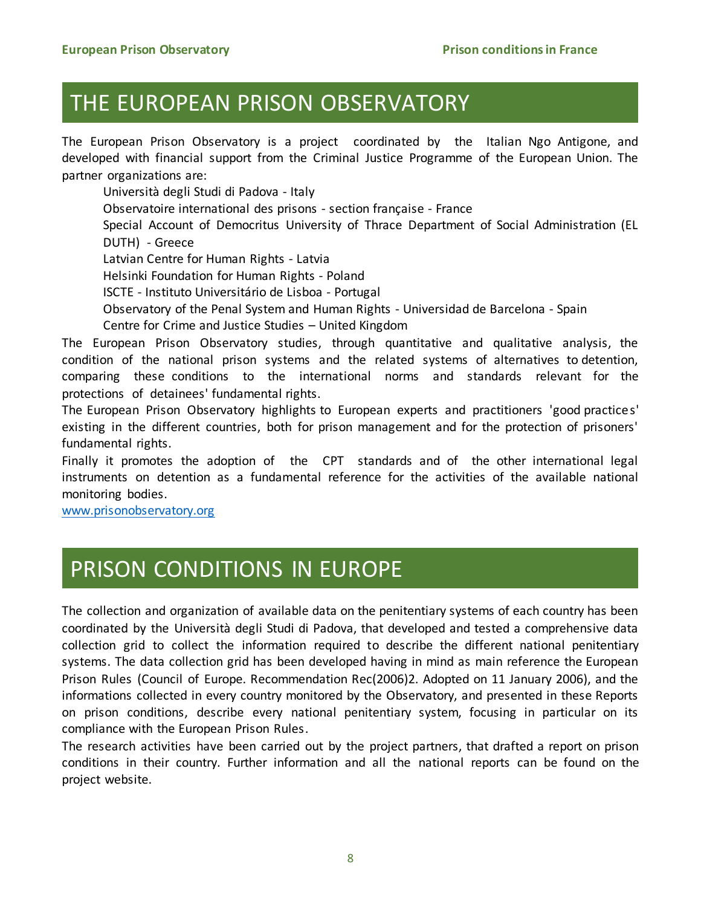# THE EUROPEAN PRISON OBSERVATORY

The European Prison Observatory is a project coordinated by the Italian Ngo Antigone, and developed with financial support from the Criminal Justice Programme of the European Union. The partner organizations are:

- Università degli Studi di Padova - Italy
- Observatoire international des prisons - section française - France
- Special Account of Democritus University of Thrace Department of Social Administration (EL DUTH) - Greece
- Latvian Centre for Human Rights - Latvia
- Helsinki Foundation for Human Rights - Poland
- ISCTE - Instituto Universitário de Lisboa - Portugal
- Observatory of the Penal System and Human Rights - Universidad de Barcelona - Spain
- Centre for Crime and Justice Studies – United Kingdom

The European Prison Observatory studies, through quantitative and qualitative analysis, the condition of the national prison systems and the related systems of alternatives to detention, comparing these conditions to the international norms and standards relevant for the protections of detainees' fundamental rights.

The European Prison Observatory highlights to European experts and practitioners 'good practices' existing in the different countries, both for prison management and for the protection of prisoners' fundamental rights.

Finally it promotes the adoption of the CPT standards and of the other international legal instruments on detention as a fundamental reference for the activities of the available national monitoring bodies.

www.prisonobservatory.org

# PRISON CONDITIONS IN EUROPE

The collection and organization of available data on the penitentiary systems of each country has been coordinated by the Università degli Studi di Padova, that developed and tested a comprehensive data collection grid to collect the information required to describe the different national penitentiary systems. The data collection grid has been developed having in mind as main reference the European Prison Rules (Council of Europe. Recommendation Rec(2006)2. Adopted on 11 January 2006), and the informations collected in every country monitored by the Observatory, and presented in these Reports on prison conditions, describe every national penitentiary system, focusing in particular on its compliance with the European Prison Rules.

The research activities have been carried out by the project partners, that drafted a report on prison conditions in their country. Further information and all the national reports can be found on the project website.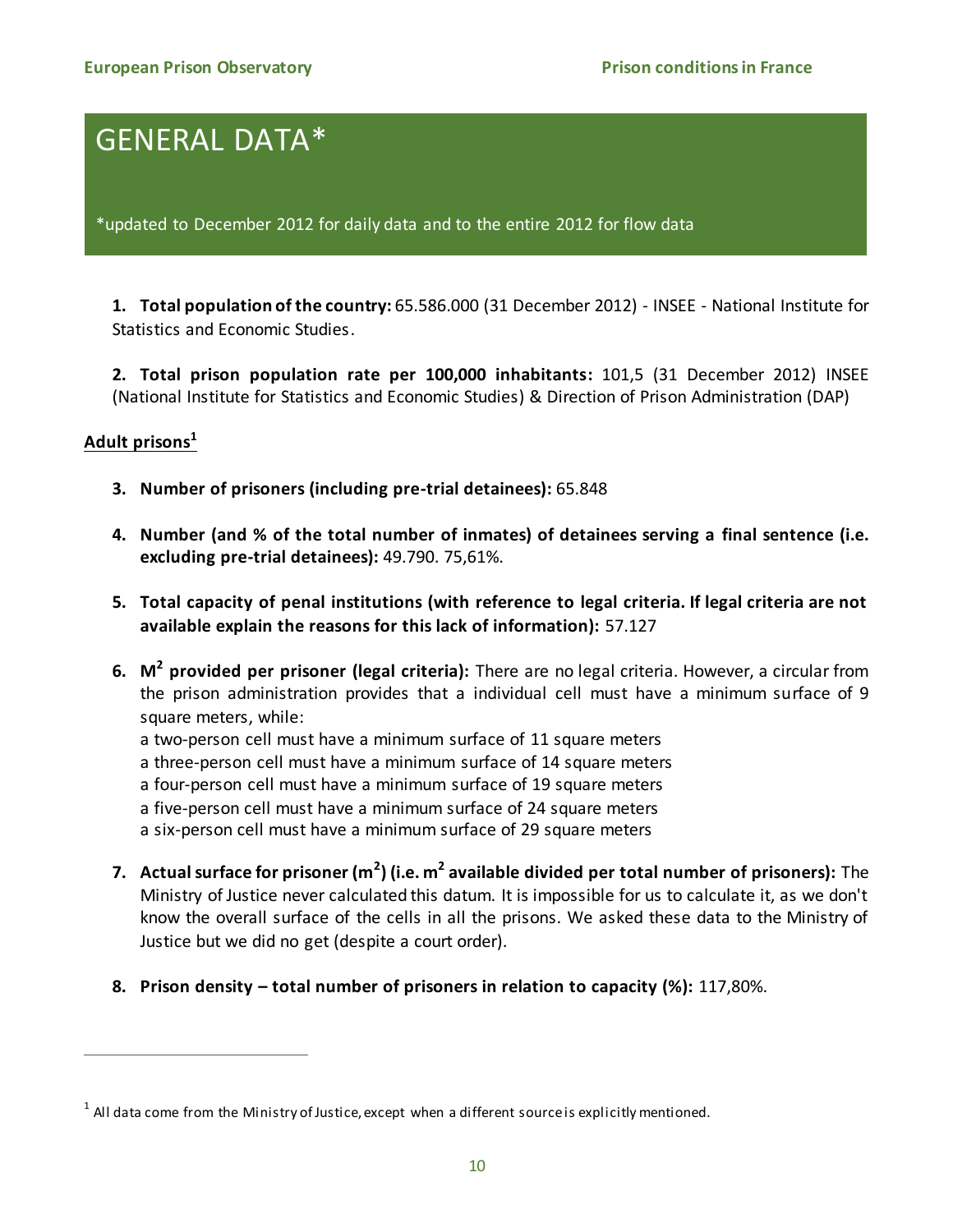# GENERAL DATA*

*updated to December 2012 for daily data and to the entire 2012 for flow data

**1. Total population of the country:** 65.586.000 (31 December 2012) - INSEE - National Institute for Statistics and Economic Studies.

**2. Total prison population rate per 100,000 inhabitants:** 101,5 (31 December 2012) INSEE (National Institute for Statistics and Economic Studies) & Direction of Prison Administration (DAP)

**Adult prisons[1]**

3. **Number of prisoners (including pre-trial detainees):** 65.848

4. **Number (and % of the total number of inmates) of detainees serving a final sentence (i.e. excluding pre-trial detainees):** 49.790. 75,61%.

5. **Total capacity of penal institutions (with reference to legal criteria. If legal criteria are not available explain the reasons for this lack of information):** 57.127

6. **$M^2$ provided per prisoner (legal criteria):** There are no legal criteria. However, a circular from the prison administration provides that a individual cell must have a minimum surface of 9 square meters, while:
   a two-person cell must have a minimum surface of 11 square meters
   a three-person cell must have a minimum surface of 14 square meters
   a four-person cell must have a minimum surface of 19 square meters
   a five-person cell must have a minimum surface of 24 square meters
   a six-person cell must have a minimum surface of 29 square meters

7. **Actual surface for prisoner ($m^2$) (i.e. $m^2$ available divided per total number of prisoners):** The Ministry of Justice never calculated this datum. It is impossible for us to calculate it, as we don't know the overall surface of the cells in all the prisons. We asked these data to the Ministry of Justice but we did no get (despite a court order).

8. **Prison density – total number of prisoners in relation to capacity (%):** 117,80%.

[1] All data come from the Ministry of Justice, except when a different source is explicitly mentioned.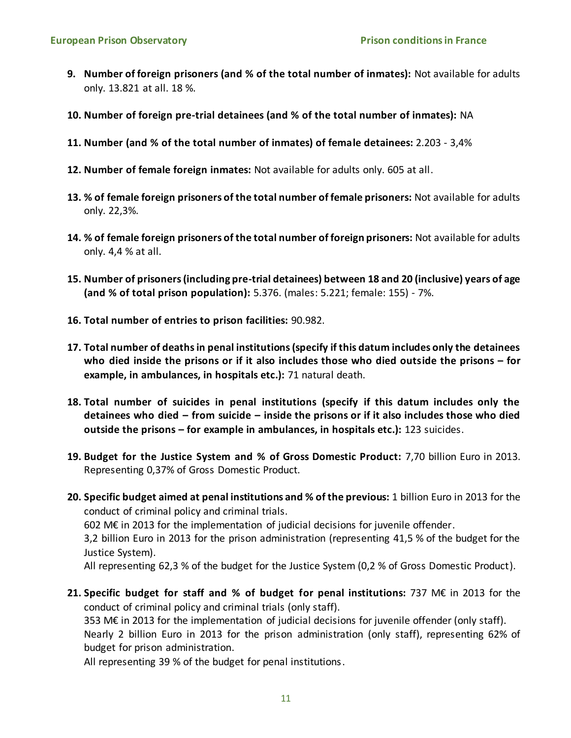9. **Number of foreign prisoners (and % of the total number of inmates):** Not available for adults only. 13.821 at all. 18 %.

10. **Number of foreign pre-trial detainees (and % of the total number of inmates):** NA

11. **Number (and % of the total number of inmates) of female detainees:** 2.203 - 3,4%

12. **Number of female foreign inmates:** Not available for adults only. 605 at all.

13. **% of female foreign prisoners of the total number of female prisoners:** Not available for adults only. 22,3%.

14. **% of female foreign prisoners of the total number of foreign prisoners:** Not available for adults only. 4,4 % at all.

15. **Number of prisoners (including pre-trial detainees) between 18 and 20 (inclusive) years of age (and % of total prison population):** 5.376. (males: 5.221; female: 155) - 7%.

16. **Total number of entries to prison facilities:** 90.982.

17. **Total number of deaths in penal institutions (specify if this datum includes only the detainees who died inside the prisons or if it also includes those who died outside the prisons – for example, in ambulances, in hospitals etc.):** 71 natural death.

18. **Total number of suicides in penal institutions (specify if this datum includes only the detainees who died – from suicide – inside the prisons or if it also includes those who died outside the prisons – for example in ambulances, in hospitals etc.):** 123 suicides.

19. **Budget for the Justice System and % of Gross Domestic Product:** 7,70 billion Euro in 2013. Representing 0,37% of Gross Domestic Product.

20. **Specific budget aimed at penal institutions and % of the previous:** 1 billion Euro in 2013 for the conduct of criminal policy and criminal trials.
    602 M€ in 2013 for the implementation of judicial decisions for juvenile offender.
    3,2 billion Euro in 2013 for the prison administration (representing 41,5 % of the budget for the Justice System).
    All representing 62,3 % of the budget for the Justice System (0,2 % of Gross Domestic Product).

21. **Specific budget for staff and % of budget for penal institutions:** 737 M€ in 2013 for the conduct of criminal policy and criminal trials (only staff).
    353 M€ in 2013 for the implementation of judicial decisions for juvenile offender (only staff).
    Nearly 2 billion Euro in 2013 for the prison administration (only staff), representing 62% of budget for prison administration.
    All representing 39 % of the budget for penal institutions.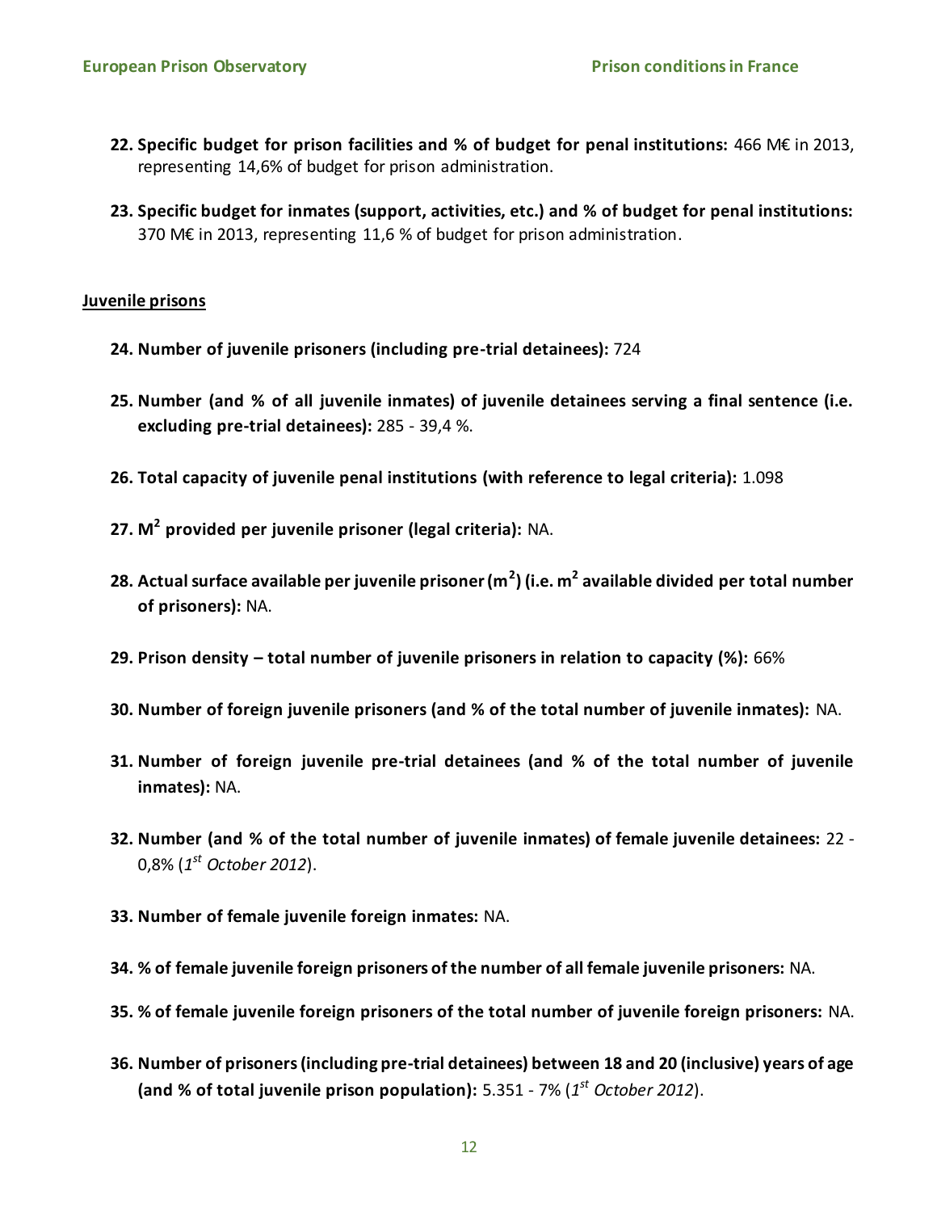22. **Specific budget for prison facilities and % of budget for penal institutions:** 466 M€ in 2013, representing 14,6% of budget for prison administration.

23. **Specific budget for inmates (support, activities, etc.) and % of budget for penal institutions:** 370 M€ in 2013, representing 11,6 % of budget for prison administration.

**Juvenile prisons**

24. **Number of juvenile prisoners (including pre-trial detainees):** 724

25. **Number (and % of all juvenile inmates) of juvenile detainees serving a final sentence (i.e. excluding pre-trial detainees):** 285 - 39,4 %.

26. **Total capacity of juvenile penal institutions (with reference to legal criteria):** 1.098

27. **$M^2$ provided per juvenile prisoner (legal criteria):** NA.

28. **Actual surface available per juvenile prisoner ($m^2$) (i.e. $m^2$ available divided per total number of prisoners):** NA.

29. **Prison density – total number of juvenile prisoners in relation to capacity (%):** 66%

30. **Number of foreign juvenile prisoners (and % of the total number of juvenile inmates):** NA.

31. **Number of foreign juvenile pre-trial detainees (and % of the total number of juvenile inmates):** NA.

32. **Number (and % of the total number of juvenile inmates) of female juvenile detainees:** 22 - 0,8% (*1st October 2012*).

33. **Number of female juvenile foreign inmates:** NA.

34. **% of female juvenile foreign prisoners of the number of all female juvenile prisoners:** NA.

35. **% of female juvenile foreign prisoners of the total number of juvenile foreign prisoners:** NA.

36. **Number of prisoners (including pre-trial detainees) between 18 and 20 (inclusive) years of age (and % of total juvenile prison population):** 5.351 - 7% (*1st October 2012*).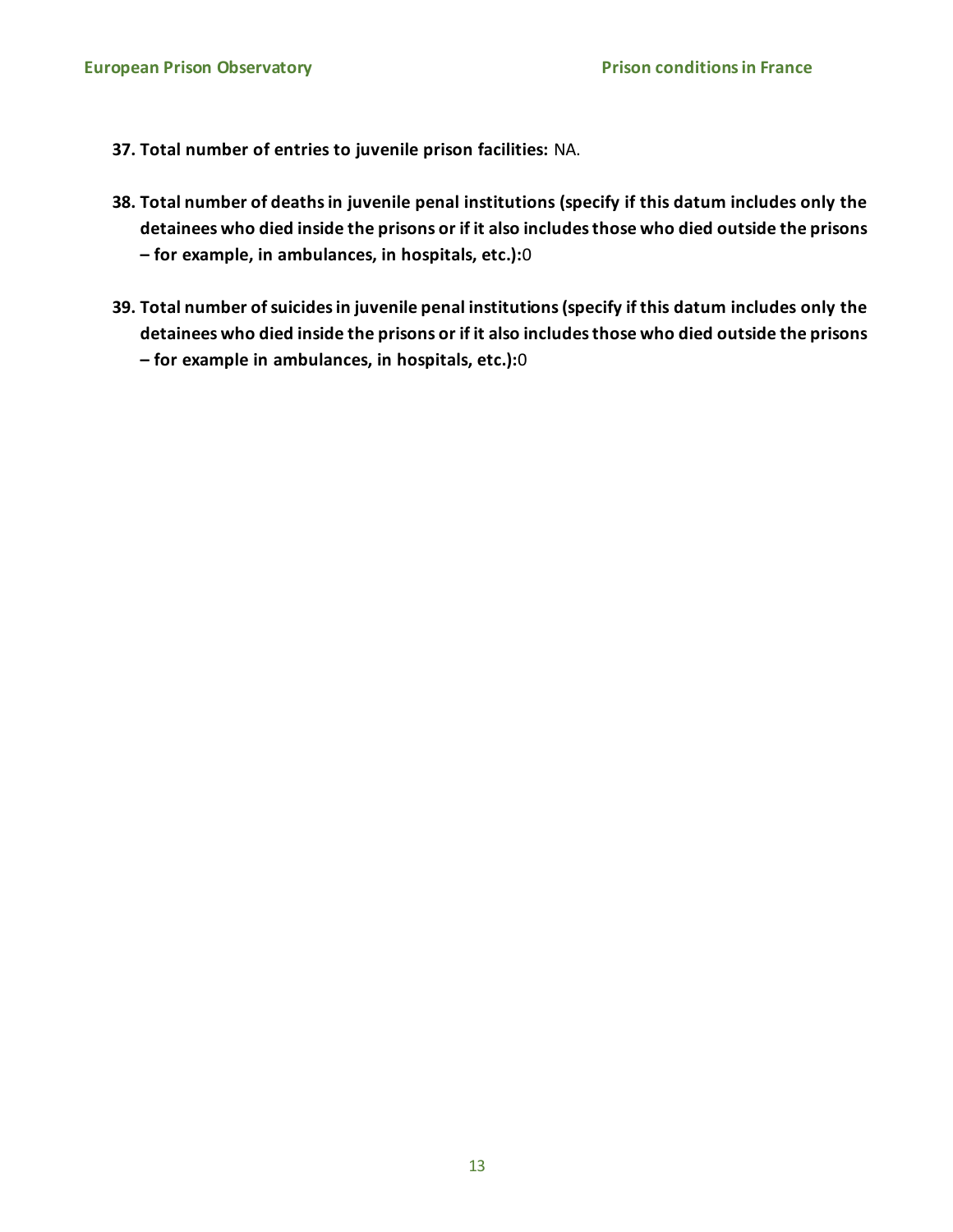37. **Total number of entries to juvenile prison facilities:** NA.

38. **Total number of deaths in juvenile penal institutions (specify if this datum includes only the detainees who died inside the prisons or if it also includes those who died outside the prisons – for example, in ambulances, in hospitals, etc.):** 0

39. **Total number of suicides in juvenile penal institutions (specify if this datum includes only the detainees who died inside the prisons or if it also includes those who died outside the prisons – for example in ambulances, in hospitals, etc.):** 0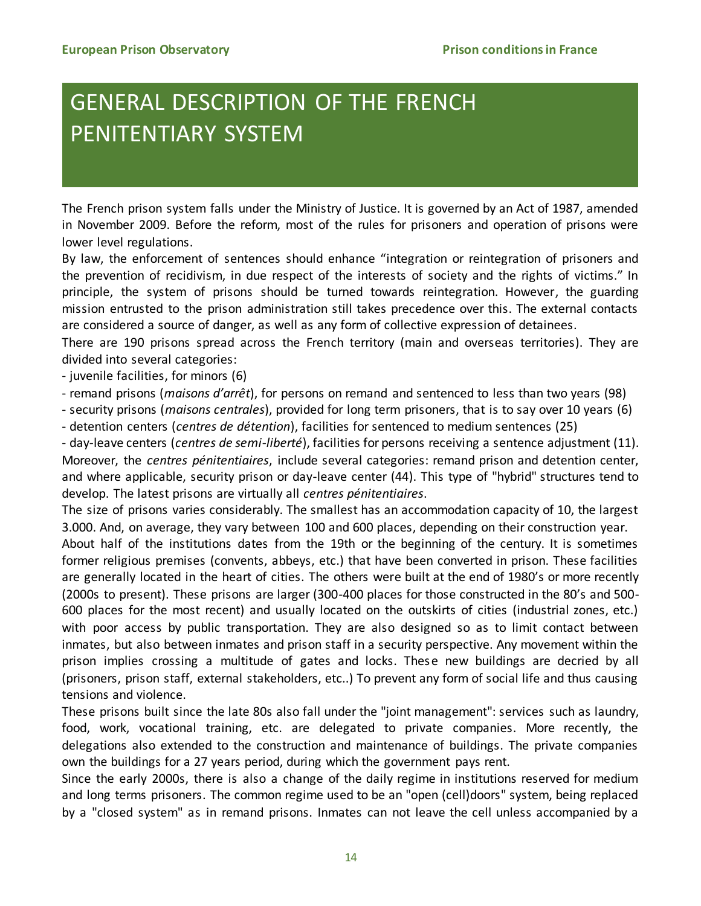# GENERAL DESCRIPTION OF THE FRENCH PENITENTIARY SYSTEM

The French prison system falls under the Ministry of Justice. It is governed by an Act of 1987, amended in November 2009. Before the reform, most of the rules for prisoners and operation of prisons were lower level regulations.

By law, the enforcement of sentences should enhance "integration or reintegration of prisoners and the prevention of recidivism, in due respect of the interests of society and the rights of victims." In principle, the system of prisons should be turned towards reintegration. However, the guarding mission entrusted to the prison administration still takes precedence over this. The external contacts are considered a source of danger, as well as any form of collective expression of detainees.

There are 190 prisons spread across the French territory (main and overseas territories). They are divided into several categories:

- juvenile facilities, for minors (6)
- remand prisons (*maisons d'arrêt*), for persons on remand and sentenced to less than two years (98)
- security prisons (*maisons centrales*), provided for long term prisoners, that is to say over 10 years (6)
- detention centers (*centres de détention*), facilities for sentenced to medium sentences (25)
- day-leave centers (*centres de semi-liberté*), facilities for persons receiving a sentence adjustment (11).

Moreover, the *centres pénitentiaires*, include several categories: remand prison and detention center, and where applicable, security prison or day-leave center (44). This type of "hybrid" structures tend to develop. The latest prisons are virtually all *centres pénitentiaires*.

The size of prisons varies considerably. The smallest has an accommodation capacity of 10, the largest 3.000. And, on average, they vary between 100 and 600 places, depending on their construction year.

About half of the institutions dates from the 19th or the beginning of the century. It is sometimes former religious premises (convents, abbeys, etc.) that have been converted in prison. These facilities are generally located in the heart of cities. The others were built at the end of 1980's or more recently (2000s to present). These prisons are larger (300-400 places for those constructed in the 80's and 500-600 places for the most recent) and usually located on the outskirts of cities (industrial zones, etc.) with poor access by public transportation. They are also designed so as to limit contact between inmates, but also between inmates and prison staff in a security perspective. Any movement within the prison implies crossing a multitude of gates and locks. These new buildings are decried by all (prisoners, prison staff, external stakeholders, etc..) To prevent any form of social life and thus causing tensions and violence.

These prisons built since the late 80s also fall under the "joint management": services such as laundry, food, work, vocational training, etc. are delegated to private companies. More recently, the delegations also extended to the construction and maintenance of buildings. The private companies own the buildings for a 27 years period, during which the government pays rent.

Since the early 2000s, there is also a change of the daily regime in institutions reserved for medium and long terms prisoners. The common regime used to be an "open (cell)doors" system, being replaced by a "closed system" as in remand prisons. Inmates can not leave the cell unless accompanied by a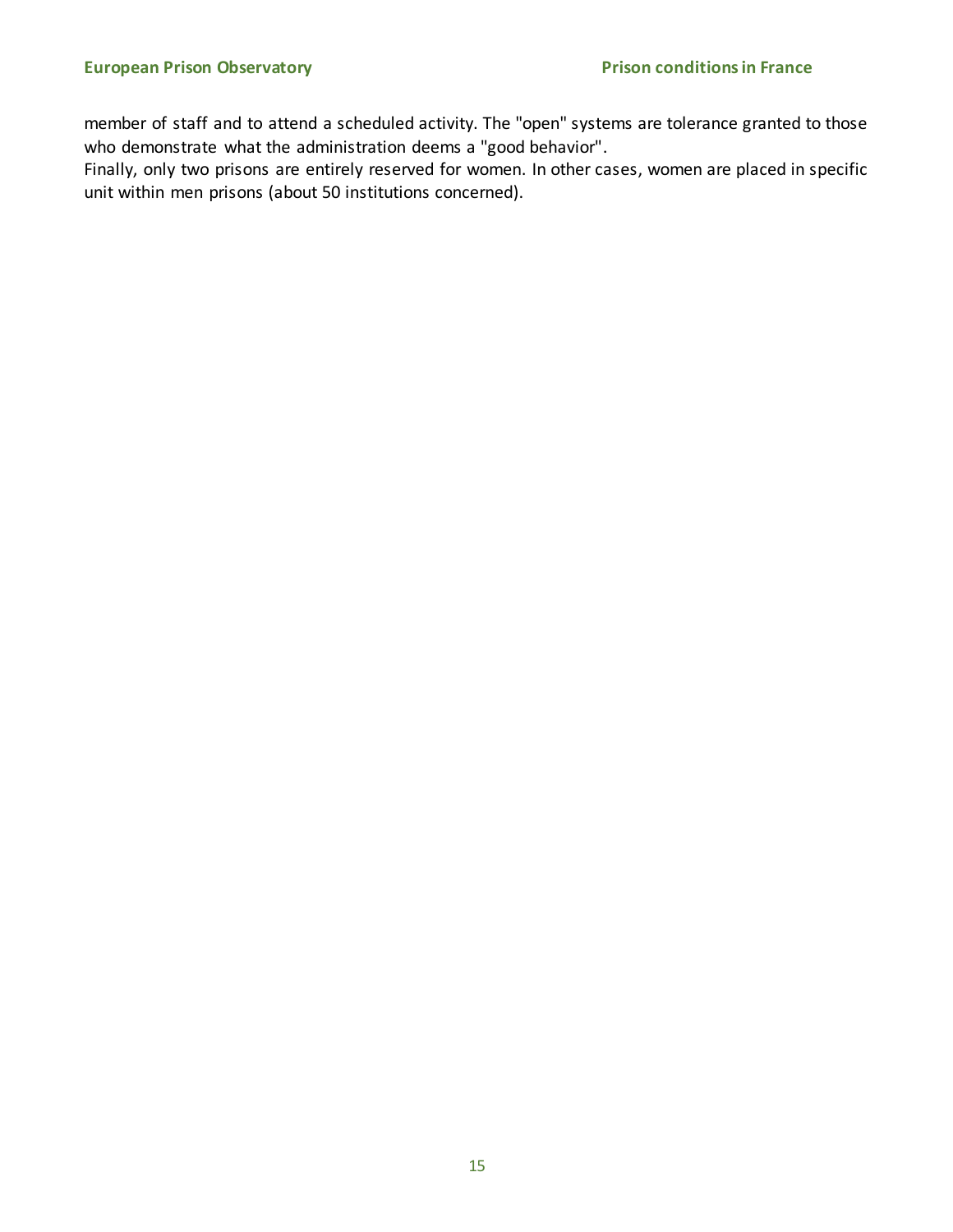member of staff and to attend a scheduled activity. The "open" systems are tolerance granted to those who demonstrate what the administration deems a "good behavior".

Finally, only two prisons are entirely reserved for women. In other cases, women are placed in specific unit within men prisons (about 50 institutions concerned).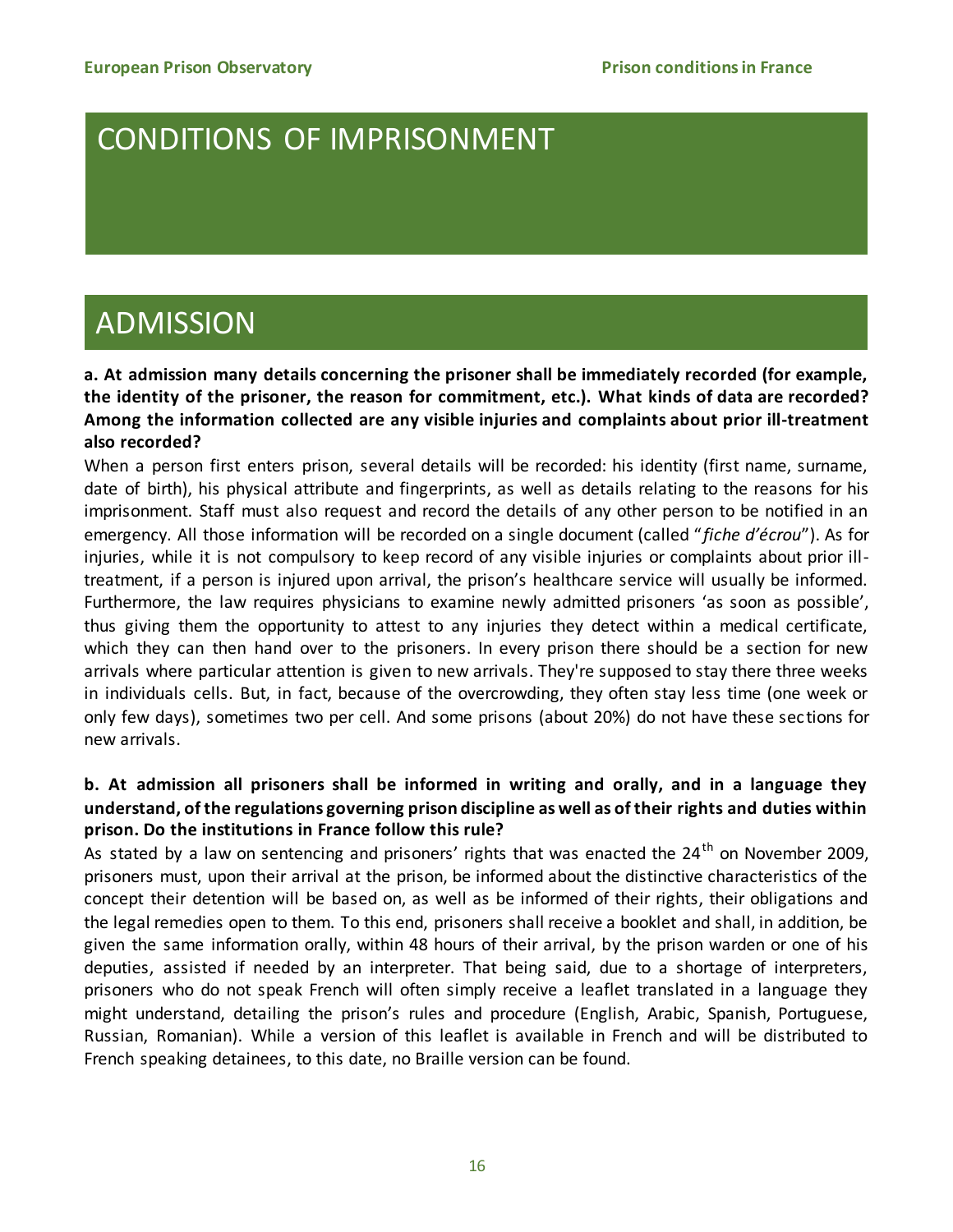# CONDITIONS OF IMPRISONMENT

## ADMISSION

**a. At admission many details concerning the prisoner shall be immediately recorded (for example, the identity of the prisoner, the reason for commitment, etc.). What kinds of data are recorded? Among the information collected are any visible injuries and complaints about prior ill-treatment also recorded?**

When a person first enters prison, several details will be recorded: his identity (first name, surname, date of birth), his physical attribute and fingerprints, as well as details relating to the reasons for his imprisonment. Staff must also request and record the details of any other person to be notified in an emergency. All those information will be recorded on a single document (called "*fiche d'écrou*"). As for injuries, while it is not compulsory to keep record of any visible injuries or complaints about prior ill-treatment, if a person is injured upon arrival, the prison's healthcare service will usually be informed. Furthermore, the law requires physicians to examine newly admitted prisoners 'as soon as possible', thus giving them the opportunity to attest to any injuries they detect within a medical certificate, which they can then hand over to the prisoners. In every prison there should be a section for new arrivals where particular attention is given to new arrivals. They're supposed to stay there three weeks in individuals cells. But, in fact, because of the overcrowding, they often stay less time (one week or only few days), sometimes two per cell. And some prisons (about 20%) do not have these sections for new arrivals.

**b. At admission all prisoners shall be informed in writing and orally, and in a language they understand, of the regulations governing prison discipline as well as of their rights and duties within prison. Do the institutions in France follow this rule?**

As stated by a law on sentencing and prisoners' rights that was enacted the 24th on November 2009, prisoners must, upon their arrival at the prison, be informed about the distinctive characteristics of the concept their detention will be based on, as well as be informed of their rights, their obligations and the legal remedies open to them. To this end, prisoners shall receive a booklet and shall, in addition, be given the same information orally, within 48 hours of their arrival, by the prison warden or one of his deputies, assisted if needed by an interpreter. That being said, due to a shortage of interpreters, prisoners who do not speak French will often simply receive a leaflet translated in a language they might understand, detailing the prison's rules and procedure (English, Arabic, Spanish, Portuguese, Russian, Romanian). While a version of this leaflet is available in French and will be distributed to French speaking detainees, to this date, no Braille version can be found.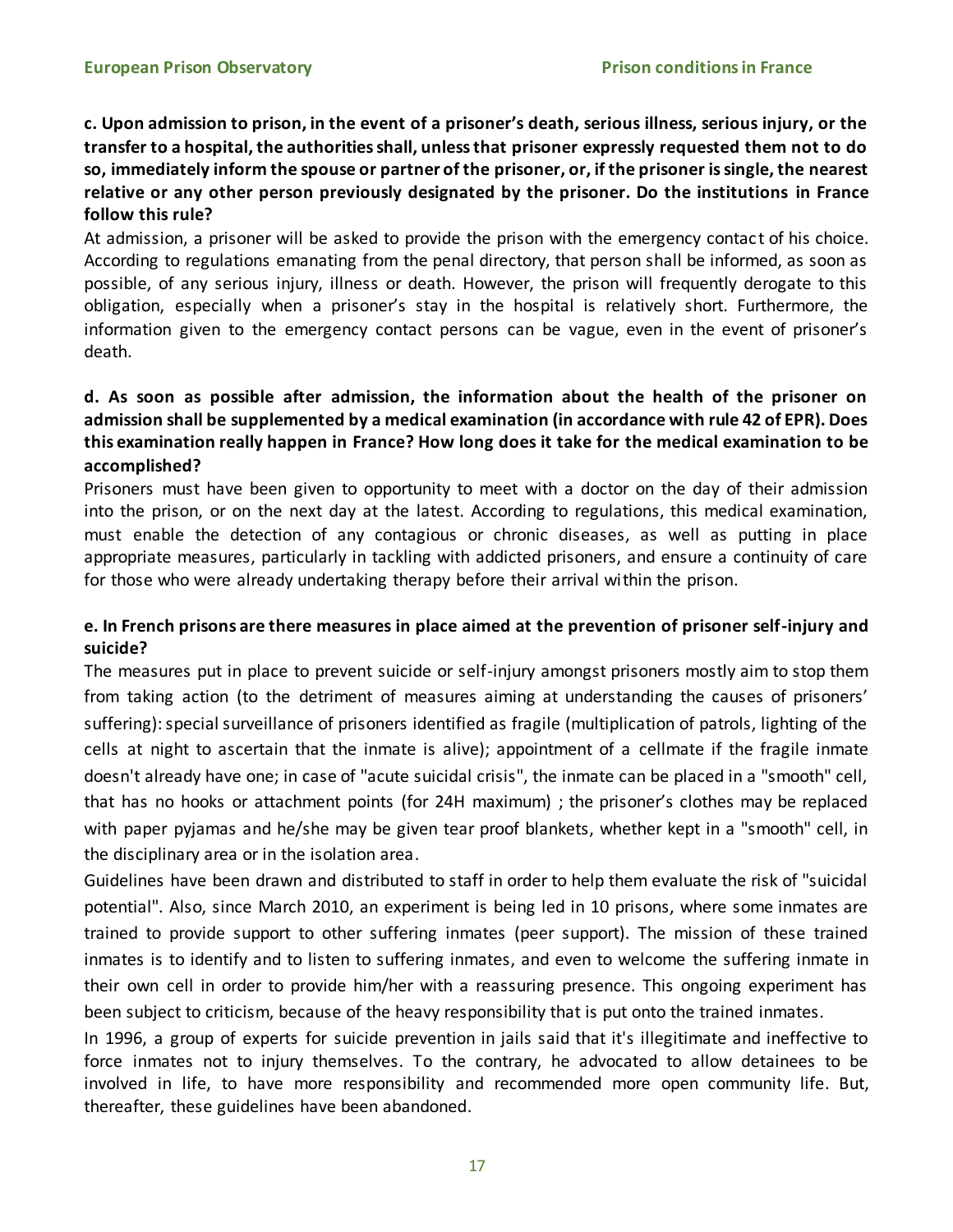**c. Upon admission to prison, in the event of a prisoner's death, serious illness, serious injury, or the transfer to a hospital, the authorities shall, unless that prisoner expressly requested them not to do so, immediately inform the spouse or partner of the prisoner, or, if the prisoner is single, the nearest relative or any other person previously designated by the prisoner. Do the institutions in France follow this rule?**

At admission, a prisoner will be asked to provide the prison with the emergency contact of his choice. According to regulations emanating from the penal directory, that person shall be informed, as soon as possible, of any serious injury, illness or death. However, the prison will frequently derogate to this obligation, especially when a prisoner's stay in the hospital is relatively short. Furthermore, the information given to the emergency contact persons can be vague, even in the event of prisoner's death.

**d. As soon as possible after admission, the information about the health of the prisoner on admission shall be supplemented by a medical examination (in accordance with rule 42 of EPR). Does this examination really happen in France? How long does it take for the medical examination to be accomplished?**

Prisoners must have been given to opportunity to meet with a doctor on the day of their admission into the prison, or on the next day at the latest. According to regulations, this medical examination, must enable the detection of any contagious or chronic diseases, as well as putting in place appropriate measures, particularly in tackling with addicted prisoners, and ensure a continuity of care for those who were already undertaking therapy before their arrival within the prison.

**e. In French prisons are there measures in place aimed at the prevention of prisoner self-injury and suicide?**

The measures put in place to prevent suicide or self-injury amongst prisoners mostly aim to stop them from taking action (to the detriment of measures aiming at understanding the causes of prisoners' suffering): special surveillance of prisoners identified as fragile (multiplication of patrols, lighting of the cells at night to ascertain that the inmate is alive); appointment of a cellmate if the fragile inmate doesn't already have one; in case of "acute suicidal crisis", the inmate can be placed in a "smooth" cell, that has no hooks or attachment points (for 24H maximum) ; the prisoner's clothes may be replaced with paper pyjamas and he/she may be given tear proof blankets, whether kept in a "smooth" cell, in the disciplinary area or in the isolation area.

Guidelines have been drawn and distributed to staff in order to help them evaluate the risk of "suicidal potential". Also, since March 2010, an experiment is being led in 10 prisons, where some inmates are trained to provide support to other suffering inmates (peer support). The mission of these trained inmates is to identify and to listen to suffering inmates, and even to welcome the suffering inmate in their own cell in order to provide him/her with a reassuring presence. This ongoing experiment has been subject to criticism, because of the heavy responsibility that is put onto the trained inmates.

In 1996, a group of experts for suicide prevention in jails said that it's illegitimate and ineffective to force inmates not to injury themselves. To the contrary, he advocated to allow detainees to be involved in life, to have more responsibility and recommended more open community life. But, thereafter, these guidelines have been abandoned.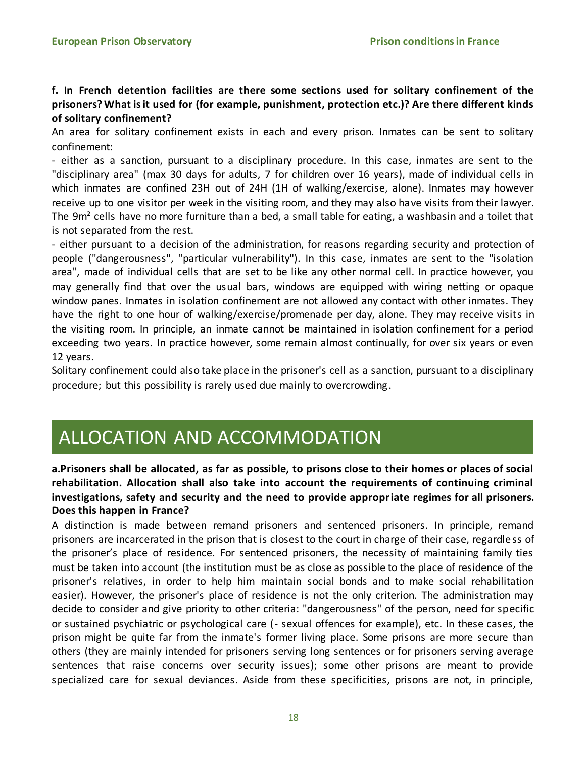**f. In French detention facilities are there some sections used for solitary confinement of the prisoners? What is it used for (for example, punishment, protection etc.)? Are there different kinds of solitary confinement?**

An area for solitary confinement exists in each and every prison. Inmates can be sent to solitary confinement:

- either as a sanction, pursuant to a disciplinary procedure. In this case, inmates are sent to the "disciplinary area" (max 30 days for adults, 7 for children over 16 years), made of individual cells in which inmates are confined 23H out of 24H (1H of walking/exercise, alone). Inmates may however receive up to one visitor per week in the visiting room, and they may also have visits from their lawyer. The 9m² cells have no more furniture than a bed, a small table for eating, a washbasin and a toilet that is not separated from the rest.

- either pursuant to a decision of the administration, for reasons regarding security and protection of people ("dangerousness", "particular vulnerability"). In this case, inmates are sent to the "isolation area", made of individual cells that are set to be like any other normal cell. In practice however, you may generally find that over the usual bars, windows are equipped with wiring netting or opaque window panes. Inmates in isolation confinement are not allowed any contact with other inmates. They have the right to one hour of walking/exercise/promenade per day, alone. They may receive visits in the visiting room. In principle, an inmate cannot be maintained in isolation confinement for a period exceeding two years. In practice however, some remain almost continually, for over six years or even 12 years.

Solitary confinement could also take place in the prisoner's cell as a sanction, pursuant to a disciplinary procedure; but this possibility is rarely used due mainly to overcrowding.

# ALLOCATION AND ACCOMMODATION

**a.Prisoners shall be allocated, as far as possible, to prisons close to their homes or places of social rehabilitation. Allocation shall also take into account the requirements of continuing criminal investigations, safety and security and the need to provide appropriate regimes for all prisoners. Does this happen in France?**

A distinction is made between remand prisoners and sentenced prisoners. In principle, remand prisoners are incarcerated in the prison that is closest to the court in charge of their case, regardless of the prisoner's place of residence. For sentenced prisoners, the necessity of maintaining family ties must be taken into account (the institution must be as close as possible to the place of residence of the prisoner's relatives, in order to help him maintain social bonds and to make social rehabilitation easier). However, the prisoner's place of residence is not the only criterion. The administration may decide to consider and give priority to other criteria: "dangerousness" of the person, need for specific or sustained psychiatric or psychological care (- sexual offences for example), etc. In these cases, the prison might be quite far from the inmate's former living place. Some prisons are more secure than others (they are mainly intended for prisoners serving long sentences or for prisoners serving average sentences that raise concerns over security issues); some other prisons are meant to provide specialized care for sexual deviances. Aside from these specificities, prisons are not, in principle,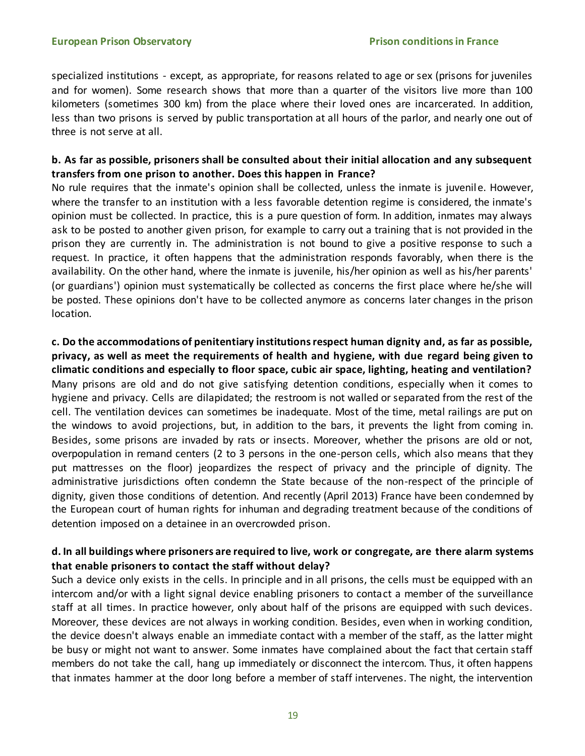specialized institutions - except, as appropriate, for reasons related to age or sex (prisons for juveniles and for women). Some research shows that more than a quarter of the visitors live more than 100 kilometers (sometimes 300 km) from the place where their loved ones are incarcerated. In addition, less than two prisons is served by public transportation at all hours of the parlor, and nearly one out of three is not serve at all.

**b. As far as possible, prisoners shall be consulted about their initial allocation and any subsequent transfers from one prison to another. Does this happen in France?**

No rule requires that the inmate's opinion shall be collected, unless the inmate is juvenile. However, where the transfer to an institution with a less favorable detention regime is considered, the inmate's opinion must be collected. In practice, this is a pure question of form. In addition, inmates may always ask to be posted to another given prison, for example to carry out a training that is not provided in the prison they are currently in. The administration is not bound to give a positive response to such a request. In practice, it often happens that the administration responds favorably, when there is the availability. On the other hand, where the inmate is juvenile, his/her opinion as well as his/her parents' (or guardians') opinion must systematically be collected as concerns the first place where he/she will be posted. These opinions don't have to be collected anymore as concerns later changes in the prison location.

**c. Do the accommodations of penitentiary institutions respect human dignity and, as far as possible, privacy, as well as meet the requirements of health and hygiene, with due regard being given to climatic conditions and especially to floor space, cubic air space, lighting, heating and ventilation?**

Many prisons are old and do not give satisfying detention conditions, especially when it comes to hygiene and privacy. Cells are dilapidated; the restroom is not walled or separated from the rest of the cell. The ventilation devices can sometimes be inadequate. Most of the time, metal railings are put on the windows to avoid projections, but, in addition to the bars, it prevents the light from coming in. Besides, some prisons are invaded by rats or insects. Moreover, whether the prisons are old or not, overpopulation in remand centers (2 to 3 persons in the one-person cells, which also means that they put mattresses on the floor) jeopardizes the respect of privacy and the principle of dignity. The administrative jurisdictions often condemn the State because of the non-respect of the principle of dignity, given those conditions of detention. And recently (April 2013) France have been condemned by the European court of human rights for inhuman and degrading treatment because of the conditions of detention imposed on a detainee in an overcrowded prison.

**d. In all buildings where prisoners are required to live, work or congregate, are there alarm systems that enable prisoners to contact the staff without delay?**

Such a device only exists in the cells. In principle and in all prisons, the cells must be equipped with an intercom and/or with a light signal device enabling prisoners to contact a member of the surveillance staff at all times. In practice however, only about half of the prisons are equipped with such devices. Moreover, these devices are not always in working condition. Besides, even when in working condition, the device doesn't always enable an immediate contact with a member of the staff, as the latter might be busy or might not want to answer. Some inmates have complained about the fact that certain staff members do not take the call, hang up immediately or disconnect the intercom. Thus, it often happens that inmates hammer at the door long before a member of staff intervenes. The night, the intervention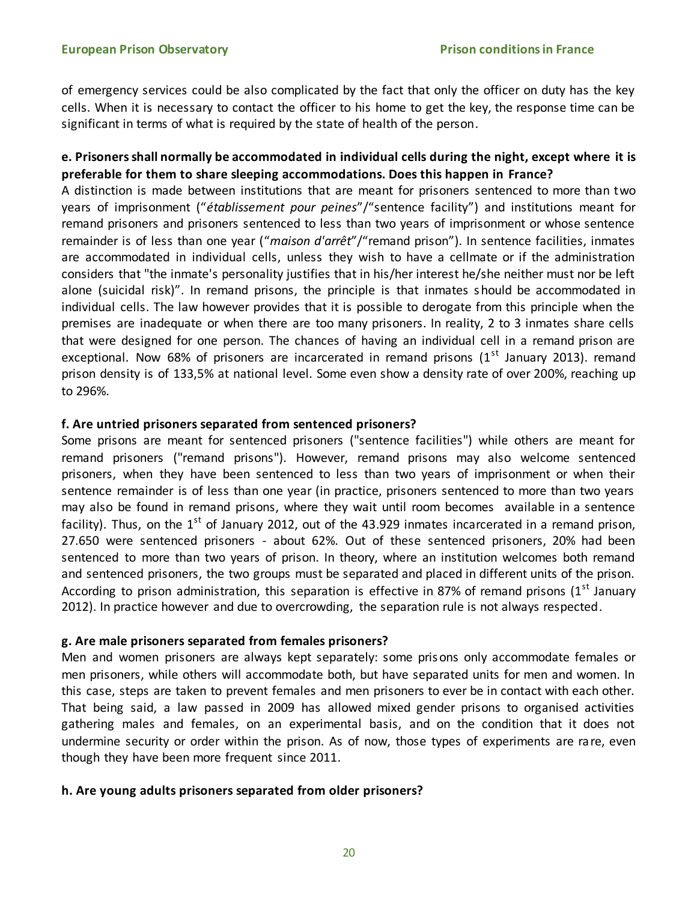of emergency services could be also complicated by the fact that only the officer on duty has the key cells. When it is necessary to contact the officer to his home to get the key, the response time can be significant in terms of what is required by the state of health of the person.

**e. Prisoners shall normally be accommodated in individual cells during the night, except where it is preferable for them to share sleeping accommodations. Does this happen in France?**

A distinction is made between institutions that are meant for prisoners sentenced to more than two years of imprisonment ("*établissement pour peines*"/"sentence facility") and institutions meant for remand prisoners and prisoners sentenced to less than two years of imprisonment or whose sentence remainder is of less than one year ("*maison d'arrêt*"/"remand prison"). In sentence facilities, inmates are accommodated in individual cells, unless they wish to have a cellmate or if the administration considers that "the inmate's personality justifies that in his/her interest he/she neither must nor be left alone (suicidal risk)". In remand prisons, the principle is that inmates should be accommodated in individual cells. The law however provides that it is possible to derogate from this principle when the premises are inadequate or when there are too many prisoners. In reality, 2 to 3 inmates share cells that were designed for one person. The chances of having an individual cell in a remand prison are exceptional. Now 68% of prisoners are incarcerated in remand prisons (1st January 2013). remand prison density is of 133,5% at national level. Some even show a density rate of over 200%, reaching up to 296%.

**f. Are untried prisoners separated from sentenced prisoners?**

Some prisons are meant for sentenced prisoners ("sentence facilities") while others are meant for remand prisoners ("remand prisons"). However, remand prisons may also welcome sentenced prisoners, when they have been sentenced to less than two years of imprisonment or when their sentence remainder is of less than one year (in practice, prisoners sentenced to more than two years may also be found in remand prisons, where they wait until room becomes available in a sentence facility). Thus, on the 1st of January 2012, out of the 43.929 inmates incarcerated in a remand prison, 27.650 were sentenced prisoners - about 62%. Out of these sentenced prisoners, 20% had been sentenced to more than two years of prison. In theory, where an institution welcomes both remand and sentenced prisoners, the two groups must be separated and placed in different units of the prison. According to prison administration, this separation is effective in 87% of remand prisons (1st January 2012). In practice however and due to overcrowding, the separation rule is not always respected.

**g. Are male prisoners separated from females prisoners?**

Men and women prisoners are always kept separately: some prisons only accommodate females or men prisoners, while others will accommodate both, but have separated units for men and women. In this case, steps are taken to prevent females and men prisoners to ever be in contact with each other. That being said, a law passed in 2009 has allowed mixed gender prisons to organised activities gathering males and females, on an experimental basis, and on the condition that it does not undermine security or order within the prison. As of now, those types of experiments are rare, even though they have been more frequent since 2011.

**h. Are young adults prisoners separated from older prisoners?**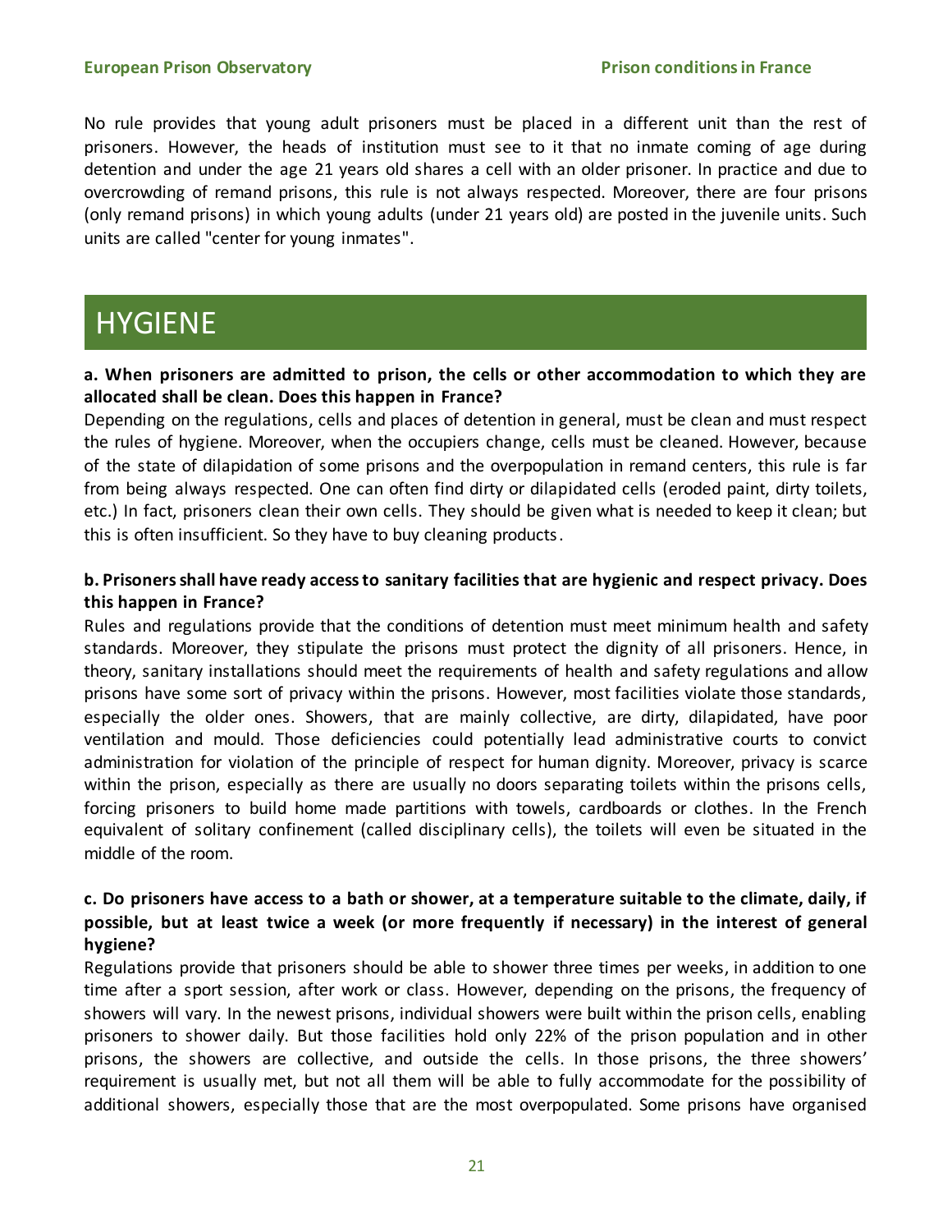No rule provides that young adult prisoners must be placed in a different unit than the rest of prisoners. However, the heads of institution must see to it that no inmate coming of age during detention and under the age 21 years old shares a cell with an older prisoner. In practice and due to overcrowding of remand prisons, this rule is not always respected. Moreover, there are four prisons (only remand prisons) in which young adults (under 21 years old) are posted in the juvenile units. Such units are called "center for young inmates".

# HYGIENE

**a. When prisoners are admitted to prison, the cells or other accommodation to which they are allocated shall be clean. Does this happen in France?**

Depending on the regulations, cells and places of detention in general, must be clean and must respect the rules of hygiene. Moreover, when the occupiers change, cells must be cleaned. However, because of the state of dilapidation of some prisons and the overpopulation in remand centers, this rule is far from being always respected. One can often find dirty or dilapidated cells (eroded paint, dirty toilets, etc.) In fact, prisoners clean their own cells. They should be given what is needed to keep it clean; but this is often insufficient. So they have to buy cleaning products.

**b. Prisoners shall have ready access to sanitary facilities that are hygienic and respect privacy. Does this happen in France?**

Rules and regulations provide that the conditions of detention must meet minimum health and safety standards. Moreover, they stipulate the prisons must protect the dignity of all prisoners. Hence, in theory, sanitary installations should meet the requirements of health and safety regulations and allow prisons have some sort of privacy within the prisons. However, most facilities violate those standards, especially the older ones. Showers, that are mainly collective, are dirty, dilapidated, have poor ventilation and mould. Those deficiencies could potentially lead administrative courts to convict administration for violation of the principle of respect for human dignity. Moreover, privacy is scarce within the prison, especially as there are usually no doors separating toilets within the prisons cells, forcing prisoners to build home made partitions with towels, cardboards or clothes. In the French equivalent of solitary confinement (called disciplinary cells), the toilets will even be situated in the middle of the room.

**c. Do prisoners have access to a bath or shower, at a temperature suitable to the climate, daily, if possible, but at least twice a week (or more frequently if necessary) in the interest of general hygiene?**

Regulations provide that prisoners should be able to shower three times per weeks, in addition to one time after a sport session, after work or class. However, depending on the prisons, the frequency of showers will vary. In the newest prisons, individual showers were built within the prison cells, enabling prisoners to shower daily. But those facilities hold only 22% of the prison population and in other prisons, the showers are collective, and outside the cells. In those prisons, the three showers' requirement is usually met, but not all them will be able to fully accommodate for the possibility of additional showers, especially those that are the most overpopulated. Some prisons have organised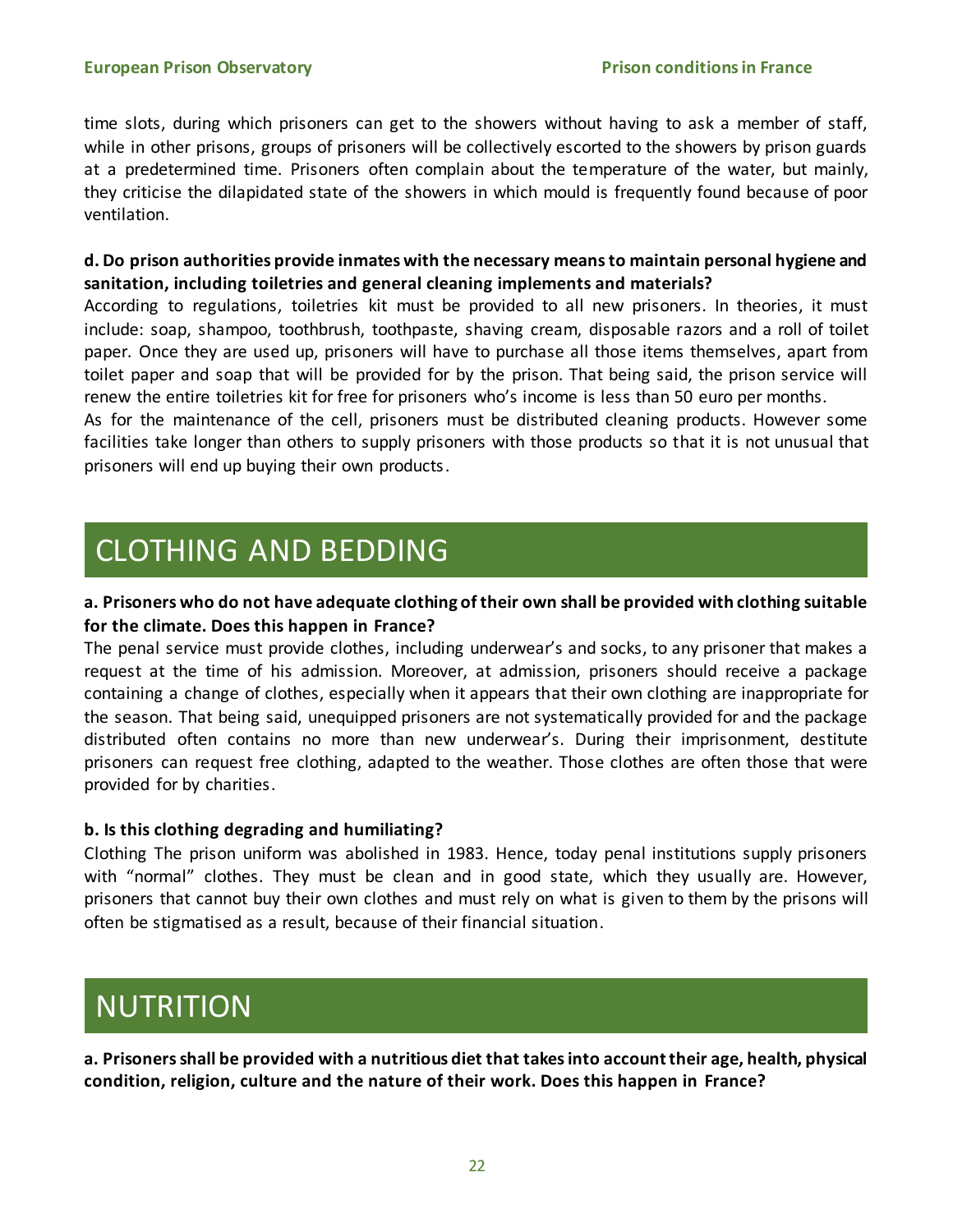time slots, during which prisoners can get to the showers without having to ask a member of staff, while in other prisons, groups of prisoners will be collectively escorted to the showers by prison guards at a predetermined time. Prisoners often complain about the temperature of the water, but mainly, they criticise the dilapidated state of the showers in which mould is frequently found because of poor ventilation.

**d. Do prison authorities provide inmates with the necessary means to maintain personal hygiene and sanitation, including toiletries and general cleaning implements and materials?**

According to regulations, toiletries kit must be provided to all new prisoners. In theories, it must include: soap, shampoo, toothbrush, toothpaste, shaving cream, disposable razors and a roll of toilet paper. Once they are used up, prisoners will have to purchase all those items themselves, apart from toilet paper and soap that will be provided for by the prison. That being said, the prison service will renew the entire toiletries kit for free for prisoners who's income is less than 50 euro per months.

As for the maintenance of the cell, prisoners must be distributed cleaning products. However some facilities take longer than others to supply prisoners with those products so that it is not unusual that prisoners will end up buying their own products.

# CLOTHING AND BEDDING

**a. Prisoners who do not have adequate clothing of their own shall be provided with clothing suitable for the climate. Does this happen in France?**

The penal service must provide clothes, including underwear's and socks, to any prisoner that makes a request at the time of his admission. Moreover, at admission, prisoners should receive a package containing a change of clothes, especially when it appears that their own clothing are inappropriate for the season. That being said, unequipped prisoners are not systematically provided for and the package distributed often contains no more than new underwear's. During their imprisonment, destitute prisoners can request free clothing, adapted to the weather. Those clothes are often those that were provided for by charities.

**b. Is this clothing degrading and humiliating?**

Clothing The prison uniform was abolished in 1983. Hence, today penal institutions supply prisoners with "normal" clothes. They must be clean and in good state, which they usually are. However, prisoners that cannot buy their own clothes and must rely on what is given to them by the prisons will often be stigmatised as a result, because of their financial situation.

# NUTRITION

**a. Prisoners shall be provided with a nutritious diet that takes into account their age, health, physical condition, religion, culture and the nature of their work. Does this happen in France?**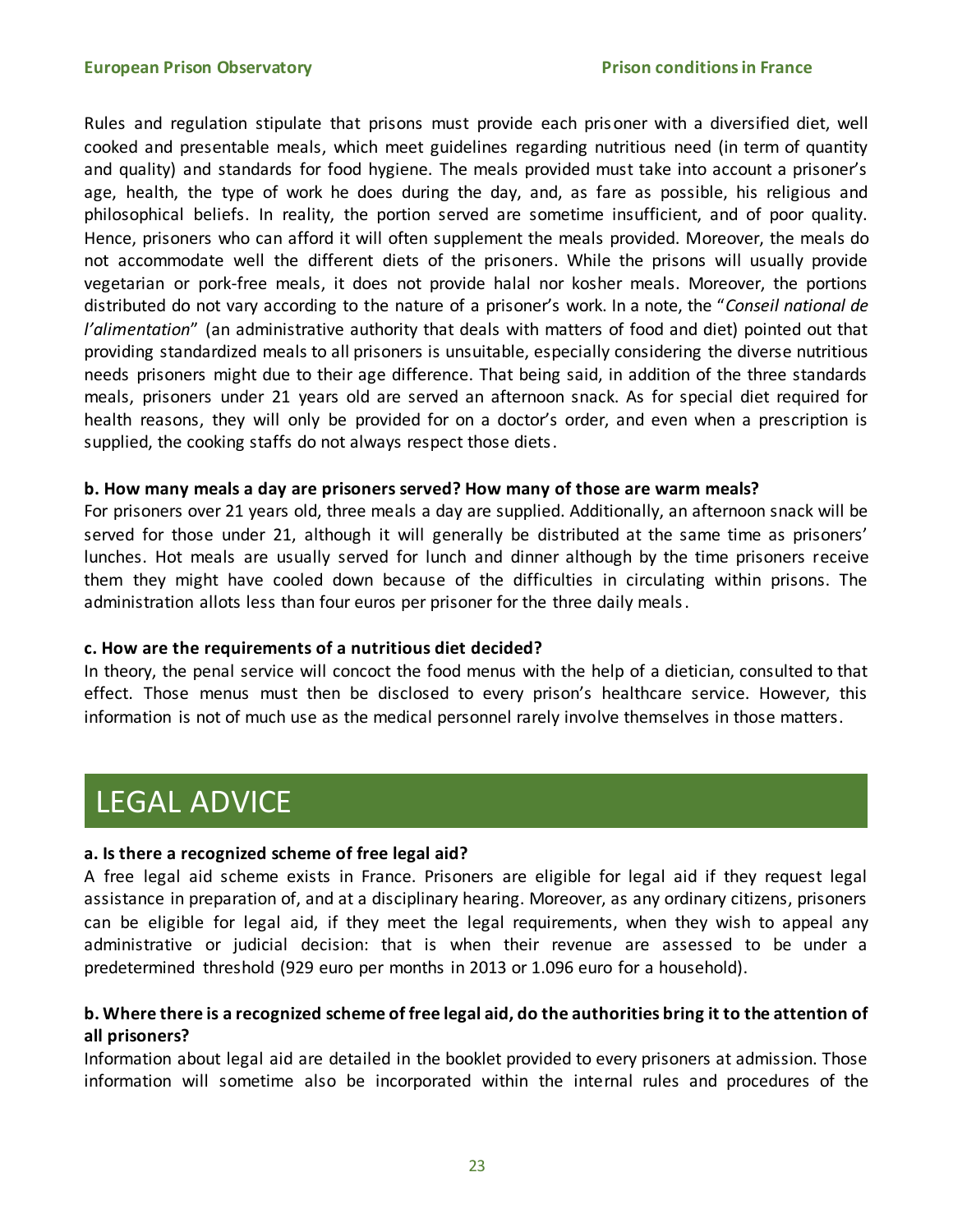Rules and regulation stipulate that prisons must provide each prisoner with a diversified diet, well cooked and presentable meals, which meet guidelines regarding nutritious need (in term of quantity and quality) and standards for food hygiene. The meals provided must take into account a prisoner's age, health, the type of work he does during the day, and, as fare as possible, his religious and philosophical beliefs. In reality, the portion served are sometime insufficient, and of poor quality. Hence, prisoners who can afford it will often supplement the meals provided. Moreover, the meals do not accommodate well the different diets of the prisoners. While the prisons will usually provide vegetarian or pork-free meals, it does not provide halal nor kosher meals. Moreover, the portions distributed do not vary according to the nature of a prisoner's work. In a note, the "*Conseil national de l'alimentation*" (an administrative authority that deals with matters of food and diet) pointed out that providing standardized meals to all prisoners is unsuitable, especially considering the diverse nutritious needs prisoners might due to their age difference. That being said, in addition of the three standards meals, prisoners under 21 years old are served an afternoon snack. As for special diet required for health reasons, they will only be provided for on a doctor's order, and even when a prescription is supplied, the cooking staffs do not always respect those diets.

**b. How many meals a day are prisoners served? How many of those are warm meals?**

For prisoners over 21 years old, three meals a day are supplied. Additionally, an afternoon snack will be served for those under 21, although it will generally be distributed at the same time as prisoners' lunches. Hot meals are usually served for lunch and dinner although by the time prisoners receive them they might have cooled down because of the difficulties in circulating within prisons. The administration allots less than four euros per prisoner for the three daily meals.

**c. How are the requirements of a nutritious diet decided?**

In theory, the penal service will concoct the food menus with the help of a dietician, consulted to that effect. Those menus must then be disclosed to every prison's healthcare service. However, this information is not of much use as the medical personnel rarely involve themselves in those matters.

# LEGAL ADVICE

**a. Is there a recognized scheme of free legal aid?**

A free legal aid scheme exists in France. Prisoners are eligible for legal aid if they request legal assistance in preparation of, and at a disciplinary hearing. Moreover, as any ordinary citizens, prisoners can be eligible for legal aid, if they meet the legal requirements, when they wish to appeal any administrative or judicial decision: that is when their revenue are assessed to be under a predetermined threshold (929 euro per months in 2013 or 1.096 euro for a household).

**b. Where there is a recognized scheme of free legal aid, do the authorities bring it to the attention of all prisoners?**

Information about legal aid are detailed in the booklet provided to every prisoners at admission. Those information will sometime also be incorporated within the internal rules and procedures of the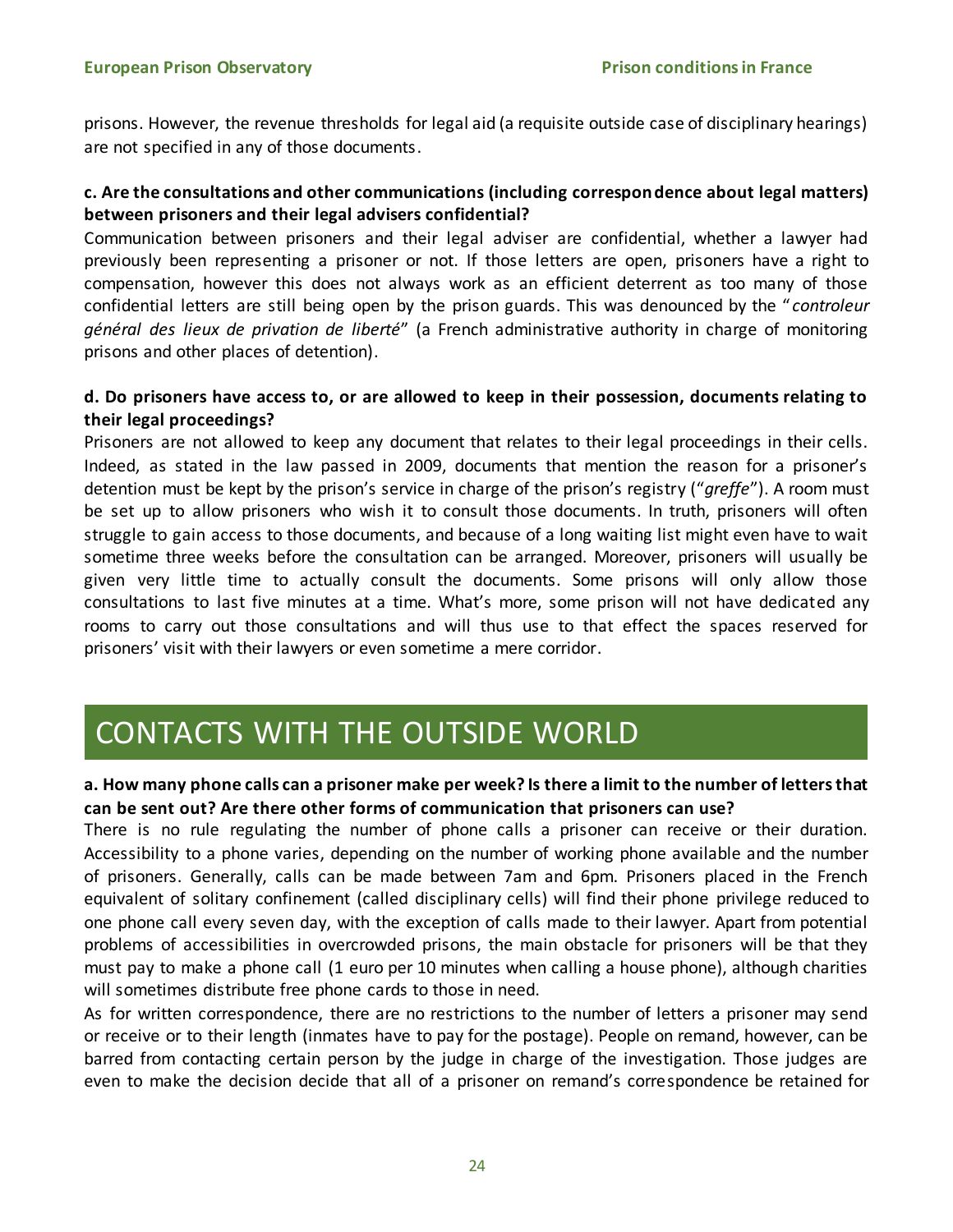prisons. However, the revenue thresholds for legal aid (a requisite outside case of disciplinary hearings) are not specified in any of those documents.

**c. Are the consultations and other communications (including correspondence about legal matters) between prisoners and their legal advisers confidential?**

Communication between prisoners and their legal adviser are confidential, whether a lawyer had previously been representing a prisoner or not. If those letters are open, prisoners have a right to compensation, however this does not always work as an efficient deterrent as too many of those confidential letters are still being open by the prison guards. This was denounced by the "*controleur général des lieux de privation de liberté*" (a French administrative authority in charge of monitoring prisons and other places of detention).

**d. Do prisoners have access to, or are allowed to keep in their possession, documents relating to their legal proceedings?**

Prisoners are not allowed to keep any document that relates to their legal proceedings in their cells. Indeed, as stated in the law passed in 2009, documents that mention the reason for a prisoner's detention must be kept by the prison's service in charge of the prison's registry ("*greffe*"). A room must be set up to allow prisoners who wish it to consult those documents. In truth, prisoners will often struggle to gain access to those documents, and because of a long waiting list might even have to wait sometime three weeks before the consultation can be arranged. Moreover, prisoners will usually be given very little time to actually consult the documents. Some prisons will only allow those consultations to last five minutes at a time. What's more, some prison will not have dedicated any rooms to carry out those consultations and will thus use to that effect the spaces reserved for prisoners' visit with their lawyers or even sometime a mere corridor.

# CONTACTS WITH THE OUTSIDE WORLD

**a. How many phone calls can a prisoner make per week? Is there a limit to the number of letters that can be sent out? Are there other forms of communication that prisoners can use?**

There is no rule regulating the number of phone calls a prisoner can receive or their duration. Accessibility to a phone varies, depending on the number of working phone available and the number of prisoners. Generally, calls can be made between 7am and 6pm. Prisoners placed in the French equivalent of solitary confinement (called disciplinary cells) will find their phone privilege reduced to one phone call every seven day, with the exception of calls made to their lawyer. Apart from potential problems of accessibilities in overcrowded prisons, the main obstacle for prisoners will be that they must pay to make a phone call (1 euro per 10 minutes when calling a house phone), although charities will sometimes distribute free phone cards to those in need.

As for written correspondence, there are no restrictions to the number of letters a prisoner may send or receive or to their length (inmates have to pay for the postage). People on remand, however, can be barred from contacting certain person by the judge in charge of the investigation. Those judges are even to make the decision decide that all of a prisoner on remand's correspondence be retained for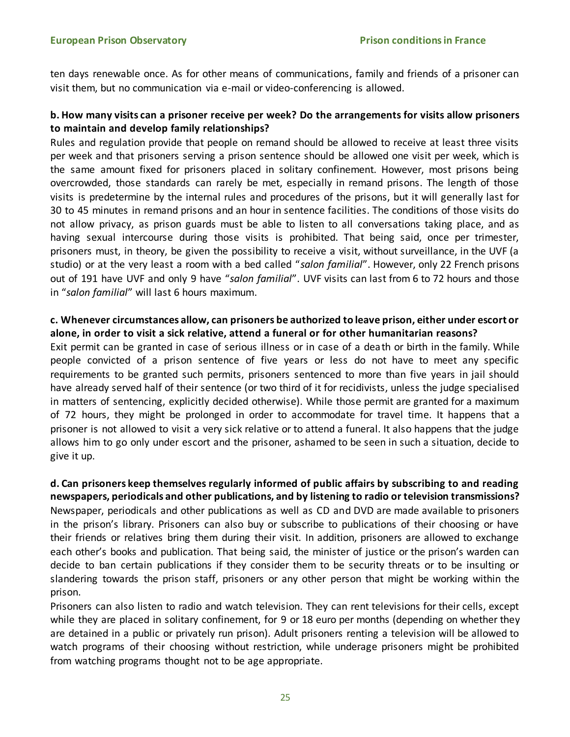ten days renewable once. As for other means of communications, family and friends of a prisoner can visit them, but no communication via e-mail or video-conferencing is allowed.

**b. How many visits can a prisoner receive per week? Do the arrangements for visits allow prisoners to maintain and develop family relationships?**

Rules and regulation provide that people on remand should be allowed to receive at least three visits per week and that prisoners serving a prison sentence should be allowed one visit per week, which is the same amount fixed for prisoners placed in solitary confinement. However, most prisons being overcrowded, those standards can rarely be met, especially in remand prisons. The length of those visits is predetermine by the internal rules and procedures of the prisons, but it will generally last for 30 to 45 minutes in remand prisons and an hour in sentence facilities. The conditions of those visits do not allow privacy, as prison guards must be able to listen to all conversations taking place, and as having sexual intercourse during those visits is prohibited. That being said, once per trimester, prisoners must, in theory, be given the possibility to receive a visit, without surveillance, in the UVF (a studio) or at the very least a room with a bed called "*salon familial*". However, only 22 French prisons out of 191 have UVF and only 9 have "*salon familial*". UVF visits can last from 6 to 72 hours and those in "*salon familial*" will last 6 hours maximum.

**c. Whenever circumstances allow, can prisoners be authorized to leave prison, either under escort or alone, in order to visit a sick relative, attend a funeral or for other humanitarian reasons?**

Exit permit can be granted in case of serious illness or in case of a death or birth in the family. While people convicted of a prison sentence of five years or less do not have to meet any specific requirements to be granted such permits, prisoners sentenced to more than five years in jail should have already served half of their sentence (or two third of it for recidivists, unless the judge specialised in matters of sentencing, explicitly decided otherwise). While those permit are granted for a maximum of 72 hours, they might be prolonged in order to accommodate for travel time. It happens that a prisoner is not allowed to visit a very sick relative or to attend a funeral. It also happens that the judge allows him to go only under escort and the prisoner, ashamed to be seen in such a situation, decide to give it up.

**d. Can prisoners keep themselves regularly informed of public affairs by subscribing to and reading newspapers, periodicals and other publications, and by listening to radio or television transmissions?**

Newspaper, periodicals and other publications as well as CD and DVD are made available to prisoners in the prison's library. Prisoners can also buy or subscribe to publications of their choosing or have their friends or relatives bring them during their visit. In addition, prisoners are allowed to exchange each other's books and publication. That being said, the minister of justice or the prison's warden can decide to ban certain publications if they consider them to be security threats or to be insulting or slandering towards the prison staff, prisoners or any other person that might be working within the prison.

Prisoners can also listen to radio and watch television. They can rent televisions for their cells, except while they are placed in solitary confinement, for 9 or 18 euro per months (depending on whether they are detained in a public or privately run prison). Adult prisoners renting a television will be allowed to watch programs of their choosing without restriction, while underage prisoners might be prohibited from watching programs thought not to be age appropriate.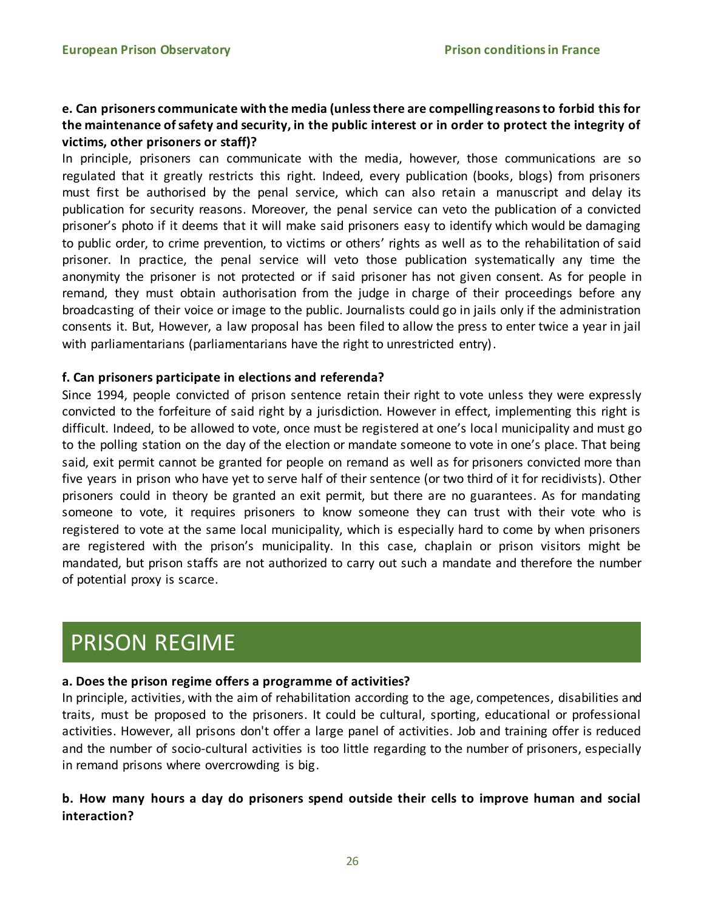**e. Can prisoners communicate with the media (unless there are compelling reasons to forbid this for the maintenance of safety and security, in the public interest or in order to protect the integrity of victims, other prisoners or staff)?**

In principle, prisoners can communicate with the media, however, those communications are so regulated that it greatly restricts this right. Indeed, every publication (books, blogs) from prisoners must first be authorised by the penal service, which can also retain a manuscript and delay its publication for security reasons. Moreover, the penal service can veto the publication of a convicted prisoner's photo if it deems that it will make said prisoners easy to identify which would be damaging to public order, to crime prevention, to victims or others' rights as well as to the rehabilitation of said prisoner. In practice, the penal service will veto those publication systematically any time the anonymity the prisoner is not protected or if said prisoner has not given consent. As for people in remand, they must obtain authorisation from the judge in charge of their proceedings before any broadcasting of their voice or image to the public. Journalists could go in jails only if the administration consents it. But, However, a law proposal has been filed to allow the press to enter twice a year in jail with parliamentarians (parliamentarians have the right to unrestricted entry).

**f. Can prisoners participate in elections and referenda?**

Since 1994, people convicted of prison sentence retain their right to vote unless they were expressly convicted to the forfeiture of said right by a jurisdiction. However in effect, implementing this right is difficult. Indeed, to be allowed to vote, once must be registered at one's local municipality and must go to the polling station on the day of the election or mandate someone to vote in one's place. That being said, exit permit cannot be granted for people on remand as well as for prisoners convicted more than five years in prison who have yet to serve half of their sentence (or two third of it for recidivists). Other prisoners could in theory be granted an exit permit, but there are no guarantees. As for mandating someone to vote, it requires prisoners to know someone they can trust with their vote who is registered to vote at the same local municipality, which is especially hard to come by when prisoners are registered with the prison's municipality. In this case, chaplain or prison visitors might be mandated, but prison staffs are not authorized to carry out such a mandate and therefore the number of potential proxy is scarce.

# PRISON REGIME

**a. Does the prison regime offers a programme of activities?**

In principle, activities, with the aim of rehabilitation according to the age, competences, disabilities and traits, must be proposed to the prisoners. It could be cultural, sporting, educational or professional activities. However, all prisons don't offer a large panel of activities. Job and training offer is reduced and the number of socio-cultural activities is too little regarding to the number of prisoners, especially in remand prisons where overcrowding is big.

**b. How many hours a day do prisoners spend outside their cells to improve human and social interaction?**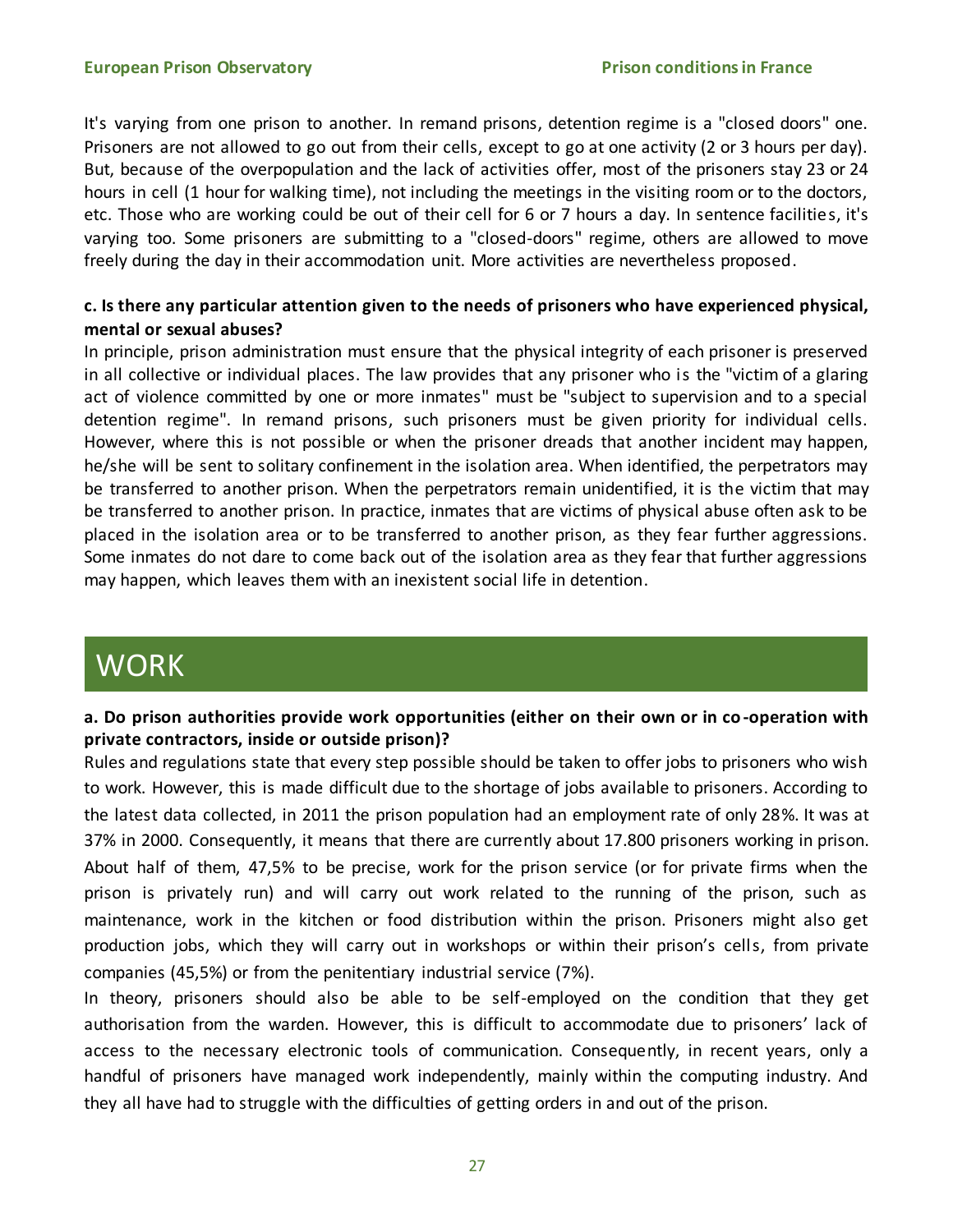It's varying from one prison to another. In remand prisons, detention regime is a "closed doors" one. Prisoners are not allowed to go out from their cells, except to go at one activity (2 or 3 hours per day). But, because of the overpopulation and the lack of activities offer, most of the prisoners stay 23 or 24 hours in cell (1 hour for walking time), not including the meetings in the visiting room or to the doctors, etc. Those who are working could be out of their cell for 6 or 7 hours a day. In sentence facilities, it's varying too. Some prisoners are submitting to a "closed-doors" regime, others are allowed to move freely during the day in their accommodation unit. More activities are nevertheless proposed.

**c. Is there any particular attention given to the needs of prisoners who have experienced physical, mental or sexual abuses?**

In principle, prison administration must ensure that the physical integrity of each prisoner is preserved in all collective or individual places. The law provides that any prisoner who is the "victim of a glaring act of violence committed by one or more inmates" must be "subject to supervision and to a special detention regime". In remand prisons, such prisoners must be given priority for individual cells. However, where this is not possible or when the prisoner dreads that another incident may happen, he/she will be sent to solitary confinement in the isolation area. When identified, the perpetrators may be transferred to another prison. When the perpetrators remain unidentified, it is the victim that may be transferred to another prison. In practice, inmates that are victims of physical abuse often ask to be placed in the isolation area or to be transferred to another prison, as they fear further aggressions. Some inmates do not dare to come back out of the isolation area as they fear that further aggressions may happen, which leaves them with an inexistent social life in detention.

# WORK

**a. Do prison authorities provide work opportunities (either on their own or in co-operation with private contractors, inside or outside prison)?**

Rules and regulations state that every step possible should be taken to offer jobs to prisoners who wish to work. However, this is made difficult due to the shortage of jobs available to prisoners. According to the latest data collected, in 2011 the prison population had an employment rate of only 28%. It was at 37% in 2000. Consequently, it means that there are currently about 17.800 prisoners working in prison. About half of them, 47,5% to be precise, work for the prison service (or for private firms when the prison is privately run) and will carry out work related to the running of the prison, such as maintenance, work in the kitchen or food distribution within the prison. Prisoners might also get production jobs, which they will carry out in workshops or within their prison's cells, from private companies (45,5%) or from the penitentiary industrial service (7%).

In theory, prisoners should also be able to be self-employed on the condition that they get authorisation from the warden. However, this is difficult to accommodate due to prisoners' lack of access to the necessary electronic tools of communication. Consequently, in recent years, only a handful of prisoners have managed work independently, mainly within the computing industry. And they all have had to struggle with the difficulties of getting orders in and out of the prison.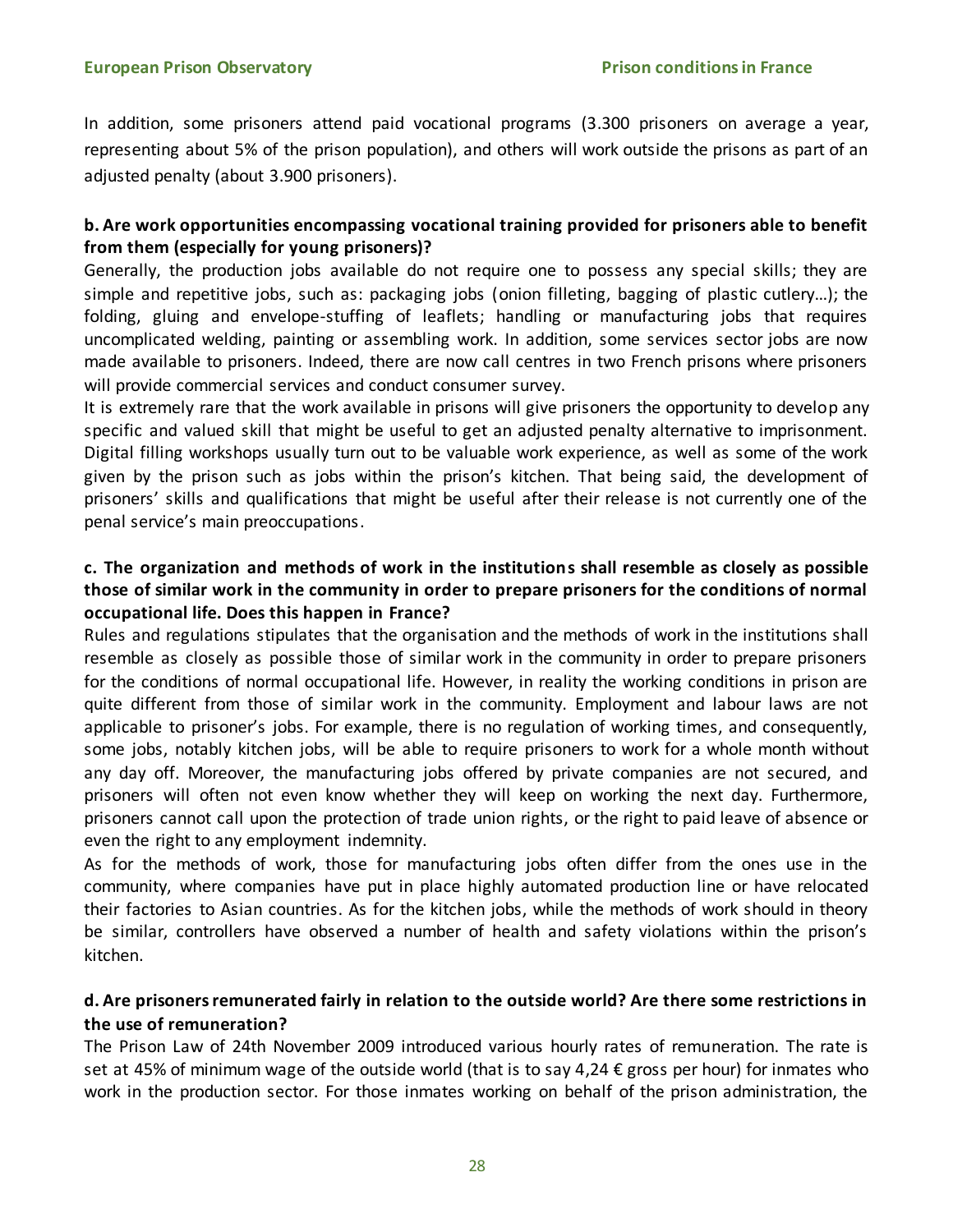In addition, some prisoners attend paid vocational programs (3.300 prisoners on average a year, representing about 5% of the prison population), and others will work outside the prisons as part of an adjusted penalty (about 3.900 prisoners).

**b. Are work opportunities encompassing vocational training provided for prisoners able to benefit from them (especially for young prisoners)?**

Generally, the production jobs available do not require one to possess any special skills; they are simple and repetitive jobs, such as: packaging jobs (onion filleting, bagging of plastic cutlery…); the folding, gluing and envelope-stuffing of leaflets; handling or manufacturing jobs that requires uncomplicated welding, painting or assembling work. In addition, some services sector jobs are now made available to prisoners. Indeed, there are now call centres in two French prisons where prisoners will provide commercial services and conduct consumer survey.

It is extremely rare that the work available in prisons will give prisoners the opportunity to develop any specific and valued skill that might be useful to get an adjusted penalty alternative to imprisonment. Digital filling workshops usually turn out to be valuable work experience, as well as some of the work given by the prison such as jobs within the prison's kitchen. That being said, the development of prisoners' skills and qualifications that might be useful after their release is not currently one of the penal service's main preoccupations.

**c. The organization and methods of work in the institutions shall resemble as closely as possible those of similar work in the community in order to prepare prisoners for the conditions of normal occupational life. Does this happen in France?**

Rules and regulations stipulates that the organisation and the methods of work in the institutions shall resemble as closely as possible those of similar work in the community in order to prepare prisoners for the conditions of normal occupational life. However, in reality the working conditions in prison are quite different from those of similar work in the community. Employment and labour laws are not applicable to prisoner's jobs. For example, there is no regulation of working times, and consequently, some jobs, notably kitchen jobs, will be able to require prisoners to work for a whole month without any day off. Moreover, the manufacturing jobs offered by private companies are not secured, and prisoners will often not even know whether they will keep on working the next day. Furthermore, prisoners cannot call upon the protection of trade union rights, or the right to paid leave of absence or even the right to any employment indemnity.

As for the methods of work, those for manufacturing jobs often differ from the ones use in the community, where companies have put in place highly automated production line or have relocated their factories to Asian countries. As for the kitchen jobs, while the methods of work should in theory be similar, controllers have observed a number of health and safety violations within the prison's kitchen.

**d. Are prisoners remunerated fairly in relation to the outside world? Are there some restrictions in the use of remuneration?**

The Prison Law of 24th November 2009 introduced various hourly rates of remuneration. The rate is set at 45% of minimum wage of the outside world (that is to say 4,24 € gross per hour) for inmates who work in the production sector. For those inmates working on behalf of the prison administration, the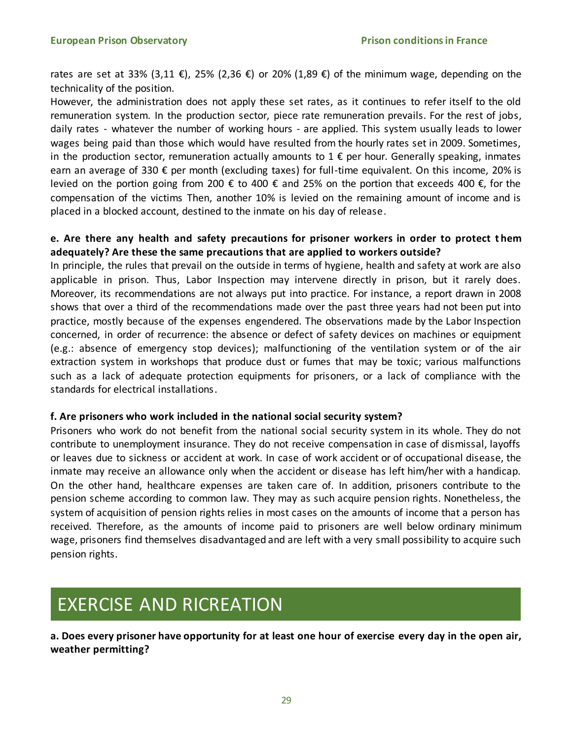rates are set at 33% (3,11 €), 25% (2,36 €) or 20% (1,89 €) of the minimum wage, depending on the technicality of the position.

However, the administration does not apply these set rates, as it continues to refer itself to the old remuneration system. In the production sector, piece rate remuneration prevails. For the rest of jobs, daily rates - whatever the number of working hours - are applied. This system usually leads to lower wages being paid than those which would have resulted from the hourly rates set in 2009. Sometimes, in the production sector, remuneration actually amounts to 1 € per hour. Generally speaking, inmates earn an average of 330 € per month (excluding taxes) for full-time equivalent. On this income, 20% is levied on the portion going from 200 € to 400 € and 25% on the portion that exceeds 400 €, for the compensation of the victims Then, another 10% is levied on the remaining amount of income and is placed in a blocked account, destined to the inmate on his day of release.

**e. Are there any health and safety precautions for prisoner workers in order to protect them adequately? Are these the same precautions that are applied to workers outside?**

In principle, the rules that prevail on the outside in terms of hygiene, health and safety at work are also applicable in prison. Thus, Labor Inspection may intervene directly in prison, but it rarely does. Moreover, its recommendations are not always put into practice. For instance, a report drawn in 2008 shows that over a third of the recommendations made over the past three years had not been put into practice, mostly because of the expenses engendered. The observations made by the Labor Inspection concerned, in order of recurrence: the absence or defect of safety devices on machines or equipment (e.g.: absence of emergency stop devices); malfunctioning of the ventilation system or of the air extraction system in workshops that produce dust or fumes that may be toxic; various malfunctions such as a lack of adequate protection equipments for prisoners, or a lack of compliance with the standards for electrical installations.

**f. Are prisoners who work included in the national social security system?**

Prisoners who work do not benefit from the national social security system in its whole. They do not contribute to unemployment insurance. They do not receive compensation in case of dismissal, layoffs or leaves due to sickness or accident at work. In case of work accident or of occupational disease, the inmate may receive an allowance only when the accident or disease has left him/her with a handicap. On the other hand, healthcare expenses are taken care of. In addition, prisoners contribute to the pension scheme according to common law. They may as such acquire pension rights. Nonetheless, the system of acquisition of pension rights relies in most cases on the amounts of income that a person has received. Therefore, as the amounts of income paid to prisoners are well below ordinary minimum wage, prisoners find themselves disadvantaged and are left with a very small possibility to acquire such pension rights.

# EXERCISE AND RICREATION

**a. Does every prisoner have opportunity for at least one hour of exercise every day in the open air, weather permitting?**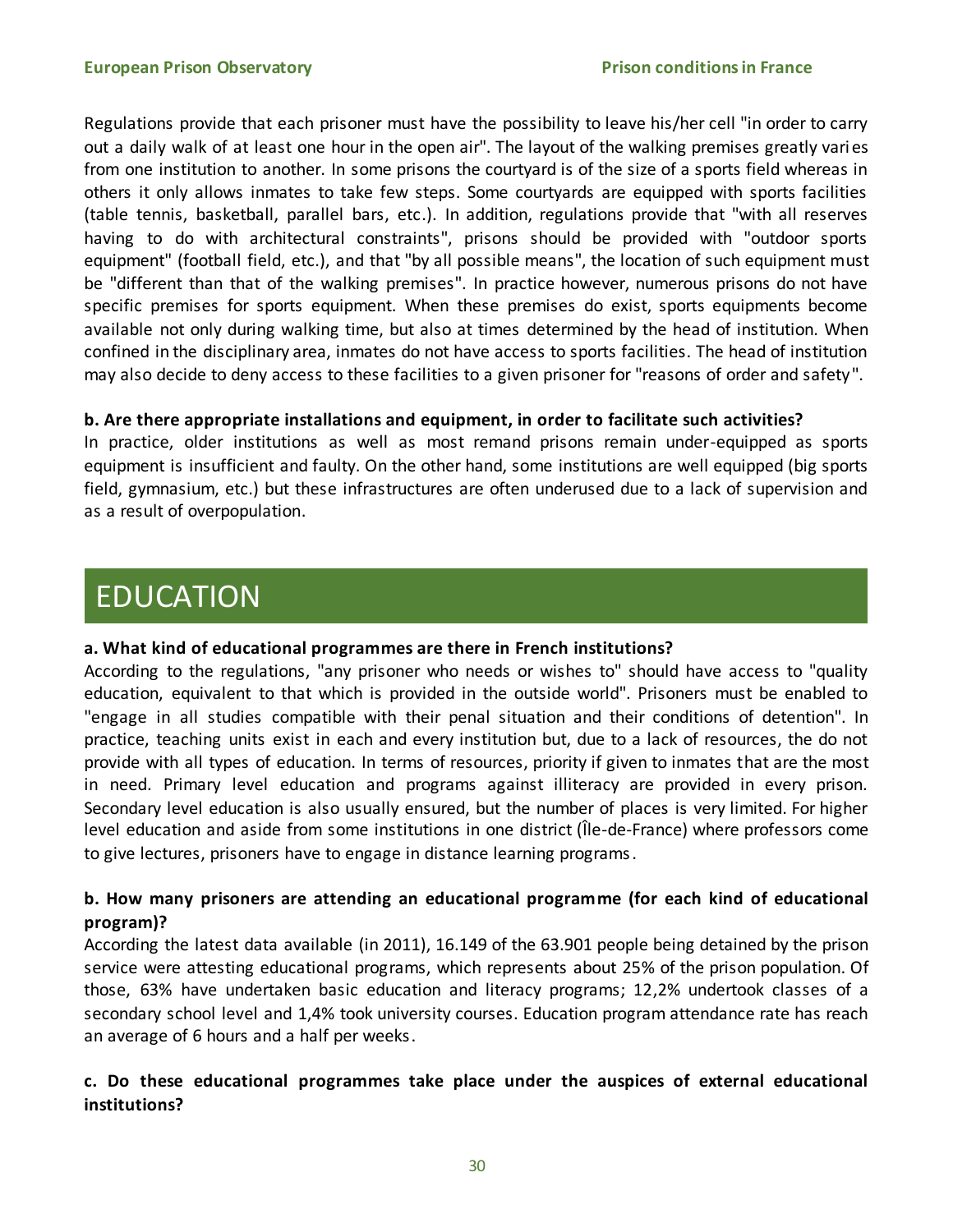Regulations provide that each prisoner must have the possibility to leave his/her cell "in order to carry out a daily walk of at least one hour in the open air". The layout of the walking premises greatly varies from one institution to another. In some prisons the courtyard is of the size of a sports field whereas in others it only allows inmates to take few steps. Some courtyards are equipped with sports facilities (table tennis, basketball, parallel bars, etc.). In addition, regulations provide that "with all reserves having to do with architectural constraints", prisons should be provided with "outdoor sports equipment" (football field, etc.), and that "by all possible means", the location of such equipment must be "different than that of the walking premises". In practice however, numerous prisons do not have specific premises for sports equipment. When these premises do exist, sports equipments become available not only during walking time, but also at times determined by the head of institution. When confined in the disciplinary area, inmates do not have access to sports facilities. The head of institution may also decide to deny access to these facilities to a given prisoner for "reasons of order and safety".

**b. Are there appropriate installations and equipment, in order to facilitate such activities?**

In practice, older institutions as well as most remand prisons remain under-equipped as sports equipment is insufficient and faulty. On the other hand, some institutions are well equipped (big sports field, gymnasium, etc.) but these infrastructures are often underused due to a lack of supervision and as a result of overpopulation.

# EDUCATION

**a. What kind of educational programmes are there in French institutions?**

According to the regulations, "any prisoner who needs or wishes to" should have access to "quality education, equivalent to that which is provided in the outside world". Prisoners must be enabled to "engage in all studies compatible with their penal situation and their conditions of detention". In practice, teaching units exist in each and every institution but, due to a lack of resources, the do not provide with all types of education. In terms of resources, priority if given to inmates that are the most in need. Primary level education and programs against illiteracy are provided in every prison. Secondary level education is also usually ensured, but the number of places is very limited. For higher level education and aside from some institutions in one district (Île-de-France) where professors come to give lectures, prisoners have to engage in distance learning programs.

**b. How many prisoners are attending an educational programme (for each kind of educational program)?**

According the latest data available (in 2011), 16.149 of the 63.901 people being detained by the prison service were attesting educational programs, which represents about 25% of the prison population. Of those, 63% have undertaken basic education and literacy programs; 12,2% undertook classes of a secondary school level and 1,4% took university courses. Education program attendance rate has reach an average of 6 hours and a half per weeks.

**c. Do these educational programmes take place under the auspices of external educational institutions?**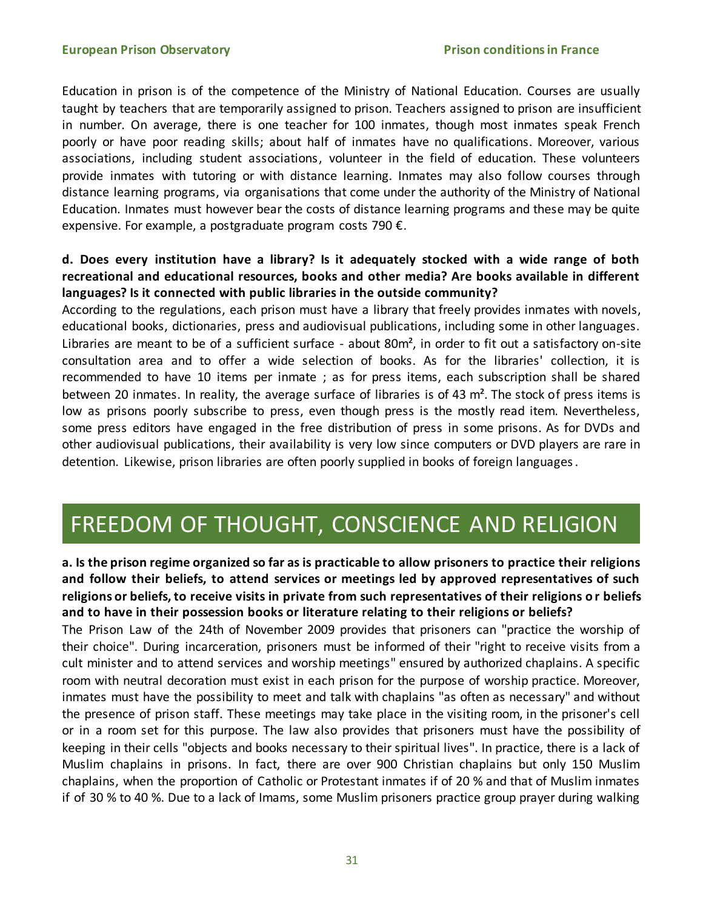Education in prison is of the competence of the Ministry of National Education. Courses are usually taught by teachers that are temporarily assigned to prison. Teachers assigned to prison are insufficient in number. On average, there is one teacher for 100 inmates, though most inmates speak French poorly or have poor reading skills; about half of inmates have no qualifications. Moreover, various associations, including student associations, volunteer in the field of education. These volunteers provide inmates with tutoring or with distance learning. Inmates may also follow courses through distance learning programs, via organisations that come under the authority of the Ministry of National Education. Inmates must however bear the costs of distance learning programs and these may be quite expensive. For example, a postgraduate program costs 790 €.

**d. Does every institution have a library? Is it adequately stocked with a wide range of both recreational and educational resources, books and other media? Are books available in different languages? Is it connected with public libraries in the outside community?**

According to the regulations, each prison must have a library that freely provides inmates with novels, educational books, dictionaries, press and audiovisual publications, including some in other languages. Libraries are meant to be of a sufficient surface - about 80m², in order to fit out a satisfactory on-site consultation area and to offer a wide selection of books. As for the libraries' collection, it is recommended to have 10 items per inmate ; as for press items, each subscription shall be shared between 20 inmates. In reality, the average surface of libraries is of 43 m². The stock of press items is low as prisons poorly subscribe to press, even though press is the mostly read item. Nevertheless, some press editors have engaged in the free distribution of press in some prisons. As for DVDs and other audiovisual publications, their availability is very low since computers or DVD players are rare in detention. Likewise, prison libraries are often poorly supplied in books of foreign languages.

# FREEDOM OF THOUGHT, CONSCIENCE AND RELIGION

**a. Is the prison regime organized so far as is practicable to allow prisoners to practice their religions and follow their beliefs, to attend services or meetings led by approved representatives of such religions or beliefs, to receive visits in private from such representatives of their religions or beliefs and to have in their possession books or literature relating to their religions or beliefs?**

The Prison Law of the 24th of November 2009 provides that prisoners can "practice the worship of their choice". During incarceration, prisoners must be informed of their "right to receive visits from a cult minister and to attend services and worship meetings" ensured by authorized chaplains. A specific room with neutral decoration must exist in each prison for the purpose of worship practice. Moreover, inmates must have the possibility to meet and talk with chaplains "as often as necessary" and without the presence of prison staff. These meetings may take place in the visiting room, in the prisoner's cell or in a room set for this purpose. The law also provides that prisoners must have the possibility of keeping in their cells "objects and books necessary to their spiritual lives". In practice, there is a lack of Muslim chaplains in prisons. In fact, there are over 900 Christian chaplains but only 150 Muslim chaplains, when the proportion of Catholic or Protestant inmates if of 20 % and that of Muslim inmates if of 30 % to 40 %. Due to a lack of Imams, some Muslim prisoners practice group prayer during walking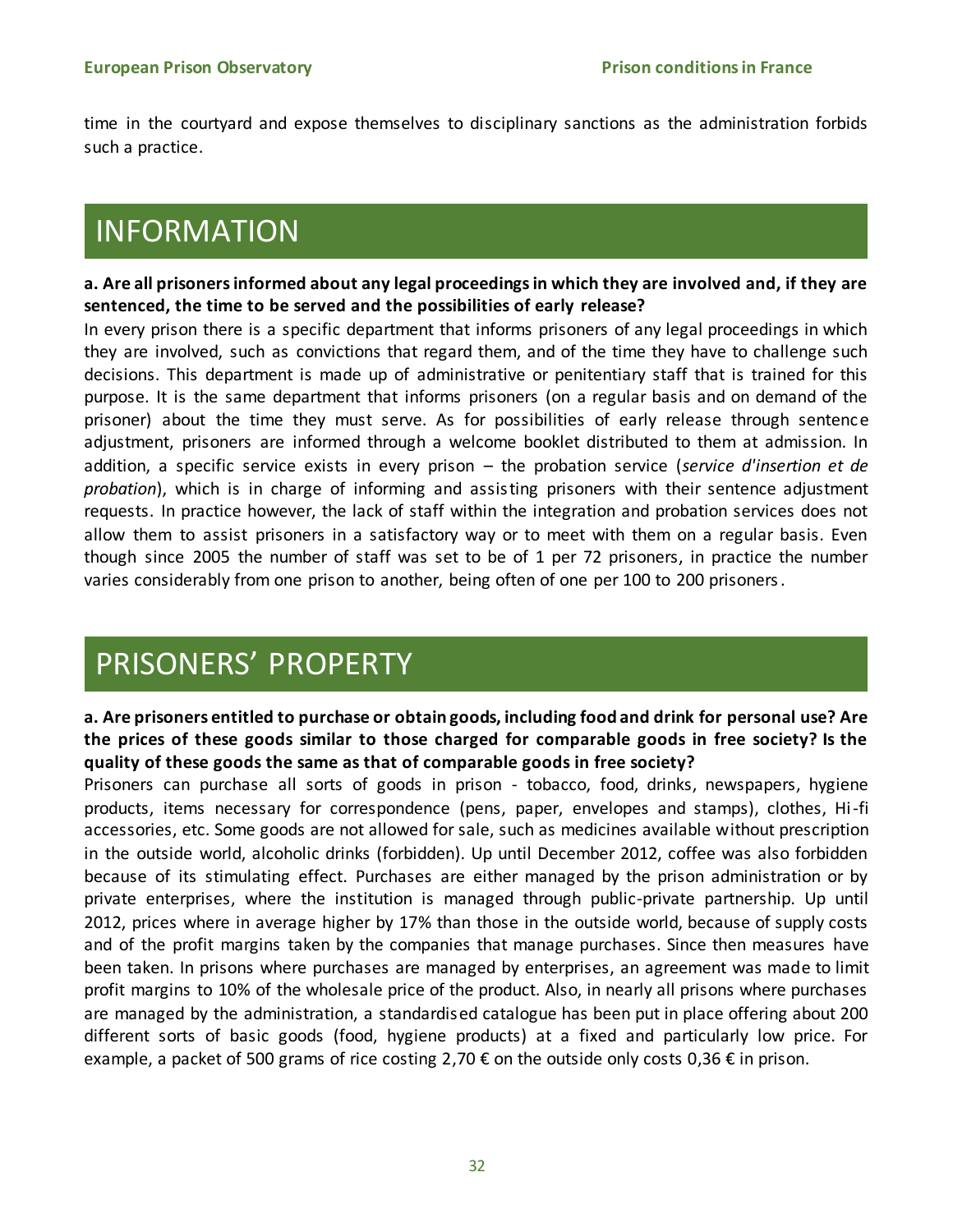time in the courtyard and expose themselves to disciplinary sanctions as the administration forbids such a practice.

# INFORMATION

**a. Are all prisoners informed about any legal proceedings in which they are involved and, if they are sentenced, the time to be served and the possibilities of early release?**

In every prison there is a specific department that informs prisoners of any legal proceedings in which they are involved, such as convictions that regard them, and of the time they have to challenge such decisions. This department is made up of administrative or penitentiary staff that is trained for this purpose. It is the same department that informs prisoners (on a regular basis and on demand of the prisoner) about the time they must serve. As for possibilities of early release through sentence adjustment, prisoners are informed through a welcome booklet distributed to them at admission. In addition, a specific service exists in every prison – the probation service (*service d'insertion et de probation*), which is in charge of informing and assisting prisoners with their sentence adjustment requests. In practice however, the lack of staff within the integration and probation services does not allow them to assist prisoners in a satisfactory way or to meet with them on a regular basis. Even though since 2005 the number of staff was set to be of 1 per 72 prisoners, in practice the number varies considerably from one prison to another, being often of one per 100 to 200 prisoners.

# PRISONERS' PROPERTY

**a. Are prisoners entitled to purchase or obtain goods, including food and drink for personal use? Are the prices of these goods similar to those charged for comparable goods in free society? Is the quality of these goods the same as that of comparable goods in free society?**

Prisoners can purchase all sorts of goods in prison - tobacco, food, drinks, newspapers, hygiene products, items necessary for correspondence (pens, paper, envelopes and stamps), clothes, Hi-fi accessories, etc. Some goods are not allowed for sale, such as medicines available without prescription in the outside world, alcoholic drinks (forbidden). Up until December 2012, coffee was also forbidden because of its stimulating effect. Purchases are either managed by the prison administration or by private enterprises, where the institution is managed through public-private partnership. Up until 2012, prices where in average higher by 17% than those in the outside world, because of supply costs and of the profit margins taken by the companies that manage purchases. Since then measures have been taken. In prisons where purchases are managed by enterprises, an agreement was made to limit profit margins to 10% of the wholesale price of the product. Also, in nearly all prisons where purchases are managed by the administration, a standardised catalogue has been put in place offering about 200 different sorts of basic goods (food, hygiene products) at a fixed and particularly low price. For example, a packet of 500 grams of rice costing 2,70 € on the outside only costs 0,36 € in prison.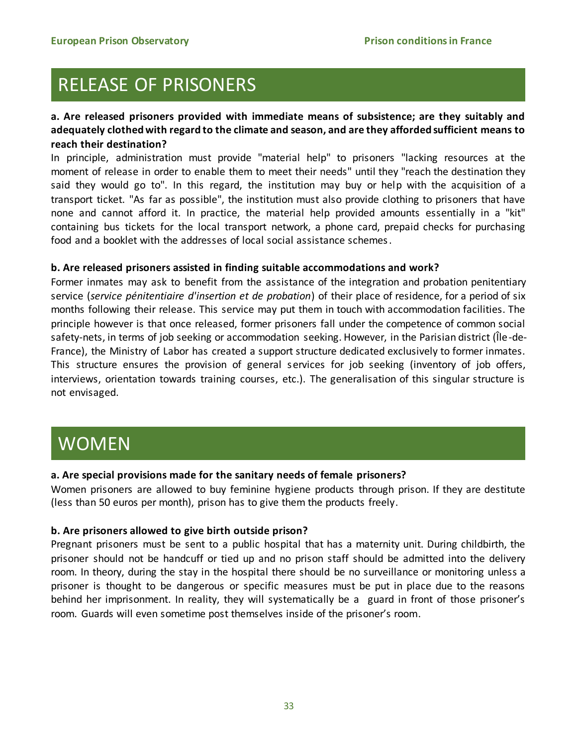# RELEASE OF PRISONERS

**a. Are released prisoners provided with immediate means of subsistence; are they suitably and adequately clothed with regard to the climate and season, and are they afforded sufficient means to reach their destination?**

In principle, administration must provide "material help" to prisoners "lacking resources at the moment of release in order to enable them to meet their needs" until they "reach the destination they said they would go to". In this regard, the institution may buy or help with the acquisition of a transport ticket. "As far as possible", the institution must also provide clothing to prisoners that have none and cannot afford it. In practice, the material help provided amounts essentially in a "kit" containing bus tickets for the local transport network, a phone card, prepaid checks for purchasing food and a booklet with the addresses of local social assistance schemes.

**b. Are released prisoners assisted in finding suitable accommodations and work?**

Former inmates may ask to benefit from the assistance of the integration and probation penitentiary service (*service pénitentiaire d'insertion et de probation*) of their place of residence, for a period of six months following their release. This service may put them in touch with accommodation facilities. The principle however is that once released, former prisoners fall under the competence of common social safety-nets, in terms of job seeking or accommodation seeking. However, in the Parisian district (Île-de-France), the Ministry of Labor has created a support structure dedicated exclusively to former inmates. This structure ensures the provision of general services for job seeking (inventory of job offers, interviews, orientation towards training courses, etc.). The generalisation of this singular structure is not envisaged.

# WOMEN

**a. Are special provisions made for the sanitary needs of female prisoners?**

Women prisoners are allowed to buy feminine hygiene products through prison. If they are destitute (less than 50 euros per month), prison has to give them the products freely.

**b. Are prisoners allowed to give birth outside prison?**

Pregnant prisoners must be sent to a public hospital that has a maternity unit. During childbirth, the prisoner should not be handcuff or tied up and no prison staff should be admitted into the delivery room. In theory, during the stay in the hospital there should be no surveillance or monitoring unless a prisoner is thought to be dangerous or specific measures must be put in place due to the reasons behind her imprisonment. In reality, they will systematically be a guard in front of those prisoner's room. Guards will even sometime post themselves inside of the prisoner's room.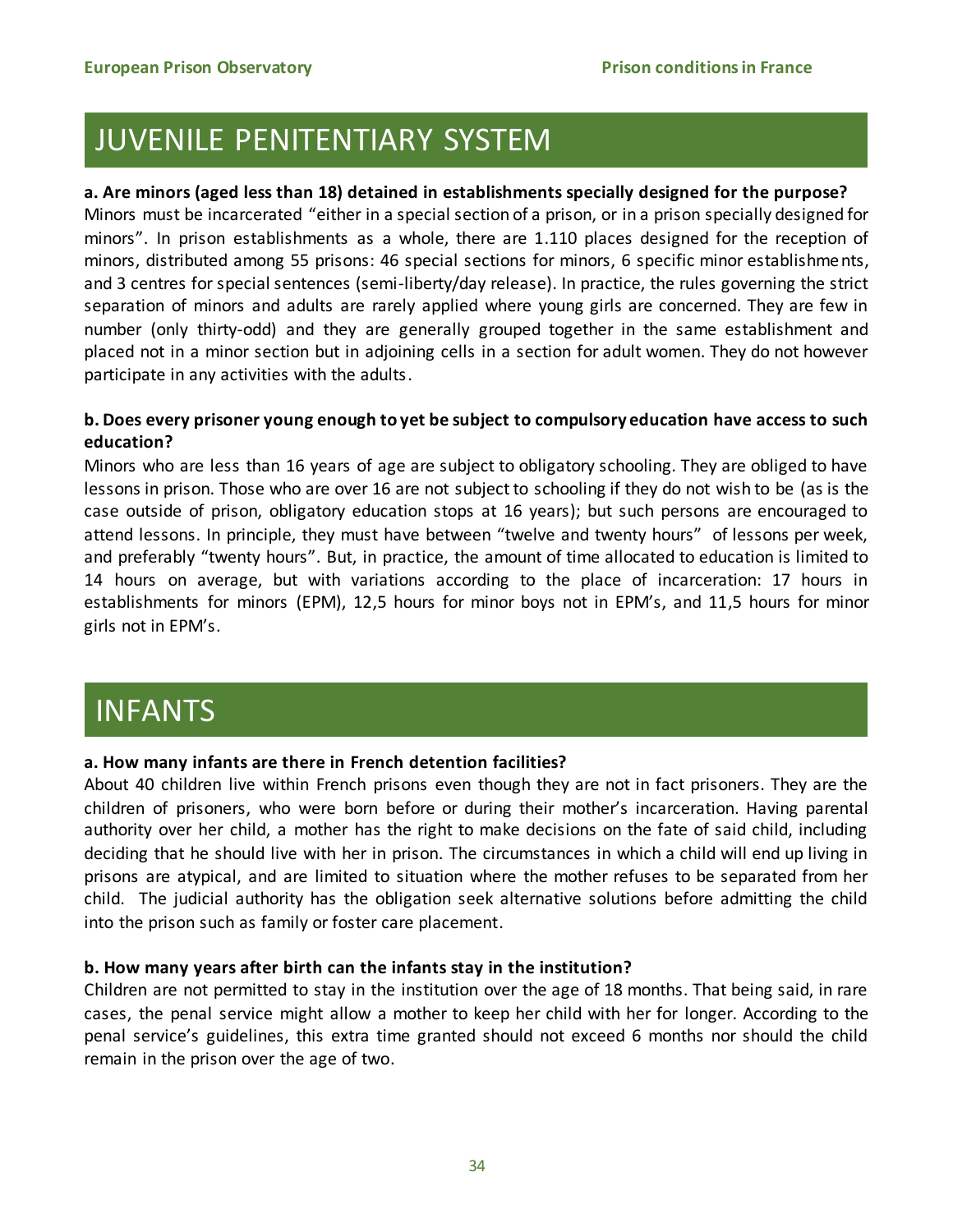# JUVENILE PENITENTIARY SYSTEM

**a. Are minors (aged less than 18) detained in establishments specially designed for the purpose?**

Minors must be incarcerated "either in a special section of a prison, or in a prison specially designed for minors". In prison establishments as a whole, there are 1.110 places designed for the reception of minors, distributed among 55 prisons: 46 special sections for minors, 6 specific minor establishments, and 3 centres for special sentences (semi-liberty/day release). In practice, the rules governing the strict separation of minors and adults are rarely applied where young girls are concerned. They are few in number (only thirty-odd) and they are generally grouped together in the same establishment and placed not in a minor section but in adjoining cells in a section for adult women. They do not however participate in any activities with the adults.

**b. Does every prisoner young enough to yet be subject to compulsory education have access to such education?**

Minors who are less than 16 years of age are subject to obligatory schooling. They are obliged to have lessons in prison. Those who are over 16 are not subject to schooling if they do not wish to be (as is the case outside of prison, obligatory education stops at 16 years); but such persons are encouraged to attend lessons. In principle, they must have between "twelve and twenty hours" of lessons per week, and preferably "twenty hours". But, in practice, the amount of time allocated to education is limited to 14 hours on average, but with variations according to the place of incarceration: 17 hours in establishments for minors (EPM), 12,5 hours for minor boys not in EPM's, and 11,5 hours for minor girls not in EPM's.

# INFANTS

**a. How many infants are there in French detention facilities?**

About 40 children live within French prisons even though they are not in fact prisoners. They are the children of prisoners, who were born before or during their mother's incarceration. Having parental authority over her child, a mother has the right to make decisions on the fate of said child, including deciding that he should live with her in prison. The circumstances in which a child will end up living in prisons are atypical, and are limited to situation where the mother refuses to be separated from her child. The judicial authority has the obligation seek alternative solutions before admitting the child into the prison such as family or foster care placement.

**b. How many years after birth can the infants stay in the institution?**

Children are not permitted to stay in the institution over the age of 18 months. That being said, in rare cases, the penal service might allow a mother to keep her child with her for longer. According to the penal service's guidelines, this extra time granted should not exceed 6 months nor should the child remain in the prison over the age of two.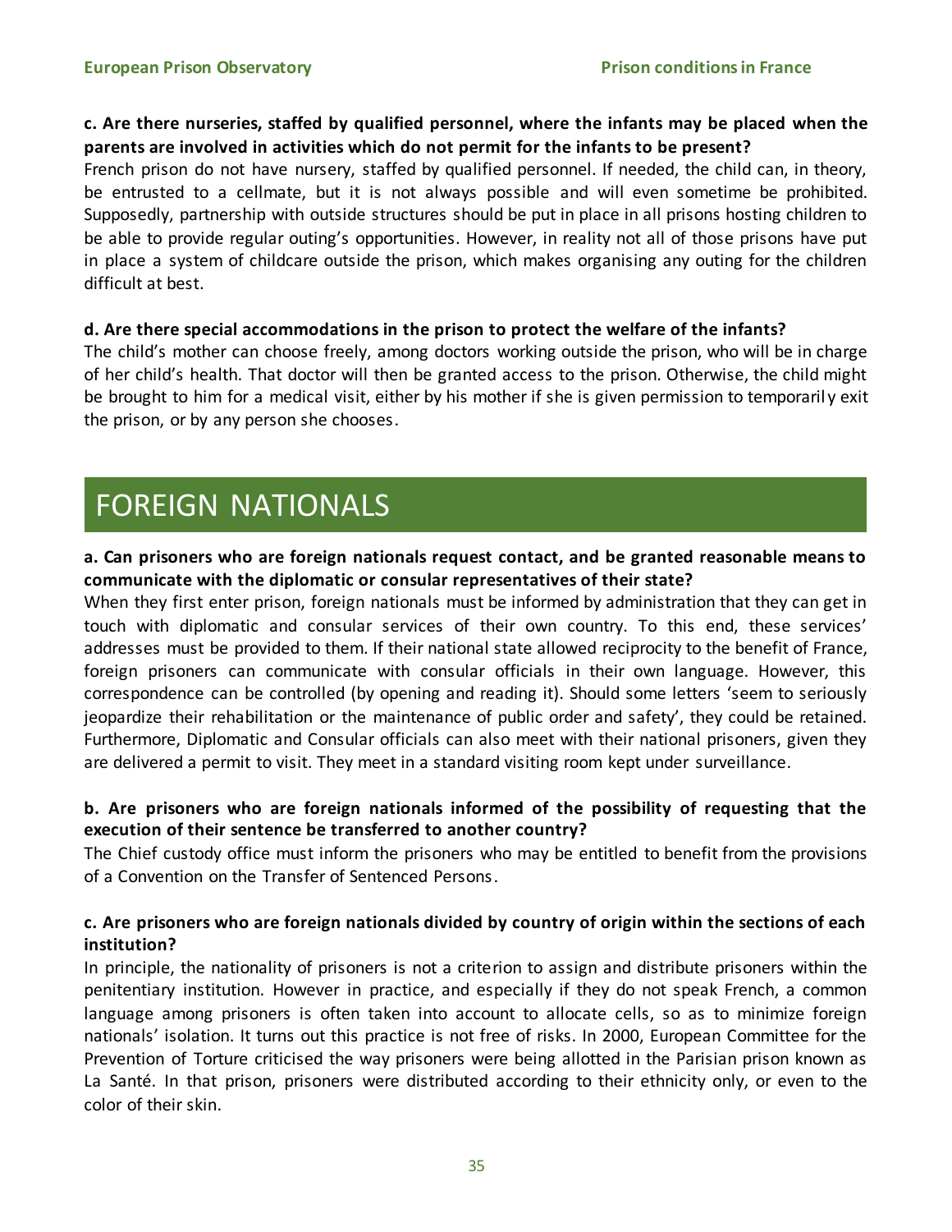**c. Are there nurseries, staffed by qualified personnel, where the infants may be placed when the parents are involved in activities which do not permit for the infants to be present?**

French prison do not have nursery, staffed by qualified personnel. If needed, the child can, in theory, be entrusted to a cellmate, but it is not always possible and will even sometime be prohibited. Supposedly, partnership with outside structures should be put in place in all prisons hosting children to be able to provide regular outing's opportunities. However, in reality not all of those prisons have put in place a system of childcare outside the prison, which makes organising any outing for the children difficult at best.

**d. Are there special accommodations in the prison to protect the welfare of the infants?**

The child's mother can choose freely, among doctors working outside the prison, who will be in charge of her child's health. That doctor will then be granted access to the prison. Otherwise, the child might be brought to him for a medical visit, either by his mother if she is given permission to temporarily exit the prison, or by any person she chooses.

# FOREIGN NATIONALS

**a. Can prisoners who are foreign nationals request contact, and be granted reasonable means to communicate with the diplomatic or consular representatives of their state?**

When they first enter prison, foreign nationals must be informed by administration that they can get in touch with diplomatic and consular services of their own country. To this end, these services' addresses must be provided to them. If their national state allowed reciprocity to the benefit of France, foreign prisoners can communicate with consular officials in their own language. However, this correspondence can be controlled (by opening and reading it). Should some letters 'seem to seriously jeopardize their rehabilitation or the maintenance of public order and safety', they could be retained. Furthermore, Diplomatic and Consular officials can also meet with their national prisoners, given they are delivered a permit to visit. They meet in a standard visiting room kept under surveillance.

**b. Are prisoners who are foreign nationals informed of the possibility of requesting that the execution of their sentence be transferred to another country?**

The Chief custody office must inform the prisoners who may be entitled to benefit from the provisions of a Convention on the Transfer of Sentenced Persons.

**c. Are prisoners who are foreign nationals divided by country of origin within the sections of each institution?**

In principle, the nationality of prisoners is not a criterion to assign and distribute prisoners within the penitentiary institution. However in practice, and especially if they do not speak French, a common language among prisoners is often taken into account to allocate cells, so as to minimize foreign nationals' isolation. It turns out this practice is not free of risks. In 2000, European Committee for the Prevention of Torture criticised the way prisoners were being allotted in the Parisian prison known as La Santé. In that prison, prisoners were distributed according to their ethnicity only, or even to the color of their skin.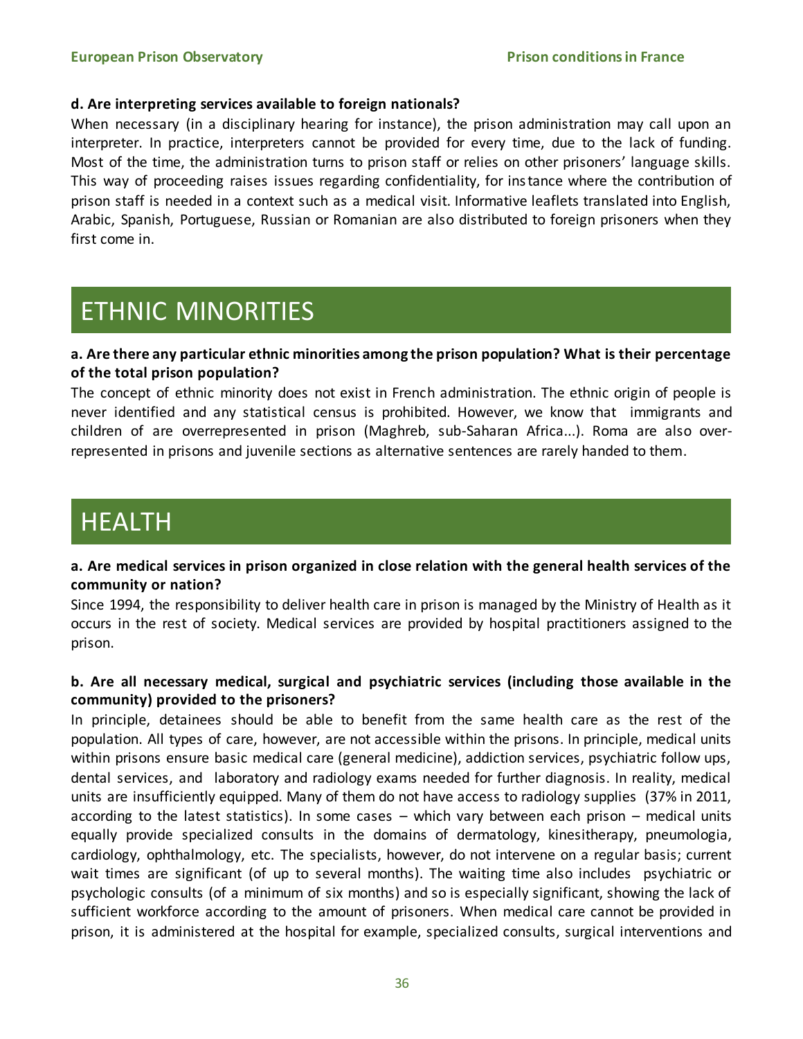**d. Are interpreting services available to foreign nationals?**

When necessary (in a disciplinary hearing for instance), the prison administration may call upon an interpreter. In practice, interpreters cannot be provided for every time, due to the lack of funding. Most of the time, the administration turns to prison staff or relies on other prisoners' language skills. This way of proceeding raises issues regarding confidentiality, for instance where the contribution of prison staff is needed in a context such as a medical visit. Informative leaflets translated into English, Arabic, Spanish, Portuguese, Russian or Romanian are also distributed to foreign prisoners when they first come in.

# ETHNIC MINORITIES

**a. Are there any particular ethnic minorities among the prison population? What is their percentage of the total prison population?**

The concept of ethnic minority does not exist in French administration. The ethnic origin of people is never identified and any statistical census is prohibited. However, we know that immigrants and children of are overrepresented in prison (Maghreb, sub-Saharan Africa...). Roma are also over-represented in prisons and juvenile sections as alternative sentences are rarely handed to them.

# HEALTH

**a. Are medical services in prison organized in close relation with the general health services of the community or nation?**

Since 1994, the responsibility to deliver health care in prison is managed by the Ministry of Health as it occurs in the rest of society. Medical services are provided by hospital practitioners assigned to the prison.

**b. Are all necessary medical, surgical and psychiatric services (including those available in the community) provided to the prisoners?**

In principle, detainees should be able to benefit from the same health care as the rest of the population. All types of care, however, are not accessible within the prisons. In principle, medical units within prisons ensure basic medical care (general medicine), addiction services, psychiatric follow ups, dental services, and laboratory and radiology exams needed for further diagnosis. In reality, medical units are insufficiently equipped. Many of them do not have access to radiology supplies (37% in 2011, according to the latest statistics). In some cases – which vary between each prison – medical units equally provide specialized consults in the domains of dermatology, kinesitherapy, pneumologia, cardiology, ophthalmology, etc. The specialists, however, do not intervene on a regular basis; current wait times are significant (of up to several months). The waiting time also includes psychiatric or psychologic consults (of a minimum of six months) and so is especially significant, showing the lack of sufficient workforce according to the amount of prisoners. When medical care cannot be provided in prison, it is administered at the hospital for example, specialized consults, surgical interventions and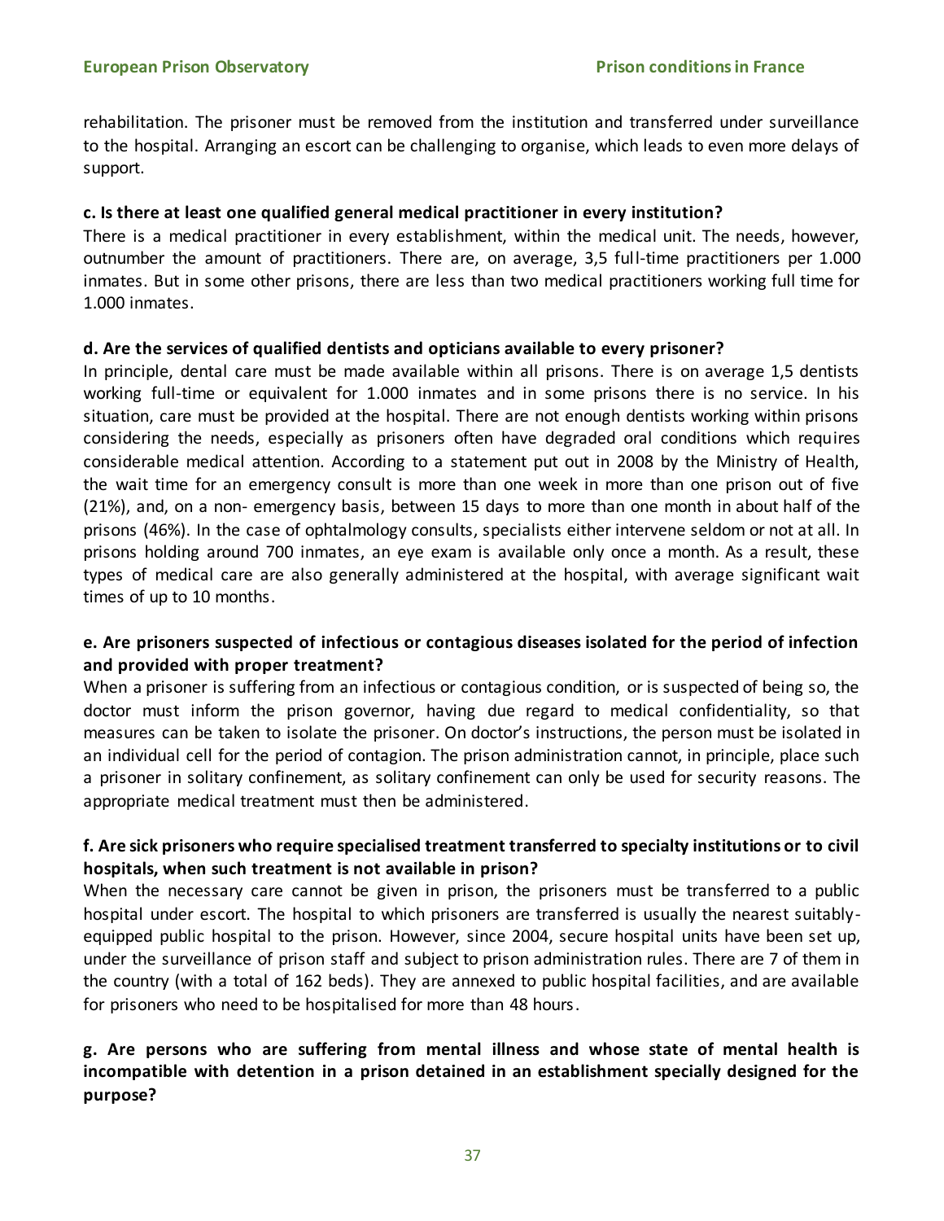rehabilitation. The prisoner must be removed from the institution and transferred under surveillance to the hospital. Arranging an escort can be challenging to organise, which leads to even more delays of support.

**c. Is there at least one qualified general medical practitioner in every institution?**

There is a medical practitioner in every establishment, within the medical unit. The needs, however, outnumber the amount of practitioners. There are, on average, 3,5 full-time practitioners per 1.000 inmates. But in some other prisons, there are less than two medical practitioners working full time for 1.000 inmates.

**d. Are the services of qualified dentists and opticians available to every prisoner?**

In principle, dental care must be made available within all prisons. There is on average 1,5 dentists working full-time or equivalent for 1.000 inmates and in some prisons there is no service. In his situation, care must be provided at the hospital. There are not enough dentists working within prisons considering the needs, especially as prisoners often have degraded oral conditions which requires considerable medical attention. According to a statement put out in 2008 by the Ministry of Health, the wait time for an emergency consult is more than one week in more than one prison out of five (21%), and, on a non- emergency basis, between 15 days to more than one month in about half of the prisons (46%). In the case of ophtalmology consults, specialists either intervene seldom or not at all. In prisons holding around 700 inmates, an eye exam is available only once a month. As a result, these types of medical care are also generally administered at the hospital, with average significant wait times of up to 10 months.

**e. Are prisoners suspected of infectious or contagious diseases isolated for the period of infection and provided with proper treatment?**

When a prisoner is suffering from an infectious or contagious condition, or is suspected of being so, the doctor must inform the prison governor, having due regard to medical confidentiality, so that measures can be taken to isolate the prisoner. On doctor's instructions, the person must be isolated in an individual cell for the period of contagion. The prison administration cannot, in principle, place such a prisoner in solitary confinement, as solitary confinement can only be used for security reasons. The appropriate medical treatment must then be administered.

**f. Are sick prisoners who require specialised treatment transferred to specialty institutions or to civil hospitals, when such treatment is not available in prison?**

When the necessary care cannot be given in prison, the prisoners must be transferred to a public hospital under escort. The hospital to which prisoners are transferred is usually the nearest suitably-equipped public hospital to the prison. However, since 2004, secure hospital units have been set up, under the surveillance of prison staff and subject to prison administration rules. There are 7 of them in the country (with a total of 162 beds). They are annexed to public hospital facilities, and are available for prisoners who need to be hospitalised for more than 48 hours.

**g. Are persons who are suffering from mental illness and whose state of mental health is incompatible with detention in a prison detained in an establishment specially designed for the purpose?**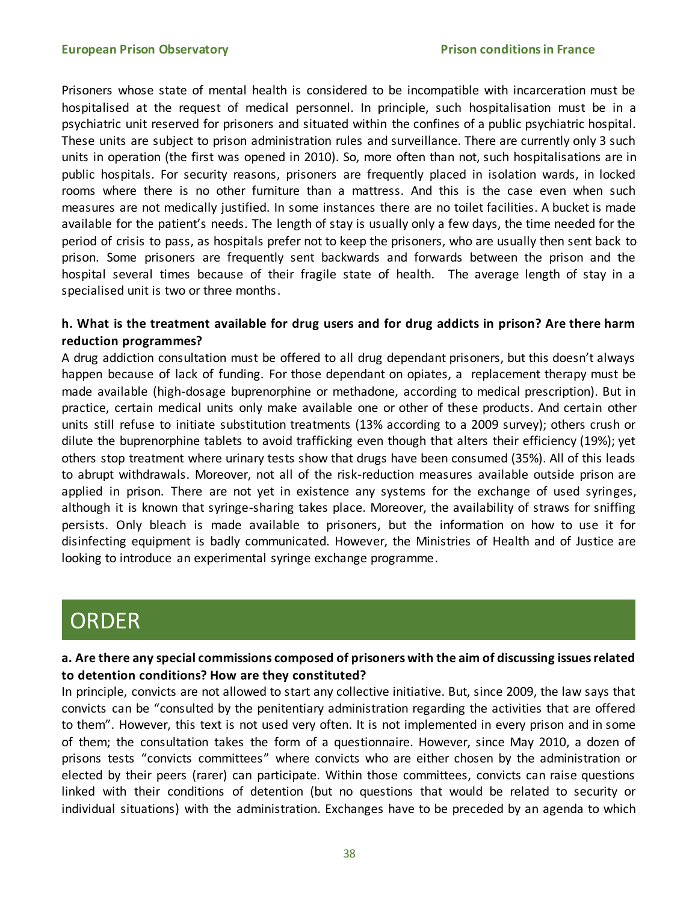Prisoners whose state of mental health is considered to be incompatible with incarceration must be hospitalised at the request of medical personnel. In principle, such hospitalisation must be in a psychiatric unit reserved for prisoners and situated within the confines of a public psychiatric hospital. These units are subject to prison administration rules and surveillance. There are currently only 3 such units in operation (the first was opened in 2010). So, more often than not, such hospitalisations are in public hospitals. For security reasons, prisoners are frequently placed in isolation wards, in locked rooms where there is no other furniture than a mattress. And this is the case even when such measures are not medically justified. In some instances there are no toilet facilities. A bucket is made available for the patient's needs. The length of stay is usually only a few days, the time needed for the period of crisis to pass, as hospitals prefer not to keep the prisoners, who are usually then sent back to prison. Some prisoners are frequently sent backwards and forwards between the prison and the hospital several times because of their fragile state of health. The average length of stay in a specialised unit is two or three months.

**h. What is the treatment available for drug users and for drug addicts in prison? Are there harm reduction programmes?**

A drug addiction consultation must be offered to all drug dependant prisoners, but this doesn't always happen because of lack of funding. For those dependant on opiates, a replacement therapy must be made available (high-dosage buprenorphine or methadone, according to medical prescription). But in practice, certain medical units only make available one or other of these products. And certain other units still refuse to initiate substitution treatments (13% according to a 2009 survey); others crush or dilute the buprenorphine tablets to avoid trafficking even though that alters their efficiency (19%); yet others stop treatment where urinary tests show that drugs have been consumed (35%). All of this leads to abrupt withdrawals. Moreover, not all of the risk-reduction measures available outside prison are applied in prison. There are not yet in existence any systems for the exchange of used syringes, although it is known that syringe-sharing takes place. Moreover, the availability of straws for sniffing persists. Only bleach is made available to prisoners, but the information on how to use it for disinfecting equipment is badly communicated. However, the Ministries of Health and of Justice are looking to introduce an experimental syringe exchange programme.

# ORDER

**a. Are there any special commissions composed of prisoners with the aim of discussing issues related to detention conditions? How are they constituted?**

In principle, convicts are not allowed to start any collective initiative. But, since 2009, the law says that convicts can be "consulted by the penitentiary administration regarding the activities that are offered to them". However, this text is not used very often. It is not implemented in every prison and in some of them; the consultation takes the form of a questionnaire. However, since May 2010, a dozen of prisons tests "convicts committees" where convicts who are either chosen by the administration or elected by their peers (rarer) can participate. Within those committees, convicts can raise questions linked with their conditions of detention (but no questions that would be related to security or individual situations) with the administration. Exchanges have to be preceded by an agenda to which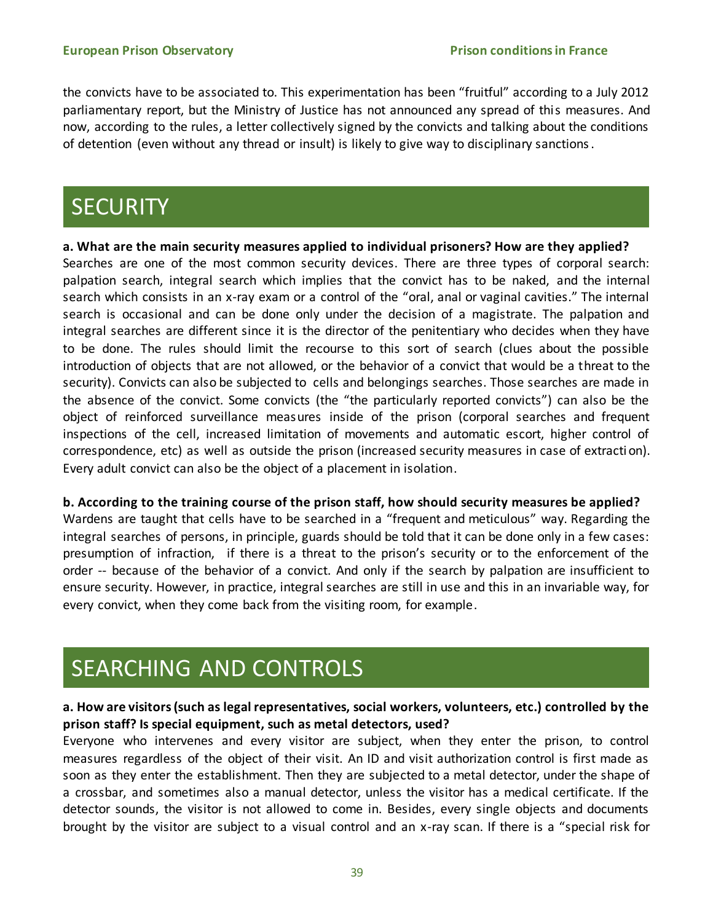the convicts have to be associated to. This experimentation has been "fruitful" according to a July 2012 parliamentary report, but the Ministry of Justice has not announced any spread of this measures. And now, according to the rules, a letter collectively signed by the convicts and talking about the conditions of detention (even without any thread or insult) is likely to give way to disciplinary sanctions.

# SECURITY

**a. What are the main security measures applied to individual prisoners? How are they applied?**

Searches are one of the most common security devices. There are three types of corporal search: palpation search, integral search which implies that the convict has to be naked, and the internal search which consists in an x-ray exam or a control of the "oral, anal or vaginal cavities." The internal search is occasional and can be done only under the decision of a magistrate. The palpation and integral searches are different since it is the director of the penitentiary who decides when they have to be done. The rules should limit the recourse to this sort of search (clues about the possible introduction of objects that are not allowed, or the behavior of a convict that would be a threat to the security). Convicts can also be subjected to cells and belongings searches. Those searches are made in the absence of the convict. Some convicts (the "the particularly reported convicts") can also be the object of reinforced surveillance measures inside of the prison (corporal searches and frequent inspections of the cell, increased limitation of movements and automatic escort, higher control of correspondence, etc) as well as outside the prison (increased security measures in case of extraction). Every adult convict can also be the object of a placement in isolation.

**b. According to the training course of the prison staff, how should security measures be applied?**

Wardens are taught that cells have to be searched in a "frequent and meticulous" way. Regarding the integral searches of persons, in principle, guards should be told that it can be done only in a few cases: presumption of infraction, if there is a threat to the prison's security or to the enforcement of the order -- because of the behavior of a convict. And only if the search by palpation are insufficient to ensure security. However, in practice, integral searches are still in use and this in an invariable way, for every convict, when they come back from the visiting room, for example.

# SEARCHING AND CONTROLS

**a. How are visitors (such as legal representatives, social workers, volunteers, etc.) controlled by the prison staff? Is special equipment, such as metal detectors, used?**

Everyone who intervenes and every visitor are subject, when they enter the prison, to control measures regardless of the object of their visit. An ID and visit authorization control is first made as soon as they enter the establishment. Then they are subjected to a metal detector, under the shape of a crossbar, and sometimes also a manual detector, unless the visitor has a medical certificate. If the detector sounds, the visitor is not allowed to come in. Besides, every single objects and documents brought by the visitor are subject to a visual control and an x-ray scan. If there is a "special risk for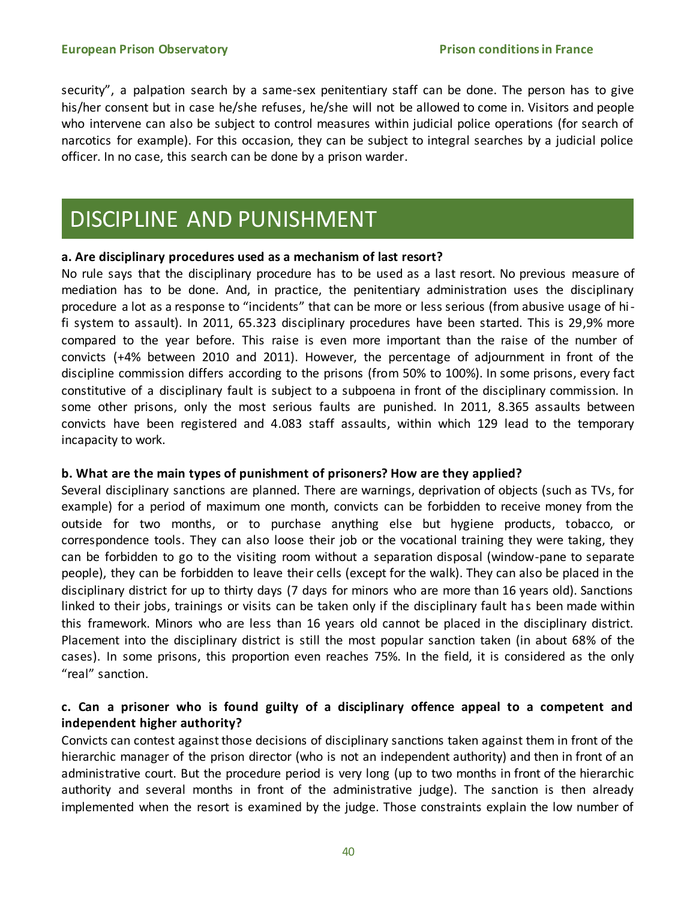security", a palpation search by a same-sex penitentiary staff can be done. The person has to give his/her consent but in case he/she refuses, he/she will not be allowed to come in. Visitors and people who intervene can also be subject to control measures within judicial police operations (for search of narcotics for example). For this occasion, they can be subject to integral searches by a judicial police officer. In no case, this search can be done by a prison warder.

# DISCIPLINE AND PUNISHMENT

**a. Are disciplinary procedures used as a mechanism of last resort?**

No rule says that the disciplinary procedure has to be used as a last resort. No previous measure of mediation has to be done. And, in practice, the penitentiary administration uses the disciplinary procedure a lot as a response to "incidents" that can be more or less serious (from abusive usage of hi-fi system to assault). In 2011, 65.323 disciplinary procedures have been started. This is 29,9% more compared to the year before. This raise is even more important than the raise of the number of convicts (+4% between 2010 and 2011). However, the percentage of adjournment in front of the discipline commission differs according to the prisons (from 50% to 100%). In some prisons, every fact constitutive of a disciplinary fault is subject to a subpoena in front of the disciplinary commission. In some other prisons, only the most serious faults are punished. In 2011, 8.365 assaults between convicts have been registered and 4.083 staff assaults, within which 129 lead to the temporary incapacity to work.

**b. What are the main types of punishment of prisoners? How are they applied?**

Several disciplinary sanctions are planned. There are warnings, deprivation of objects (such as TVs, for example) for a period of maximum one month, convicts can be forbidden to receive money from the outside for two months, or to purchase anything else but hygiene products, tobacco, or correspondence tools. They can also loose their job or the vocational training they were taking, they can be forbidden to go to the visiting room without a separation disposal (window-pane to separate people), they can be forbidden to leave their cells (except for the walk). They can also be placed in the disciplinary district for up to thirty days (7 days for minors who are more than 16 years old). Sanctions linked to their jobs, trainings or visits can be taken only if the disciplinary fault has been made within this framework. Minors who are less than 16 years old cannot be placed in the disciplinary district. Placement into the disciplinary district is still the most popular sanction taken (in about 68% of the cases). In some prisons, this proportion even reaches 75%. In the field, it is considered as the only "real" sanction.

**c. Can a prisoner who is found guilty of a disciplinary offence appeal to a competent and independent higher authority?**

Convicts can contest against those decisions of disciplinary sanctions taken against them in front of the hierarchic manager of the prison director (who is not an independent authority) and then in front of an administrative court. But the procedure period is very long (up to two months in front of the hierarchic authority and several months in front of the administrative judge). The sanction is then already implemented when the resort is examined by the judge. Those constraints explain the low number of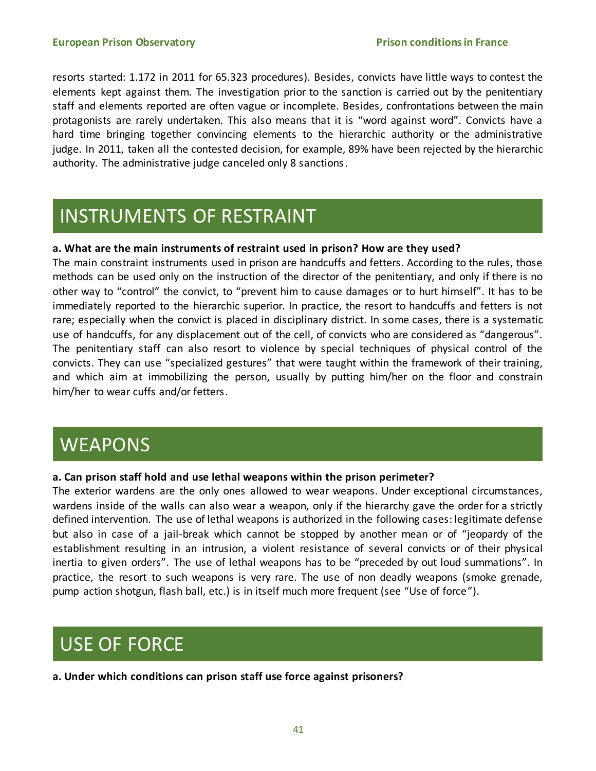resorts started: 1.172 in 2011 for 65.323 procedures). Besides, convicts have little ways to contest the elements kept against them. The investigation prior to the sanction is carried out by the penitentiary staff and elements reported are often vague or incomplete. Besides, confrontations between the main protagonists are rarely undertaken. This also means that it is "word against word". Convicts have a hard time bringing together convincing elements to the hierarchic authority or the administrative judge. In 2011, taken all the contested decision, for example, 89% have been rejected by the hierarchic authority. The administrative judge canceled only 8 sanctions.

# INSTRUMENTS OF RESTRAINT

**a. What are the main instruments of restraint used in prison? How are they used?**

The main constraint instruments used in prison are handcuffs and fetters. According to the rules, those methods can be used only on the instruction of the director of the penitentiary, and only if there is no other way to "control" the convict, to "prevent him to cause damages or to hurt himself". It has to be immediately reported to the hierarchic superior. In practice, the resort to handcuffs and fetters is not rare; especially when the convict is placed in disciplinary district. In some cases, there is a systematic use of handcuffs, for any displacement out of the cell, of convicts who are considered as "dangerous". The penitentiary staff can also resort to violence by special techniques of physical control of the convicts. They can use "specialized gestures" that were taught within the framework of their training, and which aim at immobilizing the person, usually by putting him/her on the floor and constrain him/her to wear cuffs and/or fetters.

# WEAPONS

**a. Can prison staff hold and use lethal weapons within the prison perimeter?**

The exterior wardens are the only ones allowed to wear weapons. Under exceptional circumstances, wardens inside of the walls can also wear a weapon, only if the hierarchy gave the order for a strictly defined intervention. The use of lethal weapons is authorized in the following cases: legitimate defense but also in case of a jail-break which cannot be stopped by another mean or of "jeopardy of the establishment resulting in an intrusion, a violent resistance of several convicts or of their physical inertia to given orders". The use of lethal weapons has to be "preceded by out loud summations". In practice, the resort to such weapons is very rare. The use of non deadly weapons (smoke grenade, pump action shotgun, flash ball, etc.) is in itself much more frequent (see "Use of force").

# USE OF FORCE

**a. Under which conditions can prison staff use force against prisoners?**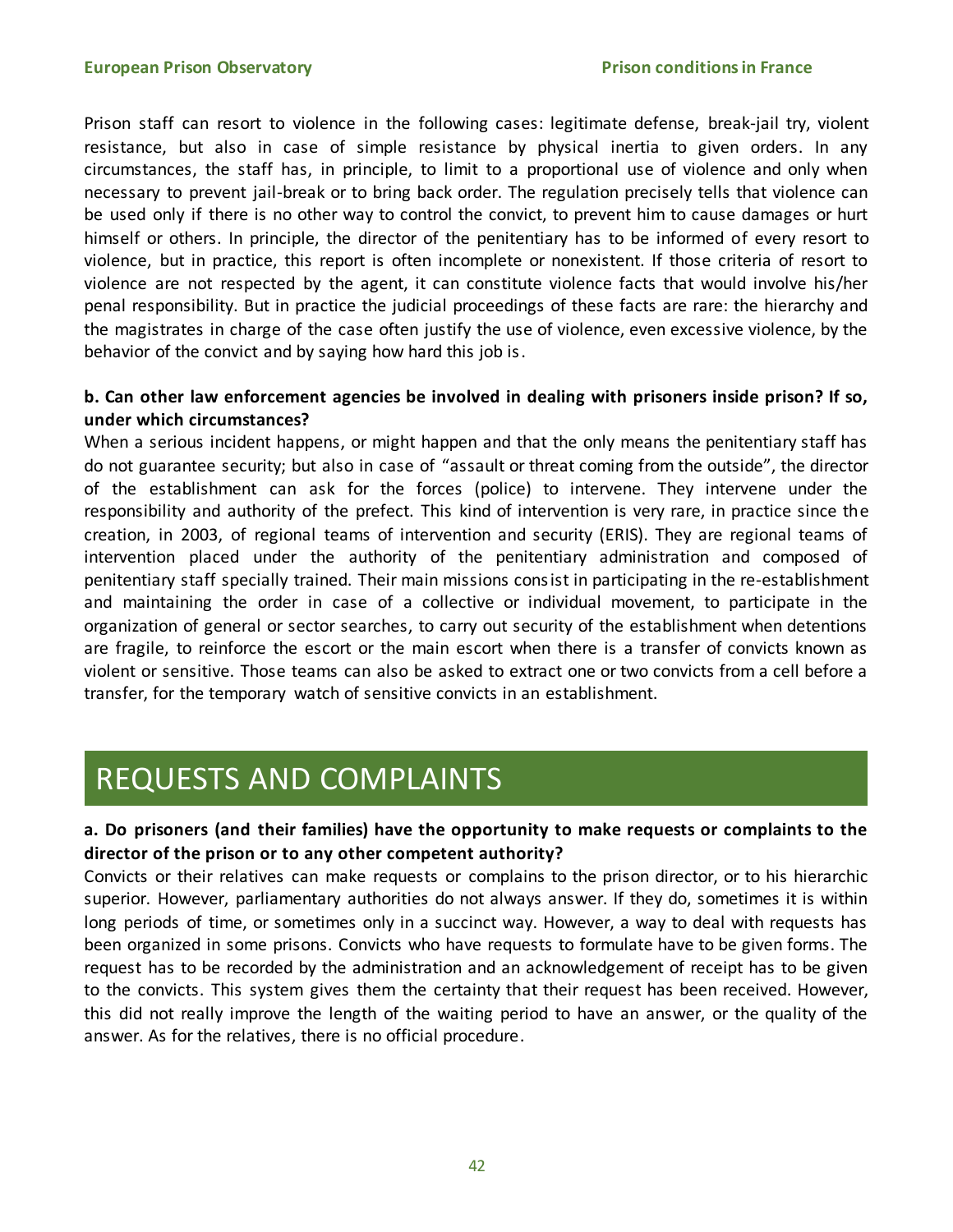Prison staff can resort to violence in the following cases: legitimate defense, break-jail try, violent resistance, but also in case of simple resistance by physical inertia to given orders. In any circumstances, the staff has, in principle, to limit to a proportional use of violence and only when necessary to prevent jail-break or to bring back order. The regulation precisely tells that violence can be used only if there is no other way to control the convict, to prevent him to cause damages or hurt himself or others. In principle, the director of the penitentiary has to be informed of every resort to violence, but in practice, this report is often incomplete or nonexistent. If those criteria of resort to violence are not respected by the agent, it can constitute violence facts that would involve his/her penal responsibility. But in practice the judicial proceedings of these facts are rare: the hierarchy and the magistrates in charge of the case often justify the use of violence, even excessive violence, by the behavior of the convict and by saying how hard this job is.

**b. Can other law enforcement agencies be involved in dealing with prisoners inside prison? If so, under which circumstances?**

When a serious incident happens, or might happen and that the only means the penitentiary staff has do not guarantee security; but also in case of "assault or threat coming from the outside", the director of the establishment can ask for the forces (police) to intervene. They intervene under the responsibility and authority of the prefect. This kind of intervention is very rare, in practice since the creation, in 2003, of regional teams of intervention and security (ERIS). They are regional teams of intervention placed under the authority of the penitentiary administration and composed of penitentiary staff specially trained. Their main missions consist in participating in the re-establishment and maintaining the order in case of a collective or individual movement, to participate in the organization of general or sector searches, to carry out security of the establishment when detentions are fragile, to reinforce the escort or the main escort when there is a transfer of convicts known as violent or sensitive. Those teams can also be asked to extract one or two convicts from a cell before a transfer, for the temporary watch of sensitive convicts in an establishment.

# REQUESTS AND COMPLAINTS

**a. Do prisoners (and their families) have the opportunity to make requests or complaints to the director of the prison or to any other competent authority?**

Convicts or their relatives can make requests or complains to the prison director, or to his hierarchic superior. However, parliamentary authorities do not always answer. If they do, sometimes it is within long periods of time, or sometimes only in a succinct way. However, a way to deal with requests has been organized in some prisons. Convicts who have requests to formulate have to be given forms. The request has to be recorded by the administration and an acknowledgement of receipt has to be given to the convicts. This system gives them the certainty that their request has been received. However, this did not really improve the length of the waiting period to have an answer, or the quality of the answer. As for the relatives, there is no official procedure.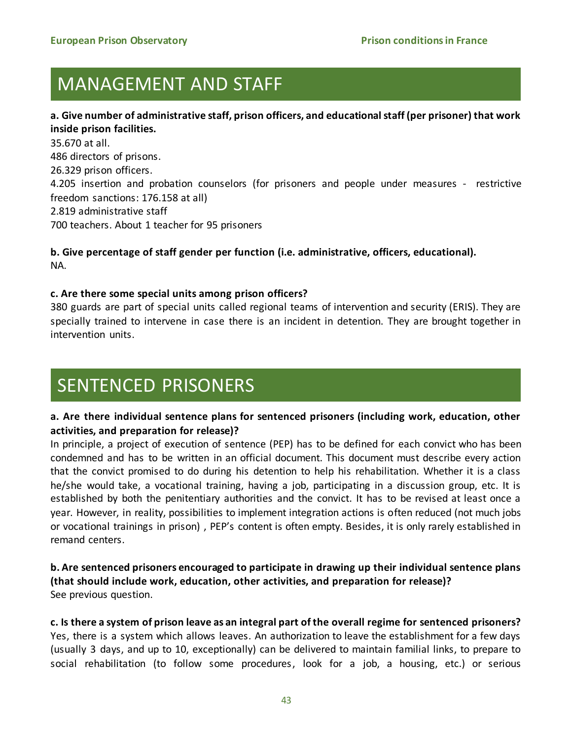# MANAGEMENT AND STAFF

**a. Give number of administrative staff, prison officers, and educational staff (per prisoner) that work inside prison facilities.**

35.670 at all.
486 directors of prisons.
26.329 prison officers.
4.205 insertion and probation counselors (for prisoners and people under measures - restrictive freedom sanctions: 176.158 at all)
2.819 administrative staff
700 teachers. About 1 teacher for 95 prisoners

**b. Give percentage of staff gender per function (i.e. administrative, officers, educational).**

NA.

**c. Are there some special units among prison officers?**

380 guards are part of special units called regional teams of intervention and security (ERIS). They are specially trained to intervene in case there is an incident in detention. They are brought together in intervention units.

# SENTENCED PRISONERS

**a. Are there individual sentence plans for sentenced prisoners (including work, education, other activities, and preparation for release)?**

In principle, a project of execution of sentence (PEP) has to be defined for each convict who has been condemned and has to be written in an official document. This document must describe every action that the convict promised to do during his detention to help his rehabilitation. Whether it is a class he/she would take, a vocational training, having a job, participating in a discussion group, etc. It is established by both the penitentiary authorities and the convict. It has to be revised at least once a year. However, in reality, possibilities to implement integration actions is often reduced (not much jobs or vocational trainings in prison) , PEP's content is often empty. Besides, it is only rarely established in remand centers.

**b. Are sentenced prisoners encouraged to participate in drawing up their individual sentence plans (that should include work, education, other activities, and preparation for release)?**

See previous question.

**c. Is there a system of prison leave as an integral part of the overall regime for sentenced prisoners?**

Yes, there is a system which allows leaves. An authorization to leave the establishment for a few days (usually 3 days, and up to 10, exceptionally) can be delivered to maintain familial links, to prepare to social rehabilitation (to follow some procedures, look for a job, a housing, etc.) or serious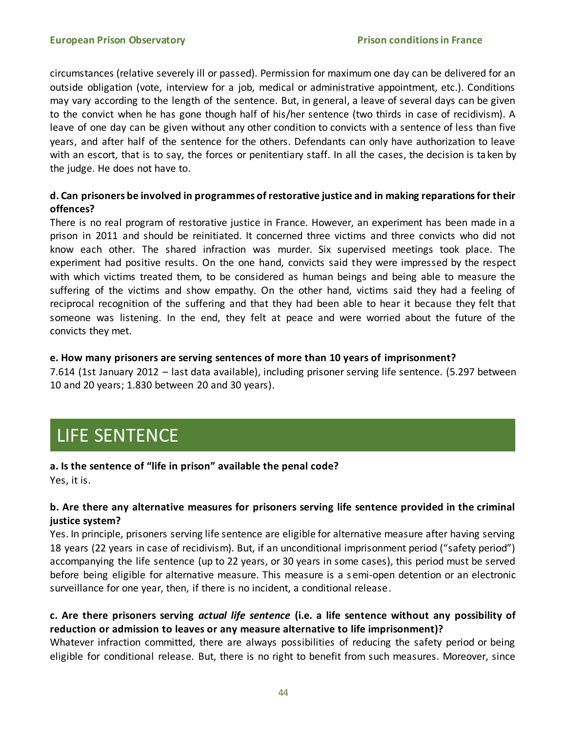circumstances (relative severely ill or passed). Permission for maximum one day can be delivered for an outside obligation (vote, interview for a job, medical or administrative appointment, etc.). Conditions may vary according to the length of the sentence. But, in general, a leave of several days can be given to the convict when he has gone though half of his/her sentence (two thirds in case of recidivism). A leave of one day can be given without any other condition to convicts with a sentence of less than five years, and after half of the sentence for the others. Defendants can only have authorization to leave with an escort, that is to say, the forces or penitentiary staff. In all the cases, the decision is taken by the judge. He does not have to.

**d. Can prisoners be involved in programmes of restorative justice and in making reparations for their offences?**

There is no real program of restorative justice in France. However, an experiment has been made in a prison in 2011 and should be reinitiated. It concerned three victims and three convicts who did not know each other. The shared infraction was murder. Six supervised meetings took place. The experiment had positive results. On the one hand, convicts said they were impressed by the respect with which victims treated them, to be considered as human beings and being able to measure the suffering of the victims and show empathy. On the other hand, victims said they had a feeling of reciprocal recognition of the suffering and that they had been able to hear it because they felt that someone was listening. In the end, they felt at peace and were worried about the future of the convicts they met.

**e. How many prisoners are serving sentences of more than 10 years of imprisonment?**

7.614 (1st January 2012 – last data available), including prisoner serving life sentence. (5.297 between 10 and 20 years; 1.830 between 20 and 30 years).

# LIFE SENTENCE

**a. Is the sentence of "life in prison" available the penal code?**

Yes, it is.

**b. Are there any alternative measures for prisoners serving life sentence provided in the criminal justice system?**

Yes. In principle, prisoners serving life sentence are eligible for alternative measure after having serving 18 years (22 years in case of recidivism). But, if an unconditional imprisonment period ("safety period") accompanying the life sentence (up to 22 years, or 30 years in some cases), this period must be served before being eligible for alternative measure. This measure is a semi-open detention or an electronic surveillance for one year, then, if there is no incident, a conditional release.

**c. Are there prisoners serving *actual life sentence* (i.e. a life sentence without any possibility of reduction or admission to leaves or any measure alternative to life imprisonment)?**

Whatever infraction committed, there are always possibilities of reducing the safety period or being eligible for conditional release. But, there is no right to benefit from such measures. Moreover, since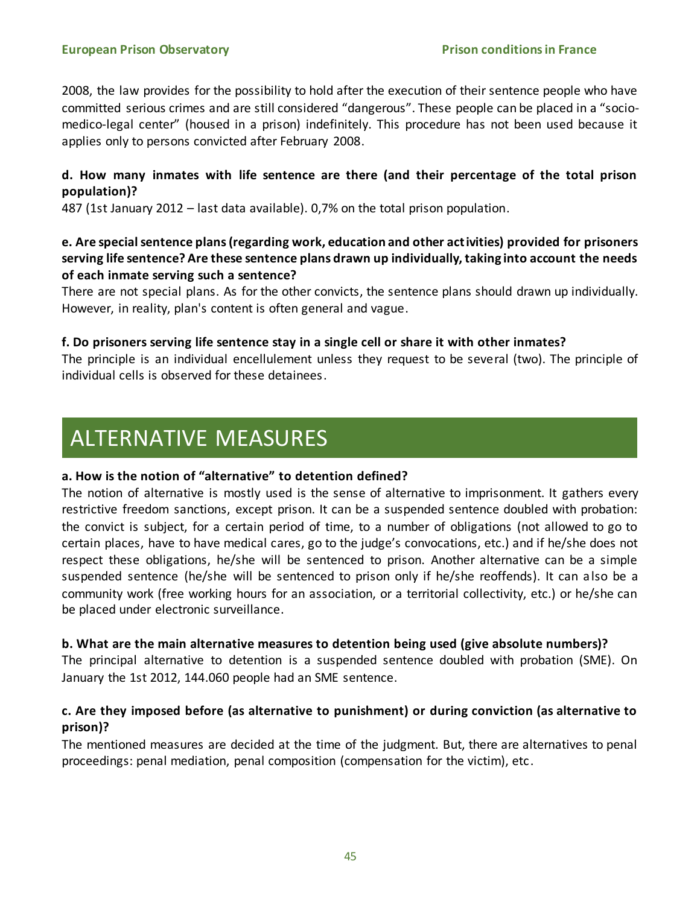2008, the law provides for the possibility to hold after the execution of their sentence people who have committed serious crimes and are still considered "dangerous". These people can be placed in a "socio-medico-legal center" (housed in a prison) indefinitely. This procedure has not been used because it applies only to persons convicted after February 2008.

**d. How many inmates with life sentence are there (and their percentage of the total prison population)?**

487 (1st January 2012 – last data available). 0,7% on the total prison population.

**e. Are special sentence plans (regarding work, education and other activities) provided for prisoners serving life sentence? Are these sentence plans drawn up individually, taking into account the needs of each inmate serving such a sentence?**

There are not special plans. As for the other convicts, the sentence plans should drawn up individually. However, in reality, plan's content is often general and vague.

**f. Do prisoners serving life sentence stay in a single cell or share it with other inmates?**

The principle is an individual encellulement unless they request to be several (two). The principle of individual cells is observed for these detainees.

# ALTERNATIVE MEASURES

**a. How is the notion of "alternative" to detention defined?**

The notion of alternative is mostly used is the sense of alternative to imprisonment. It gathers every restrictive freedom sanctions, except prison. It can be a suspended sentence doubled with probation: the convict is subject, for a certain period of time, to a number of obligations (not allowed to go to certain places, have to have medical cares, go to the judge's convocations, etc.) and if he/she does not respect these obligations, he/she will be sentenced to prison. Another alternative can be a simple suspended sentence (he/she will be sentenced to prison only if he/she reoffends). It can also be a community work (free working hours for an association, or a territorial collectivity, etc.) or he/she can be placed under electronic surveillance.

**b. What are the main alternative measures to detention being used (give absolute numbers)?**

The principal alternative to detention is a suspended sentence doubled with probation (SME). On January the 1st 2012, 144.060 people had an SME sentence.

**c. Are they imposed before (as alternative to punishment) or during conviction (as alternative to prison)?**

The mentioned measures are decided at the time of the judgment. But, there are alternatives to penal proceedings: penal mediation, penal composition (compensation for the victim), etc.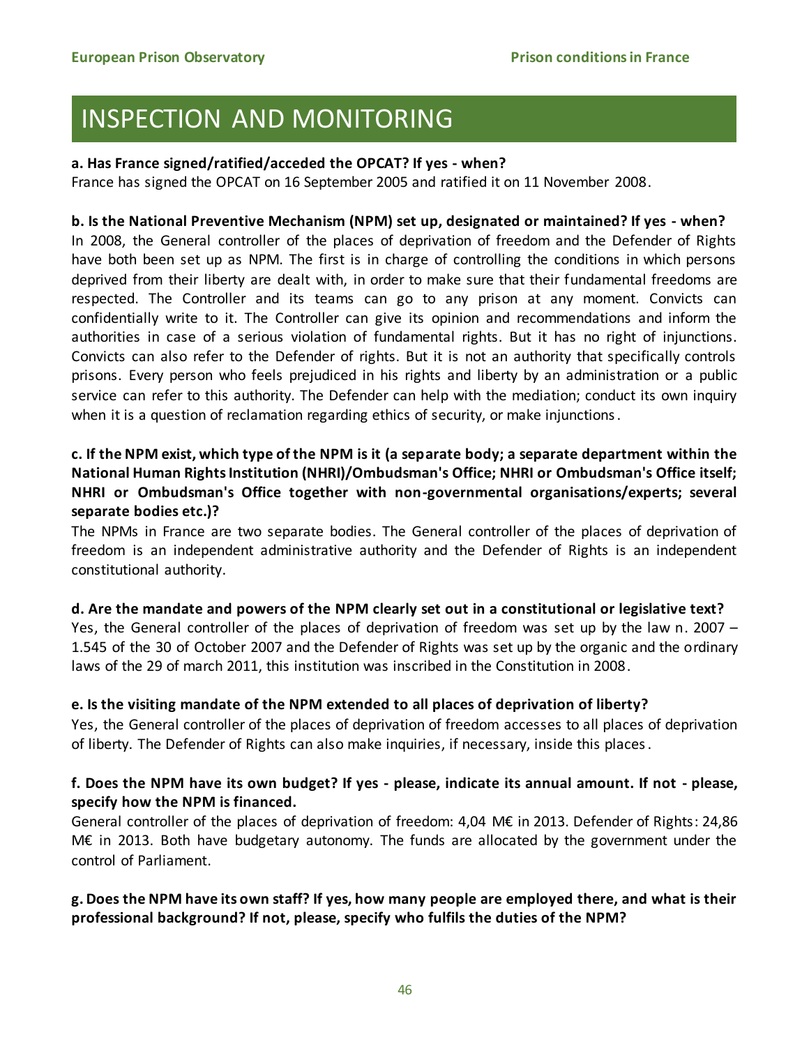# INSPECTION AND MONITORING

**a. Has France signed/ratified/acceded the OPCAT? If yes - when?**

France has signed the OPCAT on 16 September 2005 and ratified it on 11 November 2008.

**b. Is the National Preventive Mechanism (NPM) set up, designated or maintained? If yes - when?**

In 2008, the General controller of the places of deprivation of freedom and the Defender of Rights have both been set up as NPM. The first is in charge of controlling the conditions in which persons deprived from their liberty are dealt with, in order to make sure that their fundamental freedoms are respected. The Controller and its teams can go to any prison at any moment. Convicts can confidentially write to it. The Controller can give its opinion and recommendations and inform the authorities in case of a serious violation of fundamental rights. But it has no right of injunctions. Convicts can also refer to the Defender of rights. But it is not an authority that specifically controls prisons. Every person who feels prejudiced in his rights and liberty by an administration or a public service can refer to this authority. The Defender can help with the mediation; conduct its own inquiry when it is a question of reclamation regarding ethics of security, or make injunctions.

**c. If the NPM exist, which type of the NPM is it (a separate body; a separate department within the National Human Rights Institution (NHRI)/Ombudsman's Office; NHRI or Ombudsman's Office itself; NHRI or Ombudsman's Office together with non-governmental organisations/experts; several separate bodies etc.)?**

The NPMs in France are two separate bodies. The General controller of the places of deprivation of freedom is an independent administrative authority and the Defender of Rights is an independent constitutional authority.

**d. Are the mandate and powers of the NPM clearly set out in a constitutional or legislative text?**

Yes, the General controller of the places of deprivation of freedom was set up by the law n. 2007 – 1.545 of the 30 of October 2007 and the Defender of Rights was set up by the organic and the ordinary laws of the 29 of march 2011, this institution was inscribed in the Constitution in 2008.

**e. Is the visiting mandate of the NPM extended to all places of deprivation of liberty?**

Yes, the General controller of the places of deprivation of freedom accesses to all places of deprivation of liberty. The Defender of Rights can also make inquiries, if necessary, inside this places.

**f. Does the NPM have its own budget? If yes - please, indicate its annual amount. If not - please, specify how the NPM is financed.**

General controller of the places of deprivation of freedom: 4,04 M€ in 2013. Defender of Rights: 24,86 M€ in 2013. Both have budgetary autonomy. The funds are allocated by the government under the control of Parliament.

**g. Does the NPM have its own staff? If yes, how many people are employed there, and what is their professional background? If not, please, specify who fulfils the duties of the NPM?**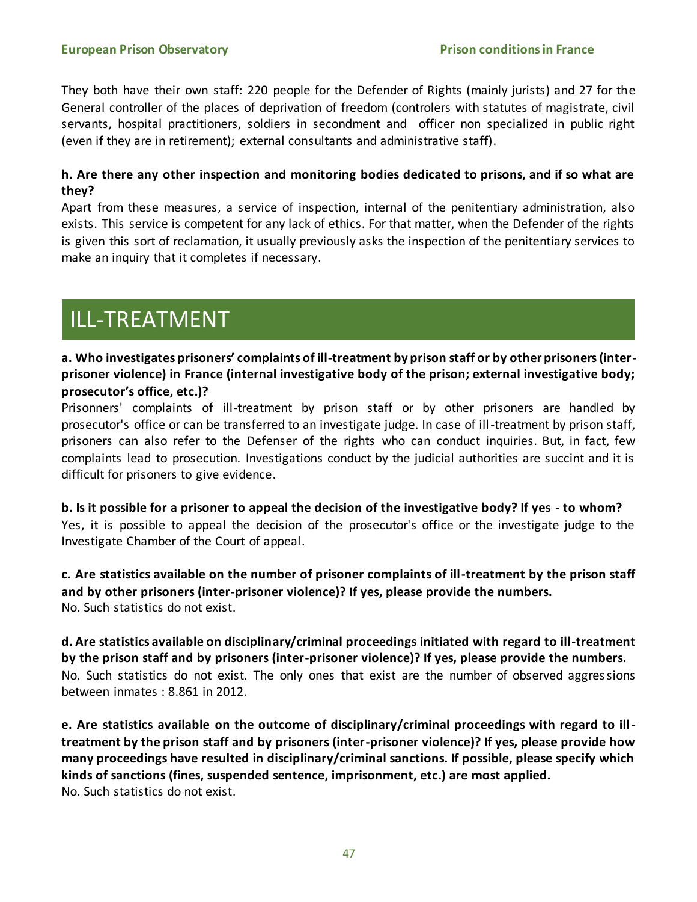They both have their own staff: 220 people for the Defender of Rights (mainly jurists) and 27 for the General controller of the places of deprivation of freedom (controlers with statutes of magistrate, civil servants, hospital practitioners, soldiers in secondment and officer non specialized in public right (even if they are in retirement); external consultants and administrative staff).

**h. Are there any other inspection and monitoring bodies dedicated to prisons, and if so what are they?**

Apart from these measures, a service of inspection, internal of the penitentiary administration, also exists. This service is competent for any lack of ethics. For that matter, when the Defender of the rights is given this sort of reclamation, it usually previously asks the inspection of the penitentiary services to make an inquiry that it completes if necessary.

# ILL-TREATMENT

**a. Who investigates prisoners' complaints of ill-treatment by prison staff or by other prisoners (inter-prisoner violence) in France (internal investigative body of the prison; external investigative body; prosecutor's office, etc.)?**

Prisonners' complaints of ill-treatment by prison staff or by other prisoners are handled by prosecutor's office or can be transferred to an investigate judge. In case of ill-treatment by prison staff, prisoners can also refer to the Defenser of the rights who can conduct inquiries. But, in fact, few complaints lead to prosecution. Investigations conduct by the judicial authorities are succint and it is difficult for prisoners to give evidence.

**b. Is it possible for a prisoner to appeal the decision of the investigative body? If yes - to whom?**

Yes, it is possible to appeal the decision of the prosecutor's office or the investigate judge to the Investigate Chamber of the Court of appeal.

**c. Are statistics available on the number of prisoner complaints of ill-treatment by the prison staff and by other prisoners (inter-prisoner violence)? If yes, please provide the numbers.**

No. Such statistics do not exist.

**d. Are statistics available on disciplinary/criminal proceedings initiated with regard to ill-treatment by the prison staff and by prisoners (inter-prisoner violence)? If yes, please provide the numbers.**

No. Such statistics do not exist. The only ones that exist are the number of observed aggressions between inmates : 8.861 in 2012.

**e. Are statistics available on the outcome of disciplinary/criminal proceedings with regard to ill-treatment by the prison staff and by prisoners (inter-prisoner violence)? If yes, please provide how many proceedings have resulted in disciplinary/criminal sanctions. If possible, please specify which kinds of sanctions (fines, suspended sentence, imprisonment, etc.) are most applied.**

No. Such statistics do not exist.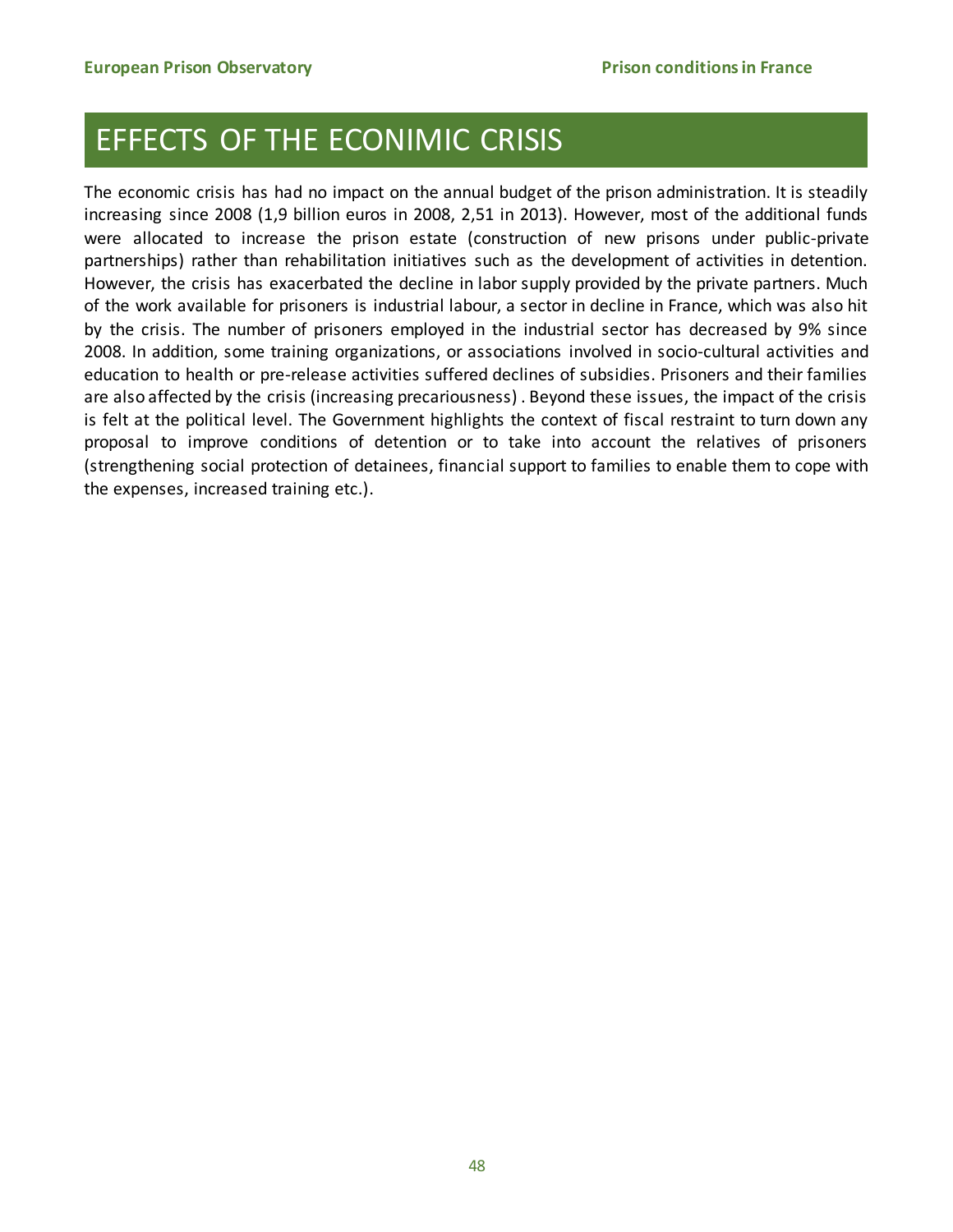# EFFECTS OF THE ECONIMIC CRISIS

The economic crisis has had no impact on the annual budget of the prison administration. It is steadily increasing since 2008 (1,9 billion euros in 2008, 2,51 in 2013). However, most of the additional funds were allocated to increase the prison estate (construction of new prisons under public-private partnerships) rather than rehabilitation initiatives such as the development of activities in detention. However, the crisis has exacerbated the decline in labor supply provided by the private partners. Much of the work available for prisoners is industrial labour, a sector in decline in France, which was also hit by the crisis. The number of prisoners employed in the industrial sector has decreased by 9% since 2008. In addition, some training organizations, or associations involved in socio-cultural activities and education to health or pre-release activities suffered declines of subsidies. Prisoners and their families are also affected by the crisis (increasing precariousness) . Beyond these issues, the impact of the crisis is felt at the political level. The Government highlights the context of fiscal restraint to turn down any proposal to improve conditions of detention or to take into account the relatives of prisoners (strengthening social protection of detainees, financial support to families to enable them to cope with the expenses, increased training etc.).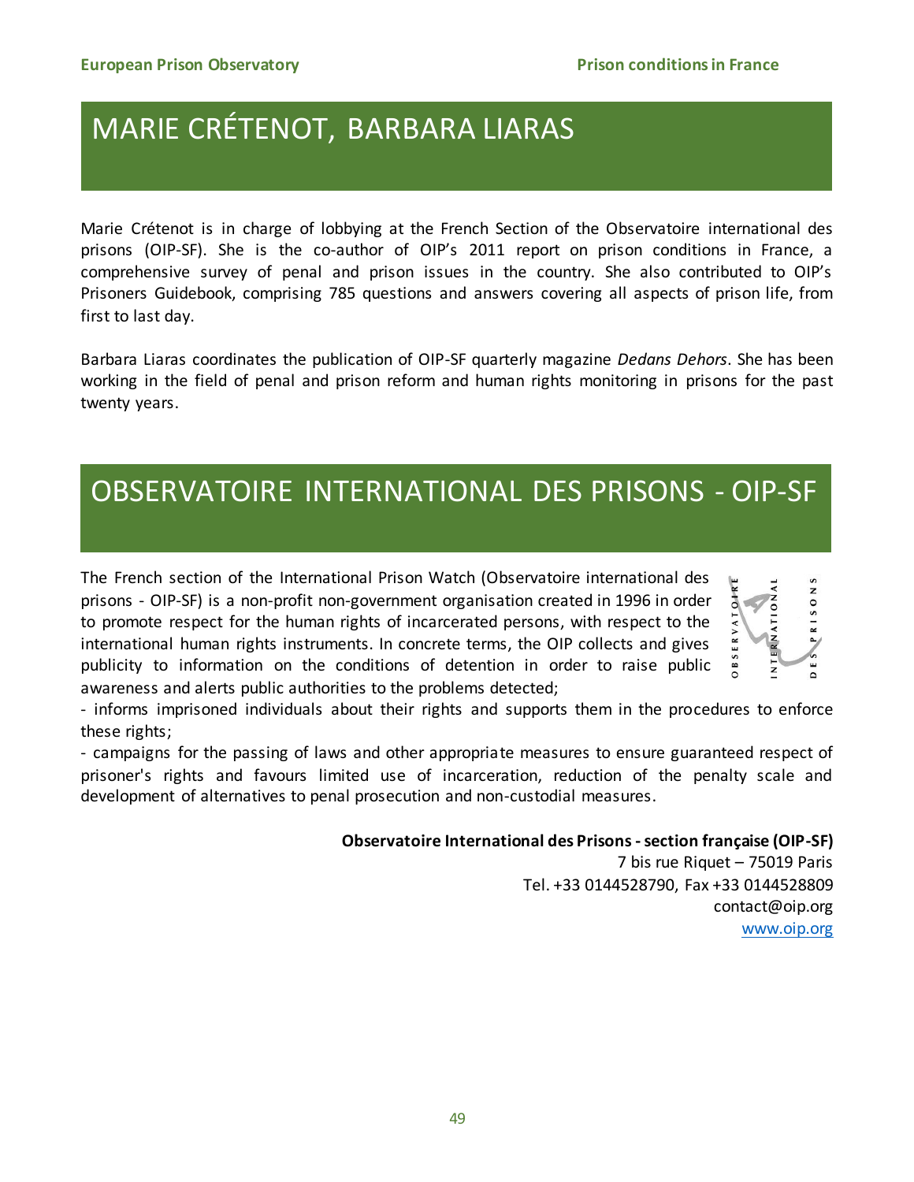# MARIE CRÉTENOT, BARBARA LIARAS

Marie Crétenot is in charge of lobbying at the French Section of the Observatoire international des prisons (OIP-SF). She is the co-author of OIP's 2011 report on prison conditions in France, a comprehensive survey of penal and prison issues in the country. She also contributed to OIP's Prisoners Guidebook, comprising 785 questions and answers covering all aspects of prison life, from first to last day.

Barbara Liaras coordinates the publication of OIP-SF quarterly magazine *Dedans Dehors*. She has been working in the field of penal and prison reform and human rights monitoring in prisons for the past twenty years.

# OBSERVATOIRE INTERNATIONAL DES PRISONS - OIP-SF

The French section of the International Prison Watch (Observatoire international des prisons - OIP-SF) is a non-profit non-government organisation created in 1996 in order to promote respect for the human rights of incarcerated persons, with respect to the international human rights instruments. In concrete terms, the OIP collects and gives publicity to information on the conditions of detention in order to raise public awareness and alerts public authorities to the problems detected;

- informs imprisoned individuals about their rights and supports them in the procedures to enforce these rights;
- campaigns for the passing of laws and other appropriate measures to ensure guaranteed respect of prisoner's rights and favours limited use of incarceration, reduction of the penalty scale and development of alternatives to penal prosecution and non-custodial measures.

**Observatoire International des Prisons - section française (OIP-SF)**
7 bis rue Riquet – 75019 Paris
Tel. +33 0144528790, Fax +33 0144528809
contact@oip.org
www.oip.org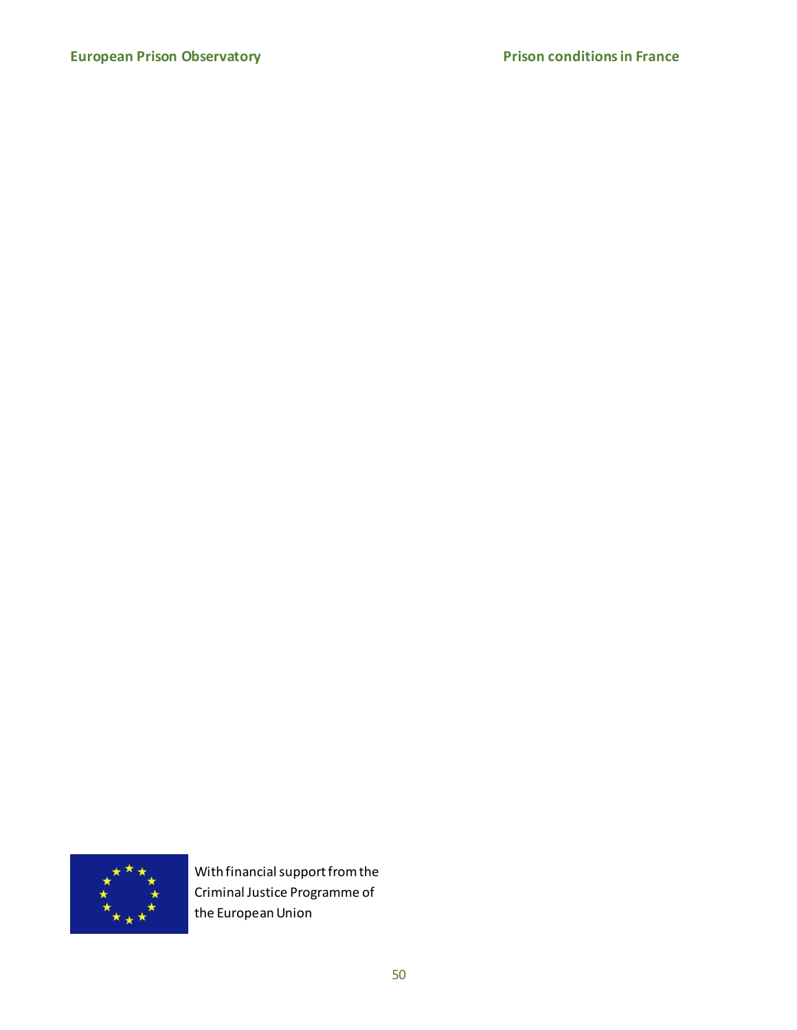With financial support from the Criminal Justice Programme of the European Union